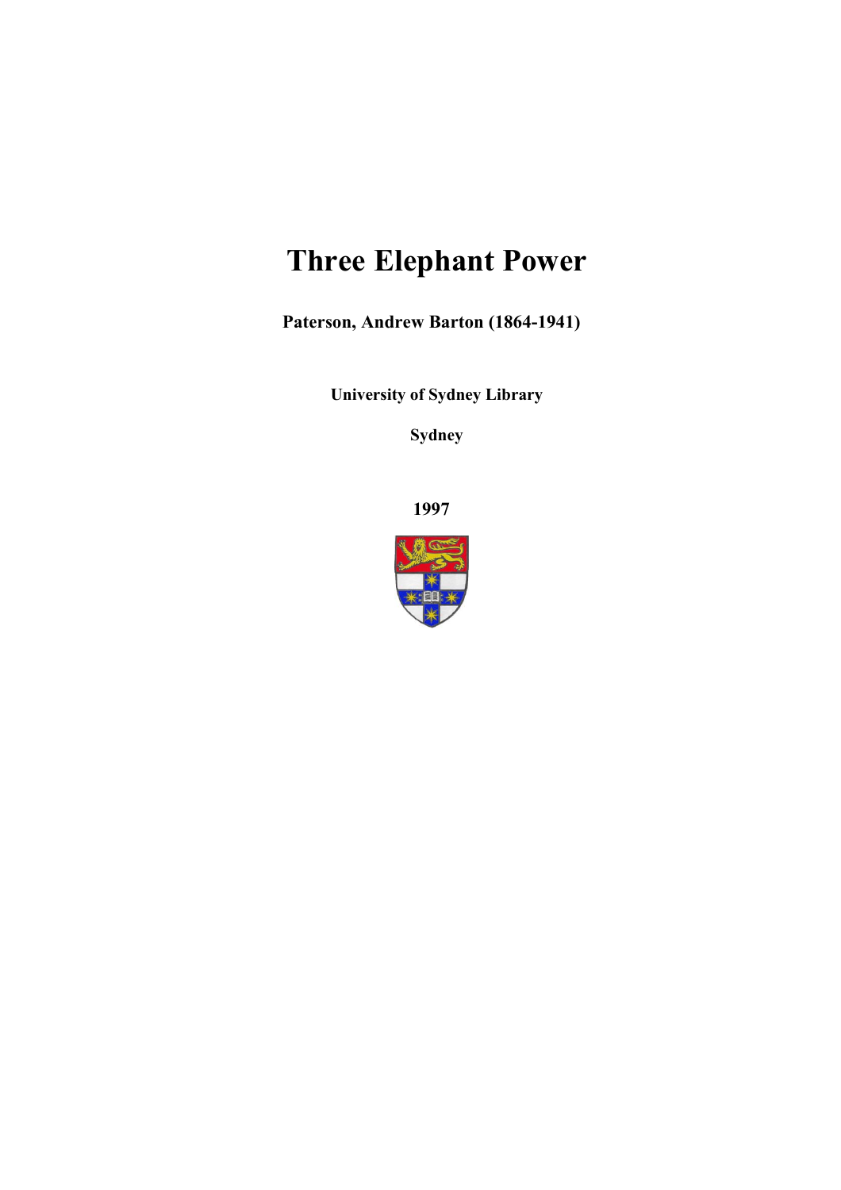# Three Elephant Power

**Paterson, Andrew Barton (1864-1941)**

**University of Sydney Library**

**Sydney**

**1997**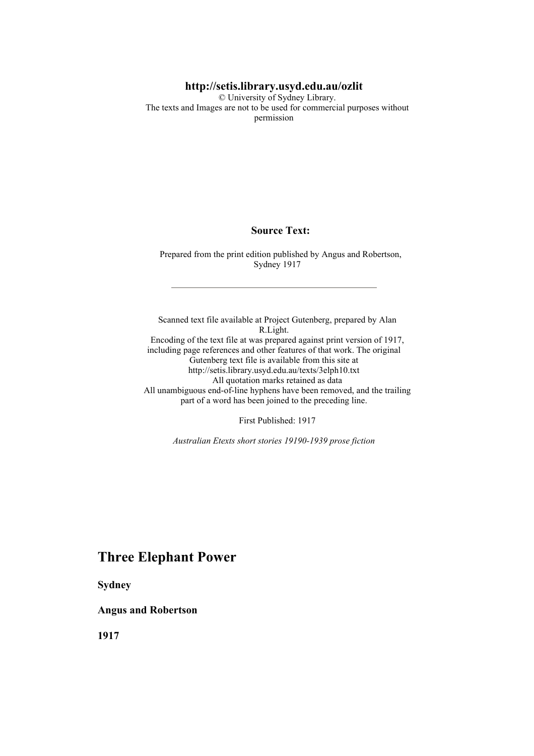**http://setis.library.usyd.edu.au/ozlit**
© University of Sydney Library.
The texts and Images are not to be used for commercial purposes without permission

**Source Text:**

Prepared from the print edition published by Angus and Robertson, Sydney 1917

---

Scanned text file available at Project Gutenberg, prepared by Alan R.Light.
Encoding of the text file at was prepared against print version of 1917, including page references and other features of that work. The original Gutenberg text file is available from this site at http://setis.library.usyd.edu.au/texts/3elph10.txt
All quotation marks retained as data
All unambiguous end-of-line hyphens have been removed, and the trailing part of a word has been joined to the preceding line.

First Published: 1917

*Australian Etexts short stories 19190-1939 prose fiction*

# Three Elephant Power

**Sydney**

**Angus and Robertson**

**1917**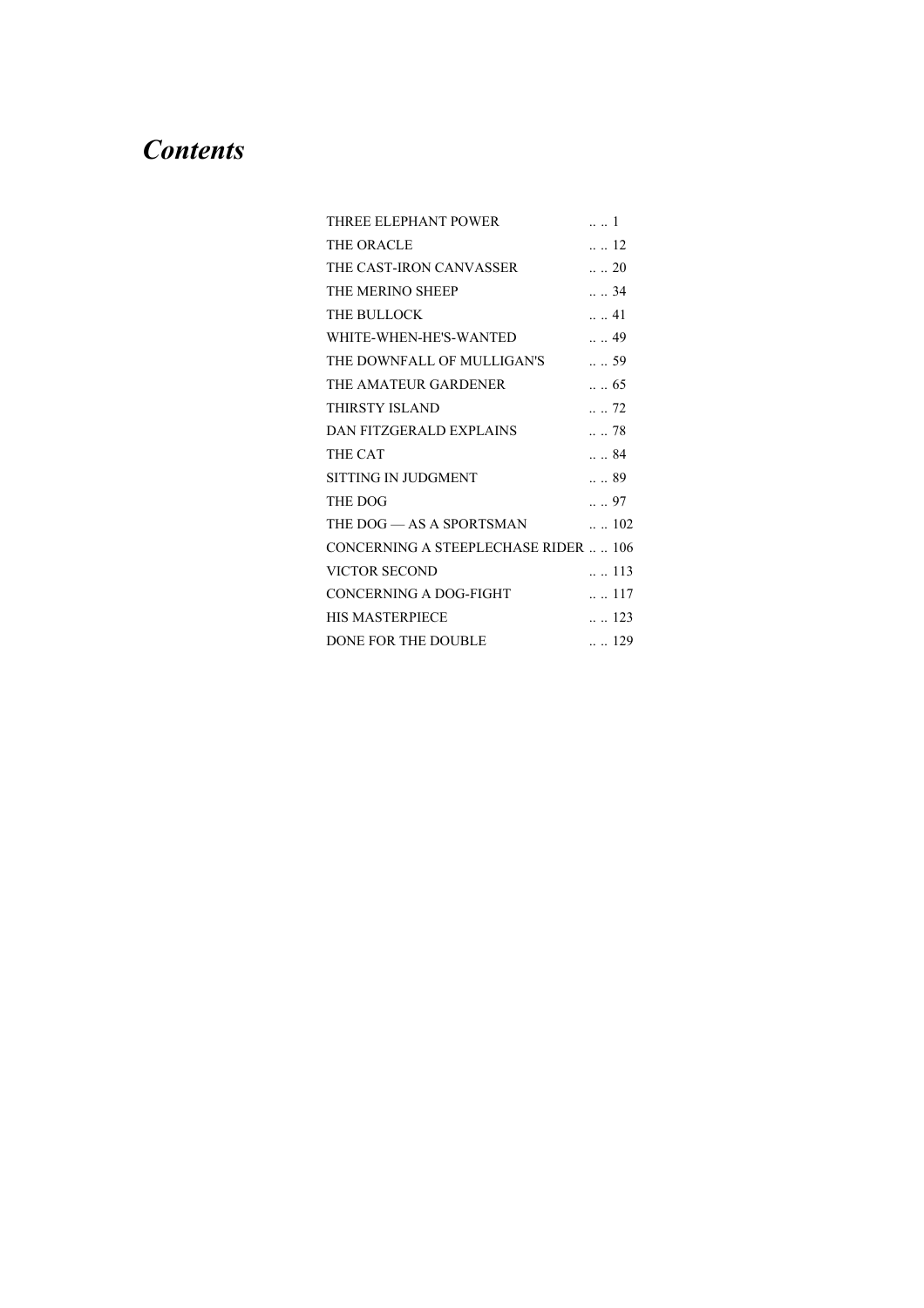# *Contents*

| | |
|---|---|
| THREE ELEPHANT POWER | .. .. 1 |
| THE ORACLE | .. .. 12 |
| THE CAST-IRON CANVASSER | .. .. 20 |
| THE MERINO SHEEP | .. .. 34 |
| THE BULLOCK | .. .. 41 |
| WHITE-WHEN-HE'S-WANTED | .. .. 49 |
| THE DOWNFALL OF MULLIGAN'S | .. .. 59 |
| THE AMATEUR GARDENER | .. .. 65 |
| THIRSTY ISLAND | .. .. 72 |
| DAN FITZGERALD EXPLAINS | .. .. 78 |
| THE CAT | .. .. 84 |
| SITTING IN JUDGMENT | .. .. 89 |
| THE DOG | .. .. 97 |
| THE DOG — AS A SPORTSMAN | .. .. 102 |
| CONCERNING A STEEPLECHASE RIDER | .. .. 106 |
| VICTOR SECOND | .. .. 113 |
| CONCERNING A DOG-FIGHT | .. .. 117 |
| HIS MASTERPIECE | .. .. 123 |
| DONE FOR THE DOUBLE | .. .. 129 |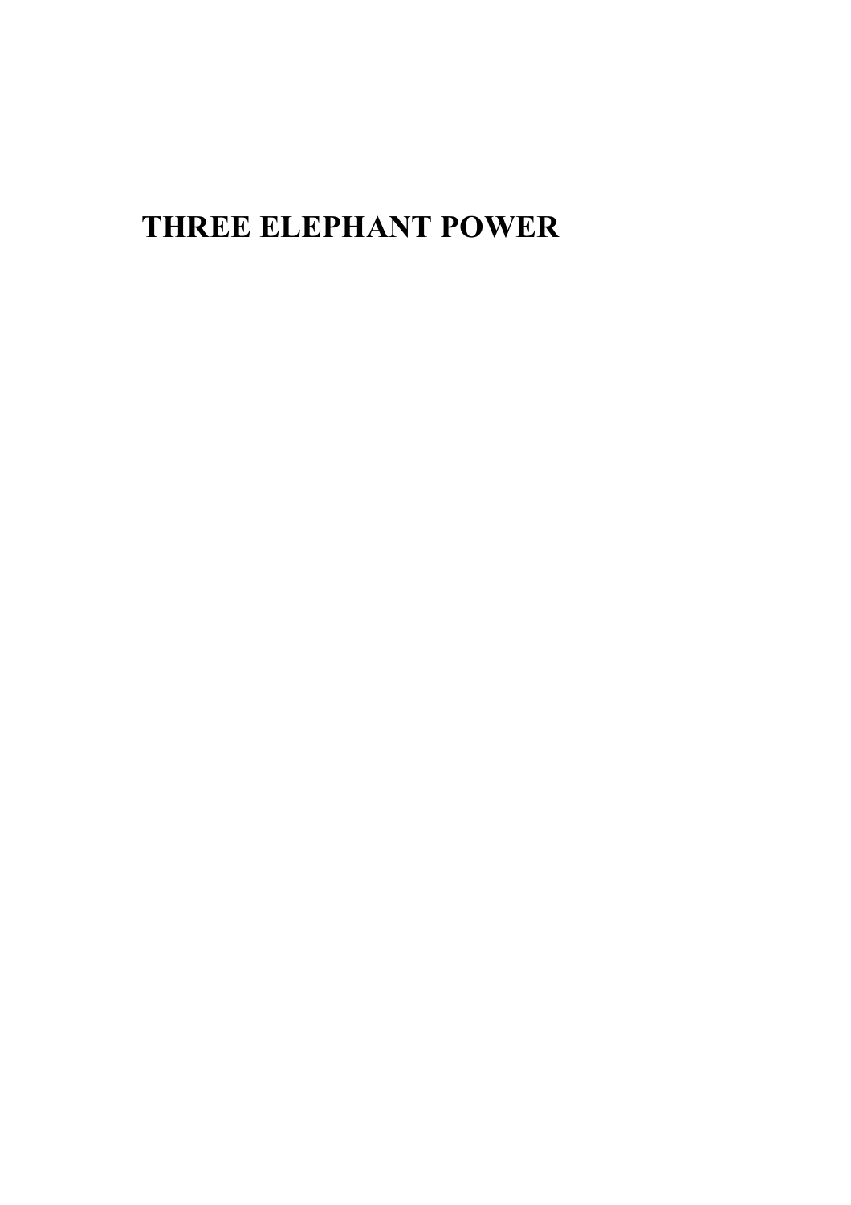# THREE ELEPHANT POWER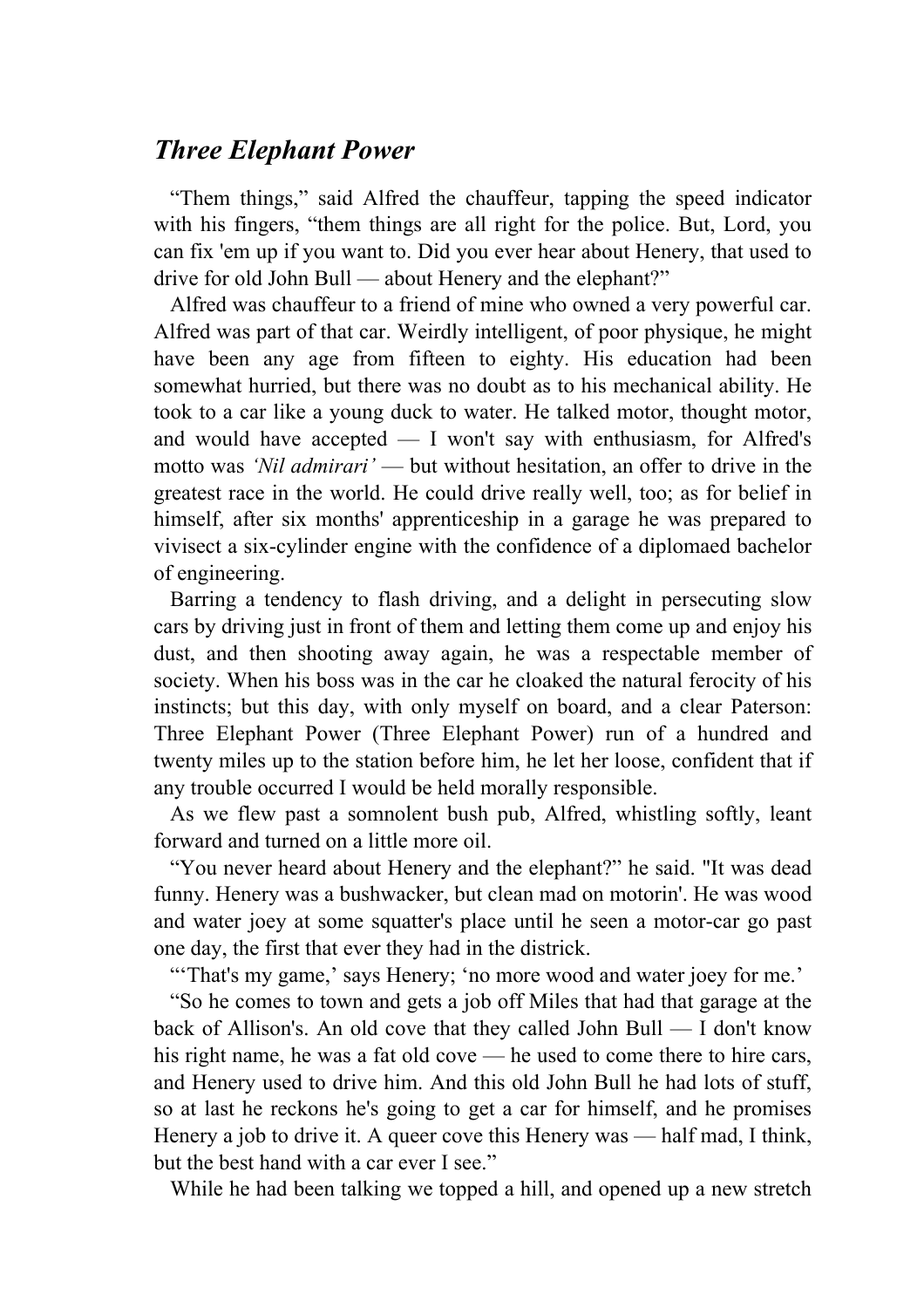## *Three Elephant Power*

"Them things," said Alfred the chauffeur, tapping the speed indicator with his fingers, "them things are all right for the police. But, Lord, you can fix 'em up if you want to. Did you ever hear about Henery, that used to drive for old John Bull — about Henery and the elephant?"

Alfred was chauffeur to a friend of mine who owned a very powerful car. Alfred was part of that car. Weirdly intelligent, of poor physique, he might have been any age from fifteen to eighty. His education had been somewhat hurried, but there was no doubt as to his mechanical ability. He took to a car like a young duck to water. He talked motor, thought motor, and would have accepted — I won't say with enthusiasm, for Alfred's motto was *'Nil admirari'* — but without hesitation, an offer to drive in the greatest race in the world. He could drive really well, too; as for belief in himself, after six months' apprenticeship in a garage he was prepared to vivisect a six-cylinder engine with the confidence of a diplomaed bachelor of engineering.

Barring a tendency to flash driving, and a delight in persecuting slow cars by driving just in front of them and letting them come up and enjoy his dust, and then shooting away again, he was a respectable member of society. When his boss was in the car he cloaked the natural ferocity of his instincts; but this day, with only myself on board, and a clear Paterson: Three Elephant Power (Three Elephant Power) run of a hundred and twenty miles up to the station before him, he let her loose, confident that if any trouble occurred I would be held morally responsible.

As we flew past a somnolent bush pub, Alfred, whistling softly, leant forward and turned on a little more oil.

"You never heard about Henery and the elephant?" he said. "It was dead funny. Henery was a bushwacker, but clean mad on motorin'. He was wood and water joey at some squatter's place until he seen a motor-car go past one day, the first that ever they had in the districk.

"'That's my game,' says Henery; 'no more wood and water joey for me.'

"So he comes to town and gets a job off Miles that had that garage at the back of Allison's. An old cove that they called John Bull — I don't know his right name, he was a fat old cove — he used to come there to hire cars, and Henery used to drive him. And this old John Bull he had lots of stuff, so at last he reckons he's going to get a car for himself, and he promises Henery a job to drive it. A queer cove this Henery was — half mad, I think, but the best hand with a car ever I see."

While he had been talking we topped a hill, and opened up a new stretch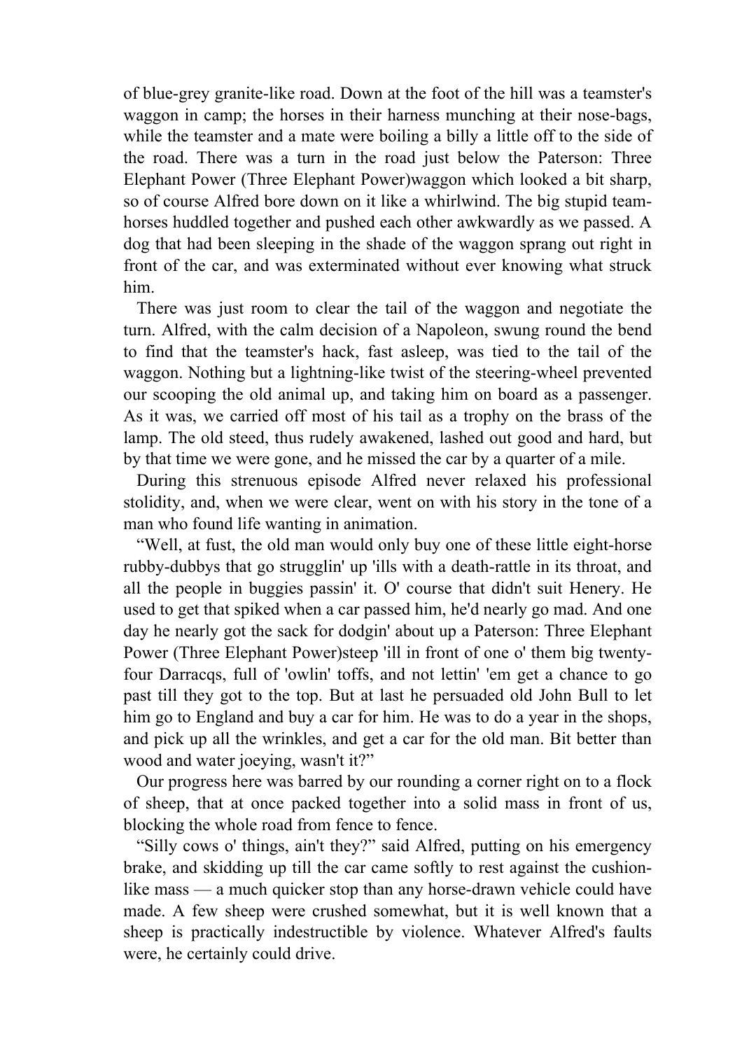of blue-grey granite-like road. Down at the foot of the hill was a teamster's waggon in camp; the horses in their harness munching at their nose-bags, while the teamster and a mate were boiling a billy a little off to the side of the road. There was a turn in the road just below the Paterson: Three Elephant Power (Three Elephant Power)waggon which looked a bit sharp, so of course Alfred bore down on it like a whirlwind. The big stupid team-horses huddled together and pushed each other awkwardly as we passed. A dog that had been sleeping in the shade of the waggon sprang out right in front of the car, and was exterminated without ever knowing what struck him.

There was just room to clear the tail of the waggon and negotiate the turn. Alfred, with the calm decision of a Napoleon, swung round the bend to find that the teamster's hack, fast asleep, was tied to the tail of the waggon. Nothing but a lightning-like twist of the steering-wheel prevented our scooping the old animal up, and taking him on board as a passenger. As it was, we carried off most of his tail as a trophy on the brass of the lamp. The old steed, thus rudely awakened, lashed out good and hard, but by that time we were gone, and he missed the car by a quarter of a mile.

During this strenuous episode Alfred never relaxed his professional stolidity, and, when we were clear, went on with his story in the tone of a man who found life wanting in animation.

"Well, at fust, the old man would only buy one of these little eight-horse rubby-dubbys that go strugglin' up 'ills with a death-rattle in its throat, and all the people in buggies passin' it. O' course that didn't suit Henery. He used to get that spiked when a car passed him, he'd nearly go mad. And one day he nearly got the sack for dodgin' about up a Paterson: Three Elephant Power (Three Elephant Power)steep 'ill in front of one o' them big twenty-four Darracqs, full of 'owlin' toffs, and not lettin' 'em get a chance to go past till they got to the top. But at last he persuaded old John Bull to let him go to England and buy a car for him. He was to do a year in the shops, and pick up all the wrinkles, and get a car for the old man. Bit better than wood and water joeying, wasn't it?"

Our progress here was barred by our rounding a corner right on to a flock of sheep, that at once packed together into a solid mass in front of us, blocking the whole road from fence to fence.

"Silly cows o' things, ain't they?" said Alfred, putting on his emergency brake, and skidding up till the car came softly to rest against the cushion-like mass — a much quicker stop than any horse-drawn vehicle could have made. A few sheep were crushed somewhat, but it is well known that a sheep is practically indestructible by violence. Whatever Alfred's faults were, he certainly could drive.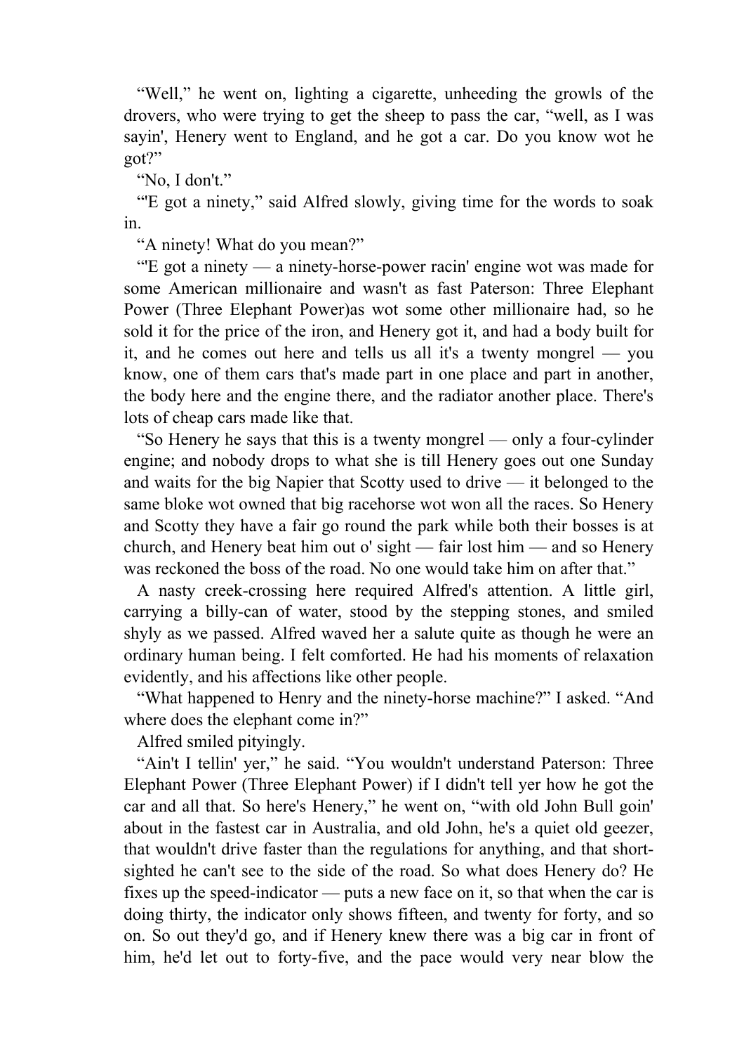“Well,” he went on, lighting a cigarette, unheeding the growls of the drovers, who were trying to get the sheep to pass the car, “well, as I was sayin', Henery went to England, and he got a car. Do you know wot he got?”

“No, I don't.”

“'E got a ninety,” said Alfred slowly, giving time for the words to soak in.

“A ninety! What do you mean?”

“'E got a ninety — a ninety-horse-power racin' engine wot was made for some American millionaire and wasn't as fast Paterson: Three Elephant Power (Three Elephant Power)as wot some other millionaire had, so he sold it for the price of the iron, and Henery got it, and had a body built for it, and he comes out here and tells us all it's a twenty mongrel — you know, one of them cars that's made part in one place and part in another, the body here and the engine there, and the radiator another place. There's lots of cheap cars made like that.

“So Henery he says that this is a twenty mongrel — only a four-cylinder engine; and nobody drops to what she is till Henery goes out one Sunday and waits for the big Napier that Scotty used to drive — it belonged to the same bloke wot owned that big racehorse wot won all the races. So Henery and Scotty they have a fair go round the park while both their bosses is at church, and Henery beat him out o' sight — fair lost him — and so Henery was reckoned the boss of the road. No one would take him on after that.”

A nasty creek-crossing here required Alfred's attention. A little girl, carrying a billy-can of water, stood by the stepping stones, and smiled shyly as we passed. Alfred waved her a salute quite as though he were an ordinary human being. I felt comforted. He had his moments of relaxation evidently, and his affections like other people.

“What happened to Henry and the ninety-horse machine?” I asked. “And where does the elephant come in?”

Alfred smiled pityingly.

“Ain't I tellin' yer,” he said. “You wouldn't understand Paterson: Three Elephant Power (Three Elephant Power) if I didn't tell yer how he got the car and all that. So here's Henery,” he went on, “with old John Bull goin' about in the fastest car in Australia, and old John, he's a quiet old geezer, that wouldn't drive faster than the regulations for anything, and that short-sighted he can't see to the side of the road. So what does Henery do? He fixes up the speed-indicator — puts a new face on it, so that when the car is doing thirty, the indicator only shows fifteen, and twenty for forty, and so on. So out they'd go, and if Henery knew there was a big car in front of him, he'd let out to forty-five, and the pace would very near blow the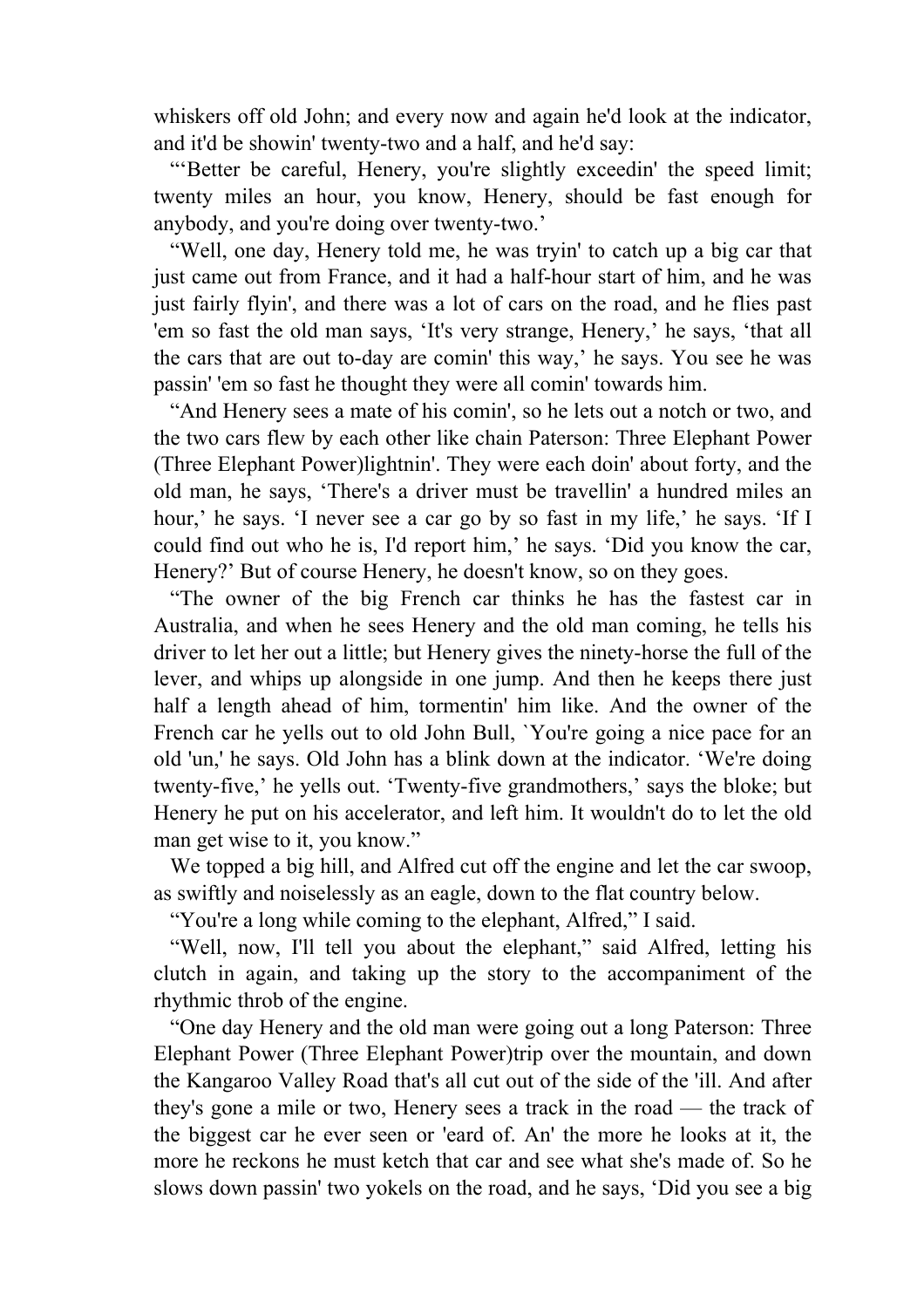whiskers off old John; and every now and again he'd look at the indicator, and it'd be showin' twenty-two and a half, and he'd say:

"'Better be careful, Henery, you're slightly exceedin' the speed limit; twenty miles an hour, you know, Henery, should be fast enough for anybody, and you're doing over twenty-two.'

"Well, one day, Henery told me, he was tryin' to catch up a big car that just came out from France, and it had a half-hour start of him, and he was just fairly flyin', and there was a lot of cars on the road, and he flies past 'em so fast the old man says, 'It's very strange, Henery,' he says, 'that all the cars that are out to-day are comin' this way,' he says. You see he was passin' 'em so fast he thought they were all comin' towards him.

"And Henery sees a mate of his comin', so he lets out a notch or two, and the two cars flew by each other like chain Paterson: Three Elephant Power (Three Elephant Power)lightnin'. They were each doin' about forty, and the old man, he says, 'There's a driver must be travellin' a hundred miles an hour,' he says. 'I never see a car go by so fast in my life,' he says. 'If I could find out who he is, I'd report him,' he says. 'Did you know the car, Henery?' But of course Henery, he doesn't know, so on they goes.

"The owner of the big French car thinks he has the fastest car in Australia, and when he sees Henery and the old man coming, he tells his driver to let her out a little; but Henery gives the ninety-horse the full of the lever, and whips up alongside in one jump. And then he keeps there just half a length ahead of him, tormentin' him like. And the owner of the French car he yells out to old John Bull, `You're going a nice pace for an old 'un,' he says. Old John has a blink down at the indicator. 'We're doing twenty-five,' he yells out. 'Twenty-five grandmothers,' says the bloke; but Henery he put on his accelerator, and left him. It wouldn't do to let the old man get wise to it, you know."

We topped a big hill, and Alfred cut off the engine and let the car swoop, as swiftly and noiselessly as an eagle, down to the flat country below.

"You're a long while coming to the elephant, Alfred," I said.

"Well, now, I'll tell you about the elephant," said Alfred, letting his clutch in again, and taking up the story to the accompaniment of the rhythmic throb of the engine.

"One day Henery and the old man were going out a long Paterson: Three Elephant Power (Three Elephant Power)trip over the mountain, and down the Kangaroo Valley Road that's all cut out of the side of the 'ill. And after they's gone a mile or two, Henery sees a track in the road — the track of the biggest car he ever seen or 'eard of. An' the more he looks at it, the more he reckons he must ketch that car and see what she's made of. So he slows down passin' two yokels on the road, and he says, 'Did you see a big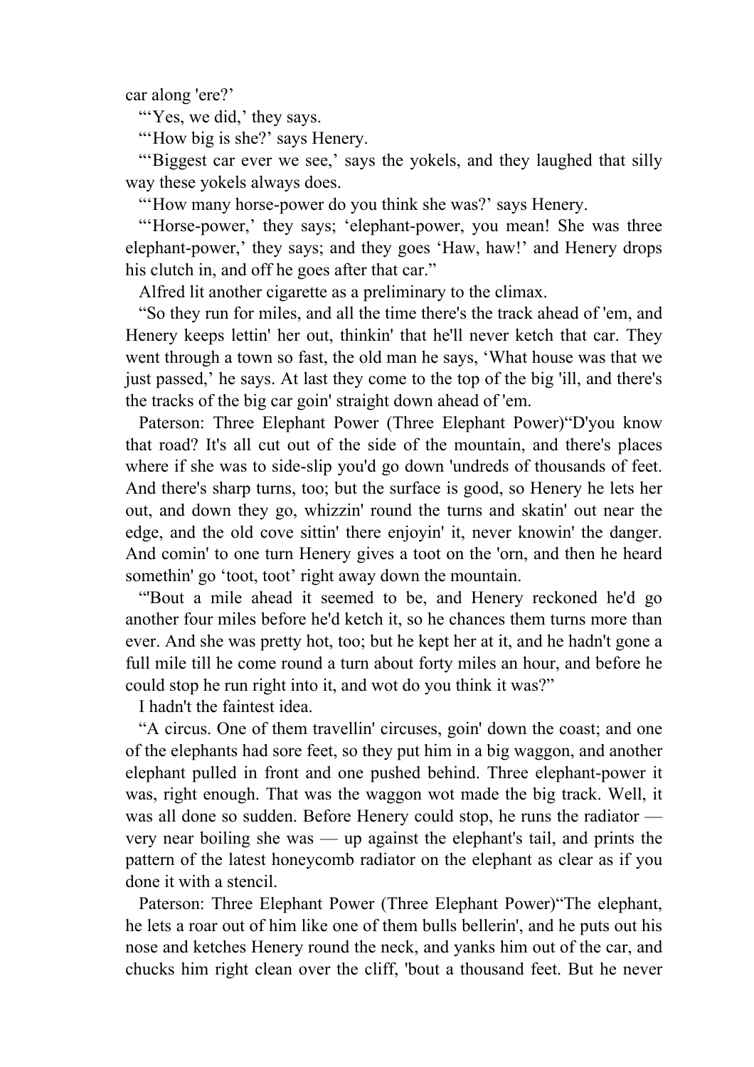car along 'ere?'

"'Yes, we did,' they says.

"'How big is she?' says Henery.

"'Biggest car ever we see,' says the yokels, and they laughed that silly way these yokels always does.

"'How many horse-power do you think she was?' says Henery.

"'Horse-power,' they says; 'elephant-power, you mean! She was three elephant-power,' they says; and they goes 'Haw, haw!' and Henery drops his clutch in, and off he goes after that car."

Alfred lit another cigarette as a preliminary to the climax.

"So they run for miles, and all the time there's the track ahead of 'em, and Henery keeps lettin' her out, thinkin' that he'll never ketch that car. They went through a town so fast, the old man he says, 'What house was that we just passed,' he says. At last they come to the top of the big 'ill, and there's the tracks of the big car goin' straight down ahead of 'em.

Paterson: Three Elephant Power (Three Elephant Power)"D'you know that road? It's all cut out of the side of the mountain, and there's places where if she was to side-slip you'd go down 'undreds of thousands of feet. And there's sharp turns, too; but the surface is good, so Henery he lets her out, and down they go, whizzin' round the turns and skatin' out near the edge, and the old cove sittin' there enjoyin' it, never knowin' the danger. And comin' to one turn Henery gives a toot on the 'orn, and then he heard somethin' go 'toot, toot' right away down the mountain.

"'Bout a mile ahead it seemed to be, and Henery reckoned he'd go another four miles before he'd ketch it, so he chances them turns more than ever. And she was pretty hot, too; but he kept her at it, and he hadn't gone a full mile till he come round a turn about forty miles an hour, and before he could stop he run right into it, and wot do you think it was?"

I hadn't the faintest idea.

"A circus. One of them travellin' circuses, goin' down the coast; and one of the elephants had sore feet, so they put him in a big waggon, and another elephant pulled in front and one pushed behind. Three elephant-power it was, right enough. That was the waggon wot made the big track. Well, it was all done so sudden. Before Henery could stop, he runs the radiator — very near boiling she was — up against the elephant's tail, and prints the pattern of the latest honeycomb radiator on the elephant as clear as if you done it with a stencil.

Paterson: Three Elephant Power (Three Elephant Power)"The elephant, he lets a roar out of him like one of them bulls bellerin', and he puts out his nose and ketches Henery round the neck, and yanks him out of the car, and chucks him right clean over the cliff, 'bout a thousand feet. But he never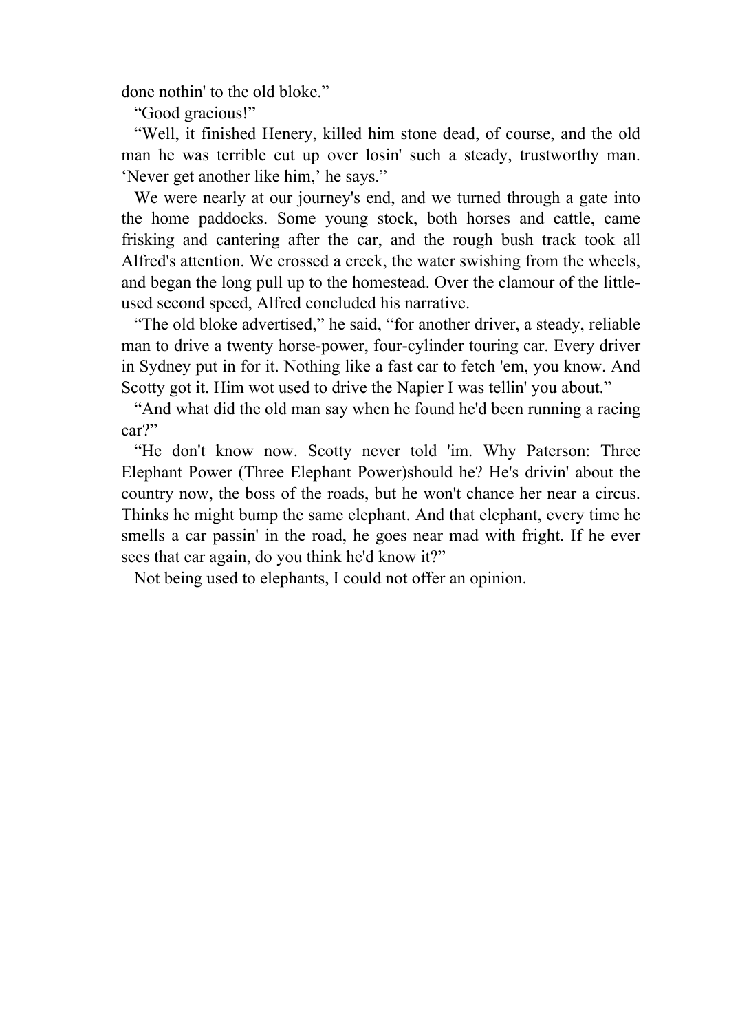done nothin' to the old bloke."

"Good gracious!"

"Well, it finished Henery, killed him stone dead, of course, and the old man he was terrible cut up over losin' such a steady, trustworthy man. 'Never get another like him,' he says."

We were nearly at our journey's end, and we turned through a gate into the home paddocks. Some young stock, both horses and cattle, came frisking and cantering after the car, and the rough bush track took all Alfred's attention. We crossed a creek, the water swishing from the wheels, and began the long pull up to the homestead. Over the clamour of the little-used second speed, Alfred concluded his narrative.

"The old bloke advertised," he said, "for another driver, a steady, reliable man to drive a twenty horse-power, four-cylinder touring car. Every driver in Sydney put in for it. Nothing like a fast car to fetch 'em, you know. And Scotty got it. Him wot used to drive the Napier I was tellin' you about."

"And what did the old man say when he found he'd been running a racing car?"

"He don't know now. Scotty never told 'im. Why Paterson: Three Elephant Power (Three Elephant Power)should he? He's drivin' about the country now, the boss of the roads, but he won't chance her near a circus. Thinks he might bump the same elephant. And that elephant, every time he smells a car passin' in the road, he goes near mad with fright. If he ever sees that car again, do you think he'd know it?"

Not being used to elephants, I could not offer an opinion.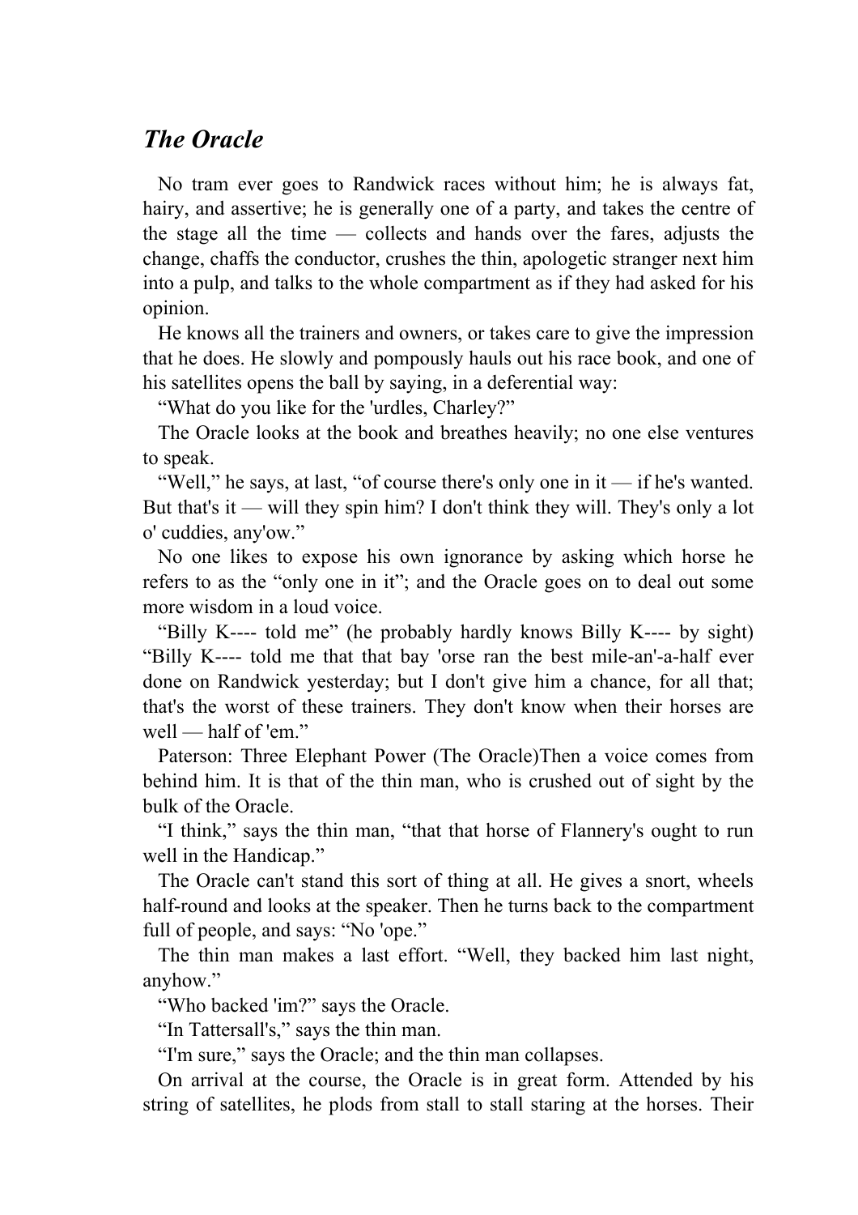## *The Oracle*

No tram ever goes to Randwick races without him; he is always fat, hairy, and assertive; he is generally one of a party, and takes the centre of the stage all the time — collects and hands over the fares, adjusts the change, chaffs the conductor, crushes the thin, apologetic stranger next him into a pulp, and talks to the whole compartment as if they had asked for his opinion.

He knows all the trainers and owners, or takes care to give the impression that he does. He slowly and pompously hauls out his race book, and one of his satellites opens the ball by saying, in a deferential way:

"What do you like for the 'urdles, Charley?"

The Oracle looks at the book and breathes heavily; no one else ventures to speak.

"Well," he says, at last, "of course there's only one in it — if he's wanted. But that's it — will they spin him? I don't think they will. They's only a lot o' cuddies, any'ow."

No one likes to expose his own ignorance by asking which horse he refers to as the "only one in it"; and the Oracle goes on to deal out some more wisdom in a loud voice.

"Billy K---- told me" (he probably hardly knows Billy K---- by sight) "Billy K---- told me that that bay 'orse ran the best mile-an'-a-half ever done on Randwick yesterday; but I don't give him a chance, for all that; that's the worst of these trainers. They don't know when their horses are well — half of 'em."

Paterson: Three Elephant Power (The Oracle)Then a voice comes from behind him. It is that of the thin man, who is crushed out of sight by the bulk of the Oracle.

"I think," says the thin man, "that that horse of Flannery's ought to run well in the Handicap."

The Oracle can't stand this sort of thing at all. He gives a snort, wheels half-round and looks at the speaker. Then he turns back to the compartment full of people, and says: "No 'ope."

The thin man makes a last effort. "Well, they backed him last night, anyhow."

"Who backed 'im?" says the Oracle.

"In Tattersall's," says the thin man.

"I'm sure," says the Oracle; and the thin man collapses.

On arrival at the course, the Oracle is in great form. Attended by his string of satellites, he plods from stall to stall staring at the horses. Their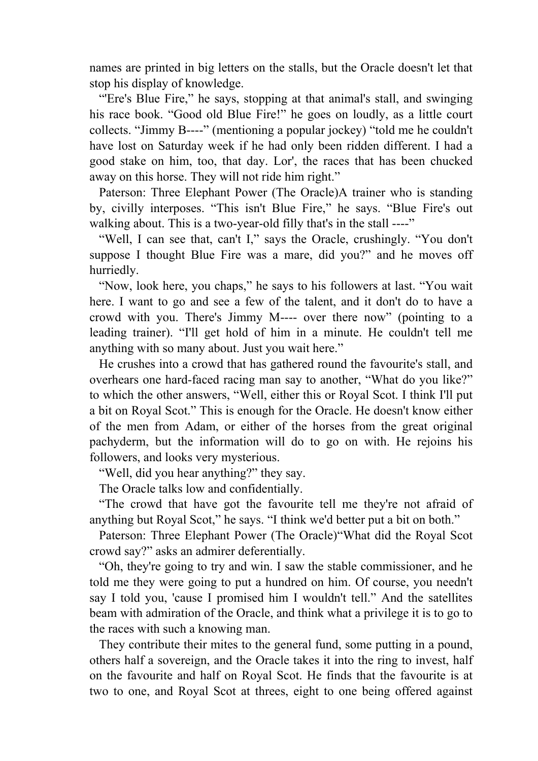names are printed in big letters on the stalls, but the Oracle doesn't let that stop his display of knowledge.

"'Ere's Blue Fire," he says, stopping at that animal's stall, and swinging his race book. "Good old Blue Fire!" he goes on loudly, as a little court collects. "Jimmy B----" (mentioning a popular jockey) "told me he couldn't have lost on Saturday week if he had only been ridden different. I had a good stake on him, too, that day. Lor', the races that has been chucked away on this horse. They will not ride him right."

Paterson: Three Elephant Power (The Oracle)A trainer who is standing by, civilly interposes. "This isn't Blue Fire," he says. "Blue Fire's out walking about. This is a two-year-old filly that's in the stall ----"

"Well, I can see that, can't I," says the Oracle, crushingly. "You don't suppose I thought Blue Fire was a mare, did you?" and he moves off hurriedly.

"Now, look here, you chaps," he says to his followers at last. "You wait here. I want to go and see a few of the talent, and it don't do to have a crowd with you. There's Jimmy M---- over there now" (pointing to a leading trainer). "I'll get hold of him in a minute. He couldn't tell me anything with so many about. Just you wait here."

He crushes into a crowd that has gathered round the favourite's stall, and overhears one hard-faced racing man say to another, "What do you like?" to which the other answers, "Well, either this or Royal Scot. I think I'll put a bit on Royal Scot." This is enough for the Oracle. He doesn't know either of the men from Adam, or either of the horses from the great original pachyderm, but the information will do to go on with. He rejoins his followers, and looks very mysterious.

"Well, did you hear anything?" they say.

The Oracle talks low and confidentially.

"The crowd that have got the favourite tell me they're not afraid of anything but Royal Scot," he says. "I think we'd better put a bit on both."

Paterson: Three Elephant Power (The Oracle)"What did the Royal Scot crowd say?" asks an admirer deferentially.

"Oh, they're going to try and win. I saw the stable commissioner, and he told me they were going to put a hundred on him. Of course, you needn't say I told you, 'cause I promised him I wouldn't tell." And the satellites beam with admiration of the Oracle, and think what a privilege it is to go to the races with such a knowing man.

They contribute their mites to the general fund, some putting in a pound, others half a sovereign, and the Oracle takes it into the ring to invest, half on the favourite and half on Royal Scot. He finds that the favourite is at two to one, and Royal Scot at threes, eight to one being offered against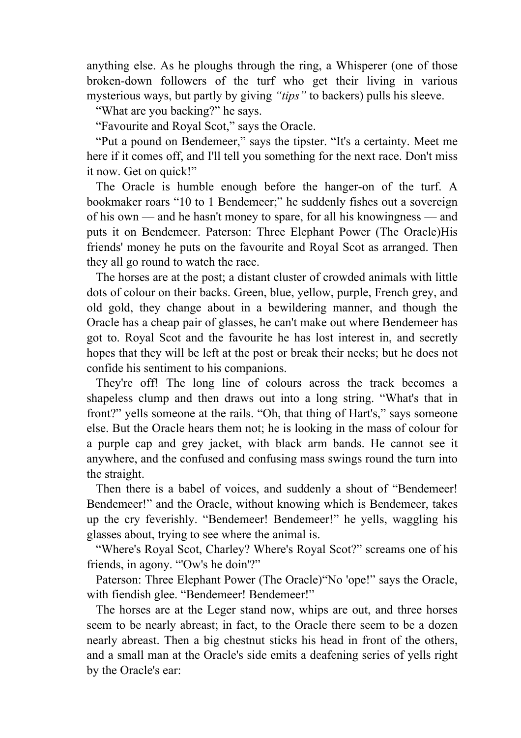anything else. As he ploughs through the ring, a Whisperer (one of those broken-down followers of the turf who get their living in various mysterious ways, but partly by giving *"tips"* to backers) pulls his sleeve.

"What are you backing?" he says.

"Favourite and Royal Scot," says the Oracle.

"Put a pound on Bendemeer," says the tipster. "It's a certainty. Meet me here if it comes off, and I'll tell you something for the next race. Don't miss it now. Get on quick!"

The Oracle is humble enough before the hanger-on of the turf. A bookmaker roars "10 to 1 Bendemeer;" he suddenly fishes out a sovereign of his own — and he hasn't money to spare, for all his knowingness — and puts it on Bendemeer. Paterson: Three Elephant Power (The Oracle)His friends' money he puts on the favourite and Royal Scot as arranged. Then they all go round to watch the race.

The horses are at the post; a distant cluster of crowded animals with little dots of colour on their backs. Green, blue, yellow, purple, French grey, and old gold, they change about in a bewildering manner, and though the Oracle has a cheap pair of glasses, he can't make out where Bendemeer has got to. Royal Scot and the favourite he has lost interest in, and secretly hopes that they will be left at the post or break their necks; but he does not confide his sentiment to his companions.

They're off! The long line of colours across the track becomes a shapeless clump and then draws out into a long string. "What's that in front?" yells someone at the rails. "Oh, that thing of Hart's," says someone else. But the Oracle hears them not; he is looking in the mass of colour for a purple cap and grey jacket, with black arm bands. He cannot see it anywhere, and the confused and confusing mass swings round the turn into the straight.

Then there is a babel of voices, and suddenly a shout of "Bendemeer! Bendemeer!" and the Oracle, without knowing which is Bendemeer, takes up the cry feverishly. "Bendemeer! Bendemeer!" he yells, waggling his glasses about, trying to see where the animal is.

"Where's Royal Scot, Charley? Where's Royal Scot?" screams one of his friends, in agony. "'Ow's he doin'?"

Paterson: Three Elephant Power (The Oracle)"No 'ope!" says the Oracle, with fiendish glee. "Bendemeer! Bendemeer!"

The horses are at the Leger stand now, whips are out, and three horses seem to be nearly abreast; in fact, to the Oracle there seem to be a dozen nearly abreast. Then a big chestnut sticks his head in front of the others, and a small man at the Oracle's side emits a deafening series of yells right by the Oracle's ear: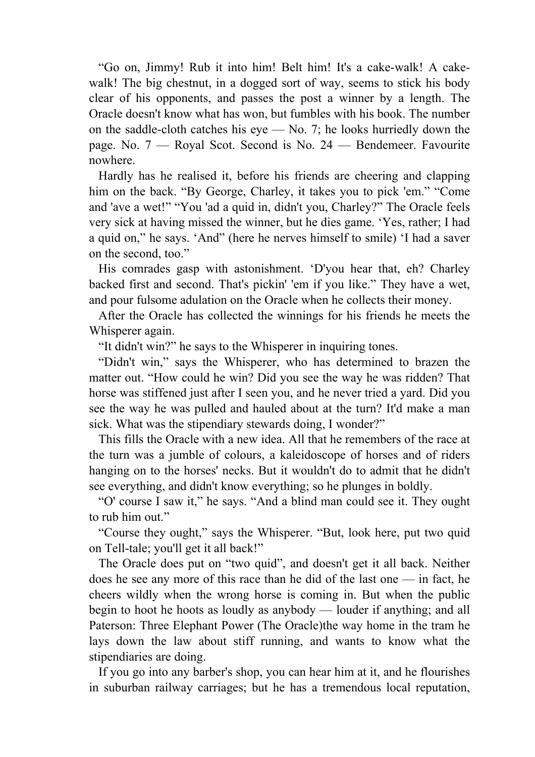"Go on, Jimmy! Rub it into him! Belt him! It's a cake-walk! A cake-walk! The big chestnut, in a dogged sort of way, seems to stick his body clear of his opponents, and passes the post a winner by a length. The Oracle doesn't know what has won, but fumbles with his book. The number on the saddle-cloth catches his eye — No. 7; he looks hurriedly down the page. No. 7 — Royal Scot. Second is No. 24 — Bendemeer. Favourite nowhere.

Hardly has he realised it, before his friends are cheering and clapping him on the back. "By George, Charley, it takes you to pick 'em." "Come and 'ave a wet!" "You 'ad a quid in, didn't you, Charley?" The Oracle feels very sick at having missed the winner, but he dies game. 'Yes, rather; I had a quid on," he says. 'And" (here he nerves himself to smile) 'I had a saver on the second, too."

His comrades gasp with astonishment. 'D'you hear that, eh? Charley backed first and second. That's pickin' 'em if you like." They have a wet, and pour fulsome adulation on the Oracle when he collects their money.

After the Oracle has collected the winnings for his friends he meets the Whisperer again.

"It didn't win?" he says to the Whisperer in inquiring tones.

"Didn't win," says the Whisperer, who has determined to brazen the matter out. "How could he win? Did you see the way he was ridden? That horse was stiffened just after I seen you, and he never tried a yard. Did you see the way he was pulled and hauled about at the turn? It'd make a man sick. What was the stipendiary stewards doing, I wonder?"

This fills the Oracle with a new idea. All that he remembers of the race at the turn was a jumble of colours, a kaleidoscope of horses and of riders hanging on to the horses' necks. But it wouldn't do to admit that he didn't see everything, and didn't know everything; so he plunges in boldly.

"O' course I saw it," he says. "And a blind man could see it. They ought to rub him out."

"Course they ought," says the Whisperer. "But, look here, put two quid on Tell-tale; you'll get it all back!"

The Oracle does put on "two quid", and doesn't get it all back. Neither does he see any more of this race than he did of the last one — in fact, he cheers wildly when the wrong horse is coming in. But when the public begin to hoot he hoots as loudly as anybody — louder if anything; and all the way home in the tram he lays down the law about stiff running, and wants to know what the stipendiaries are doing.

If you go into any barber's shop, you can hear him at it, and he flourishes in suburban railway carriages; but he has a tremendous local reputation,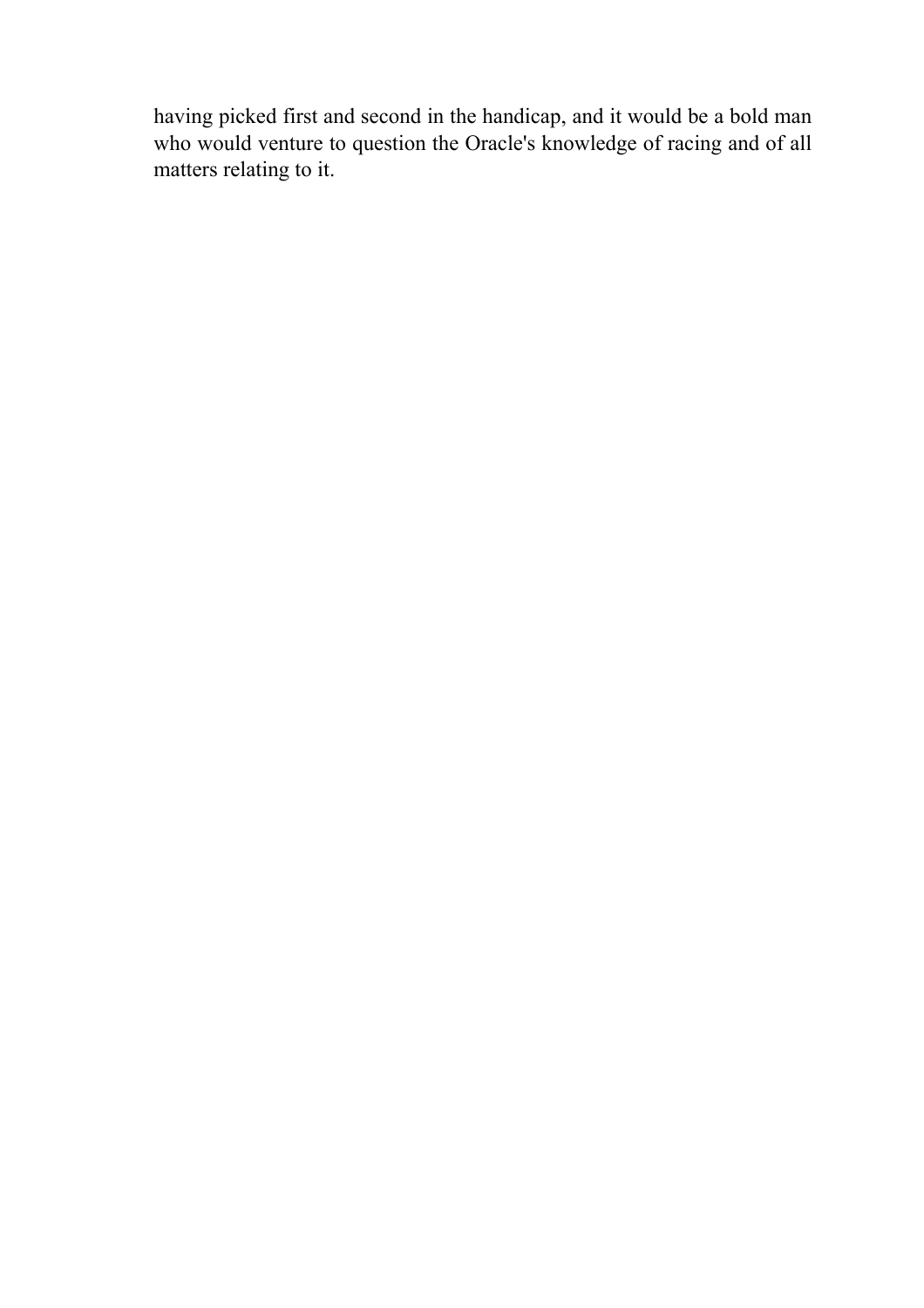having picked first and second in the handicap, and it would be a bold man who would venture to question the Oracle's knowledge of racing and of all matters relating to it.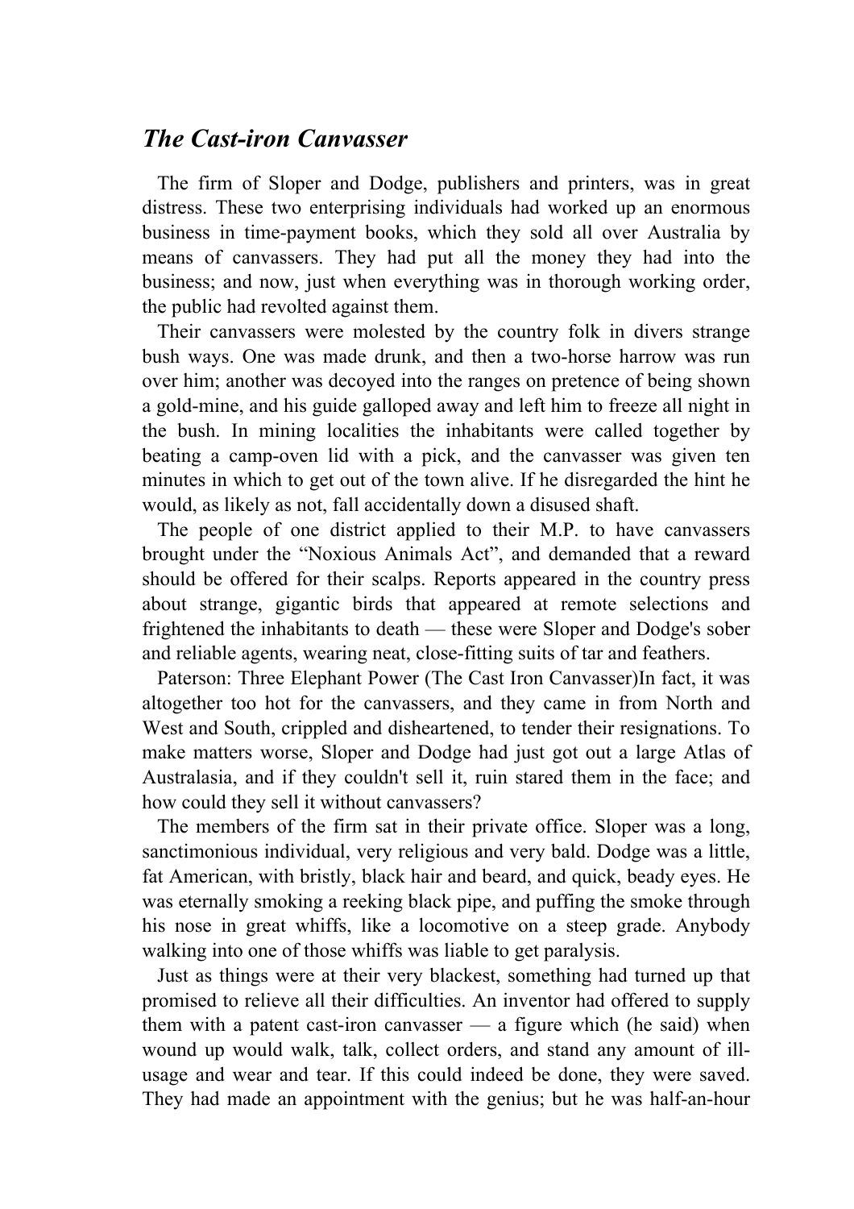## *The Cast-iron Canvasser*

The firm of Sloper and Dodge, publishers and printers, was in great distress. These two enterprising individuals had worked up an enormous business in time-payment books, which they sold all over Australia by means of canvassers. They had put all the money they had into the business; and now, just when everything was in thorough working order, the public had revolted against them.

Their canvassers were molested by the country folk in divers strange bush ways. One was made drunk, and then a two-horse harrow was run over him; another was decoyed into the ranges on pretence of being shown a gold-mine, and his guide galloped away and left him to freeze all night in the bush. In mining localities the inhabitants were called together by beating a camp-oven lid with a pick, and the canvasser was given ten minutes in which to get out of the town alive. If he disregarded the hint he would, as likely as not, fall accidentally down a disused shaft.

The people of one district applied to their M.P. to have canvassers brought under the “Noxious Animals Act”, and demanded that a reward should be offered for their scalps. Reports appeared in the country press about strange, gigantic birds that appeared at remote selections and frightened the inhabitants to death — these were Sloper and Dodge's sober and reliable agents, wearing neat, close-fitting suits of tar and feathers.

Paterson: Three Elephant Power (The Cast Iron Canvasser)In fact, it was altogether too hot for the canvassers, and they came in from North and West and South, crippled and disheartened, to tender their resignations. To make matters worse, Sloper and Dodge had just got out a large Atlas of Australasia, and if they couldn't sell it, ruin stared them in the face; and how could they sell it without canvassers?

The members of the firm sat in their private office. Sloper was a long, sanctimonious individual, very religious and very bald. Dodge was a little, fat American, with bristly, black hair and beard, and quick, beady eyes. He was eternally smoking a reeking black pipe, and puffing the smoke through his nose in great whiffs, like a locomotive on a steep grade. Anybody walking into one of those whiffs was liable to get paralysis.

Just as things were at their very blackest, something had turned up that promised to relieve all their difficulties. An inventor had offered to supply them with a patent cast-iron canvasser — a figure which (he said) when wound up would walk, talk, collect orders, and stand any amount of ill-usage and wear and tear. If this could indeed be done, they were saved. They had made an appointment with the genius; but he was half-an-hour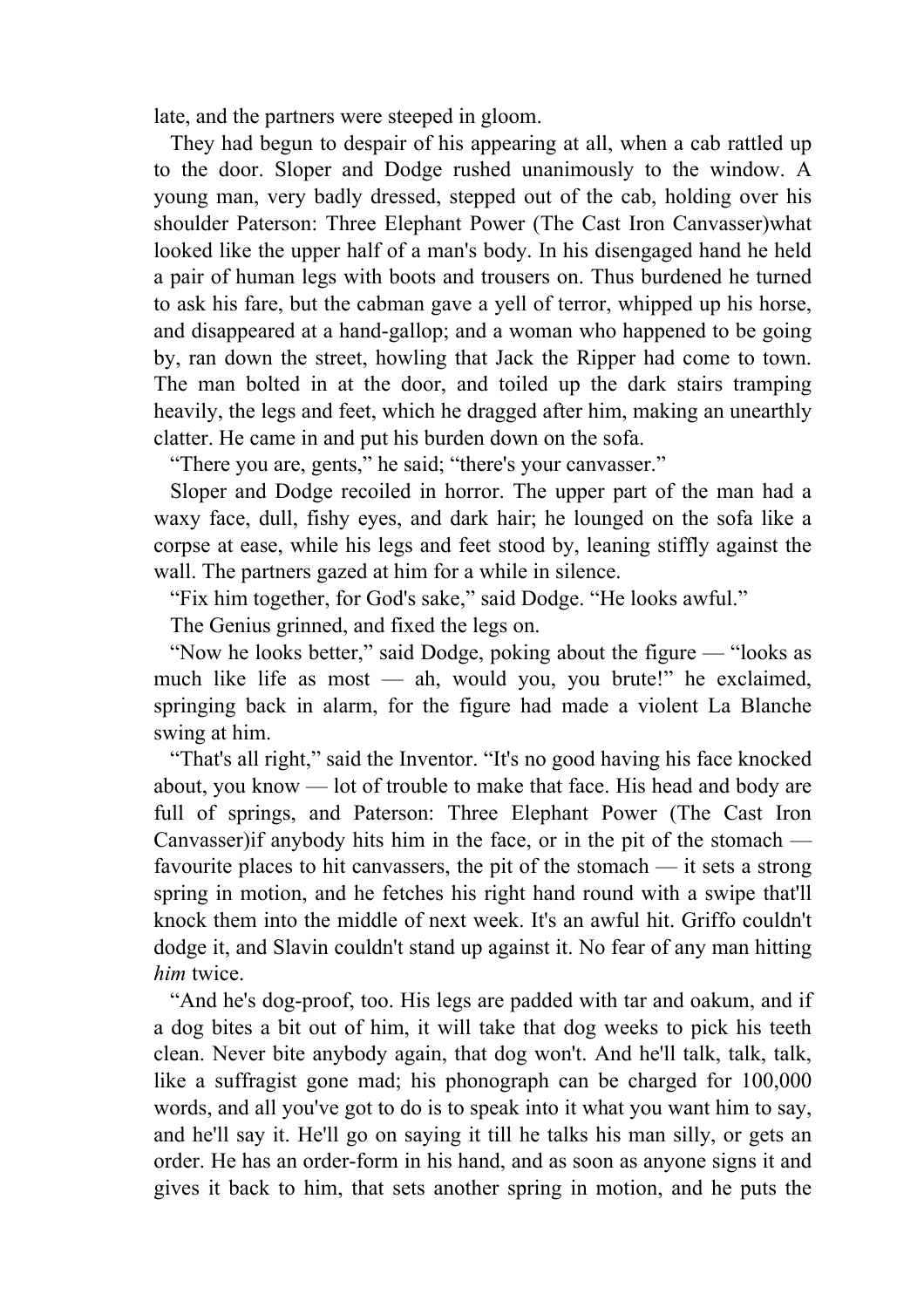late, and the partners were steeped in gloom.

They had begun to despair of his appearing at all, when a cab rattled up to the door. Sloper and Dodge rushed unanimously to the window. A young man, very badly dressed, stepped out of the cab, holding over his shoulder what looked like the upper half of a man's body. In his disengaged hand he held a pair of human legs with boots and trousers on. Thus burdened he turned to ask his fare, but the cabman gave a yell of terror, whipped up his horse, and disappeared at a hand-gallop; and a woman who happened to be going by, ran down the street, howling that Jack the Ripper had come to town. The man bolted in at the door, and toiled up the dark stairs tramping heavily, the legs and feet, which he dragged after him, making an unearthly clatter. He came in and put his burden down on the sofa.

"There you are, gents," he said; "there's your canvasser."

Sloper and Dodge recoiled in horror. The upper part of the man had a waxy face, dull, fishy eyes, and dark hair; he lounged on the sofa like a corpse at ease, while his legs and feet stood by, leaning stiffly against the wall. The partners gazed at him for a while in silence.

"Fix him together, for God's sake," said Dodge. "He looks awful."

The Genius grinned, and fixed the legs on.

"Now he looks better," said Dodge, poking about the figure — "looks as much like life as most — ah, would you, you brute!" he exclaimed, springing back in alarm, for the figure had made a violent La Blanche swing at him.

"That's all right," said the Inventor. "It's no good having his face knocked about, you know — lot of trouble to make that face. His head and body are full of springs, and if anybody hits him in the face, or in the pit of the stomach — favourite places to hit canvassers, the pit of the stomach — it sets a strong spring in motion, and he fetches his right hand round with a swipe that'll knock them into the middle of next week. It's an awful hit. Griffo couldn't dodge it, and Slavin couldn't stand up against it. No fear of any man hitting *him* twice.

"And he's dog-proof, too. His legs are padded with tar and oakum, and if a dog bites a bit out of him, it will take that dog weeks to pick his teeth clean. Never bite anybody again, that dog won't. And he'll talk, talk, talk, like a suffragist gone mad; his phonograph can be charged for 100,000 words, and all you've got to do is to speak into it what you want him to say, and he'll say it. He'll go on saying it till he talks his man silly, or gets an order. He has an order-form in his hand, and as soon as anyone signs it and gives it back to him, that sets another spring in motion, and he puts the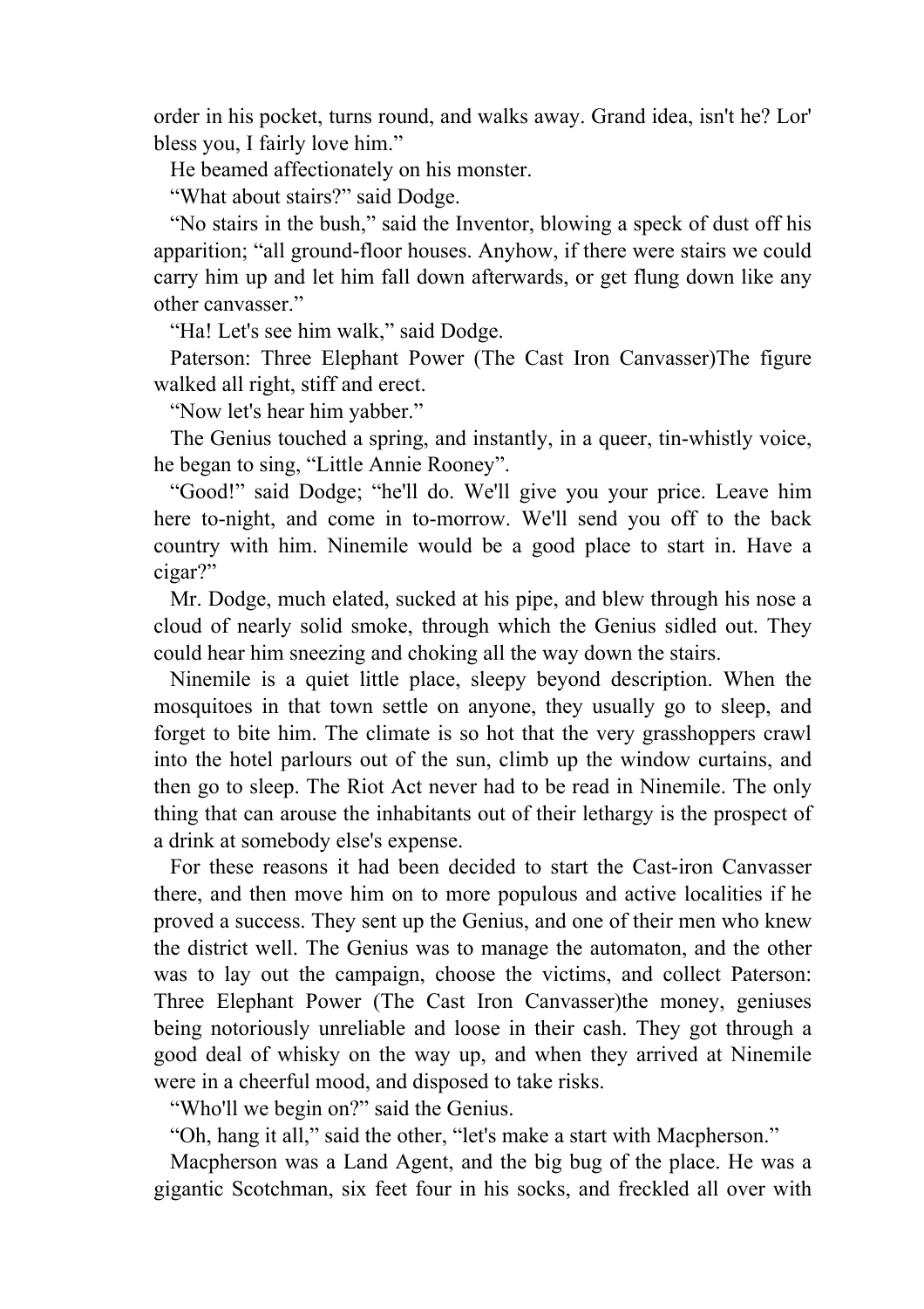order in his pocket, turns round, and walks away. Grand idea, isn't he? Lor' bless you, I fairly love him."

He beamed affectionately on his monster.

"What about stairs?" said Dodge.

"No stairs in the bush," said the Inventor, blowing a speck of dust off his apparition; "all ground-floor houses. Anyhow, if there were stairs we could carry him up and let him fall down afterwards, or get flung down like any other canvasser."

"Ha! Let's see him walk," said Dodge.

The figure walked all right, stiff and erect.

"Now let's hear him yabber."

The Genius touched a spring, and instantly, in a queer, tin-whistly voice, he began to sing, "Little Annie Rooney".

"Good!" said Dodge; "he'll do. We'll give you your price. Leave him here to-night, and come in to-morrow. We'll send you off to the back country with him. Ninemile would be a good place to start in. Have a cigar?"

Mr. Dodge, much elated, sucked at his pipe, and blew through his nose a cloud of nearly solid smoke, through which the Genius sidled out. They could hear him sneezing and choking all the way down the stairs.

Ninemile is a quiet little place, sleepy beyond description. When the mosquitoes in that town settle on anyone, they usually go to sleep, and forget to bite him. The climate is so hot that the very grasshoppers crawl into the hotel parlours out of the sun, climb up the window curtains, and then go to sleep. The Riot Act never had to be read in Ninemile. The only thing that can arouse the inhabitants out of their lethargy is the prospect of a drink at somebody else's expense.

For these reasons it had been decided to start the Cast-iron Canvasser there, and then move him on to more populous and active localities if he proved a success. They sent up the Genius, and one of their men who knew the district well. The Genius was to manage the automaton, and the other was to lay out the campaign, choose the victims, and collect the money, geniuses being notoriously unreliable and loose in their cash. They got through a good deal of whisky on the way up, and when they arrived at Ninemile were in a cheerful mood, and disposed to take risks.

"Who'll we begin on?" said the Genius.

"Oh, hang it all," said the other, "let's make a start with Macpherson."

Macpherson was a Land Agent, and the big bug of the place. He was a gigantic Scotchman, six feet four in his socks, and freckled all over with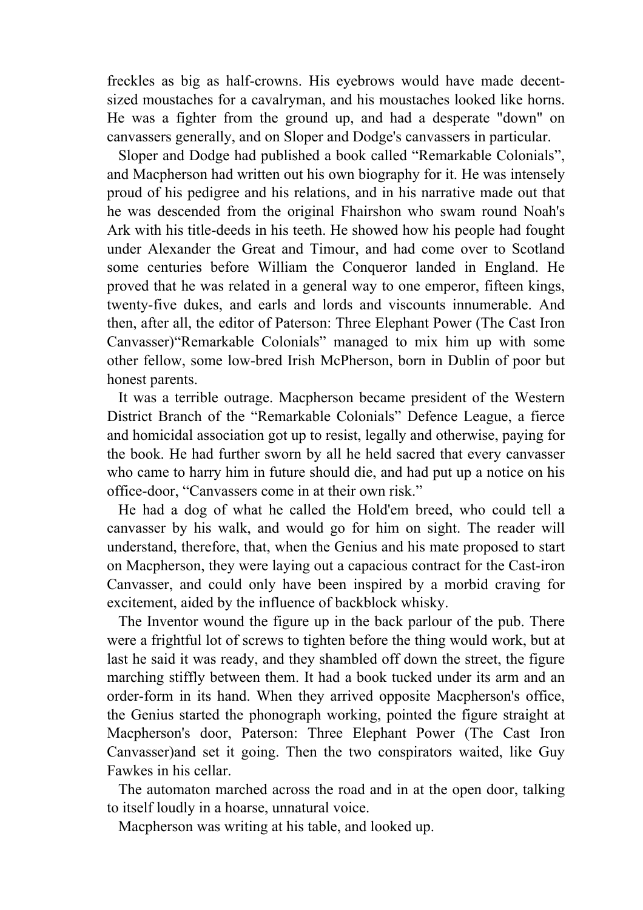freckles as big as half-crowns. His eyebrows would have made decent-sized moustaches for a cavalryman, and his moustaches looked like horns. He was a fighter from the ground up, and had a desperate "down" on canvassers generally, and on Sloper and Dodge's canvassers in particular.

Sloper and Dodge had published a book called “Remarkable Colonials”, and Macpherson had written out his own biography for it. He was intensely proud of his pedigree and his relations, and in his narrative made out that he was descended from the original Fhairshon who swam round Noah's Ark with his title-deeds in his teeth. He showed how his people had fought under Alexander the Great and Timour, and had come over to Scotland some centuries before William the Conqueror landed in England. He proved that he was related in a general way to one emperor, fifteen kings, twenty-five dukes, and earls and lords and viscounts innumerable. And then, after all, the editor of Paterson: Three Elephant Power (The Cast Iron Canvasser)“Remarkable Colonials” managed to mix him up with some other fellow, some low-bred Irish McPherson, born in Dublin of poor but honest parents.

It was a terrible outrage. Macpherson became president of the Western District Branch of the “Remarkable Colonials” Defence League, a fierce and homicidal association got up to resist, legally and otherwise, paying for the book. He had further sworn by all he held sacred that every canvasser who came to harry him in future should die, and had put up a notice on his office-door, “Canvassers come in at their own risk.”

He had a dog of what he called the Hold'em breed, who could tell a canvasser by his walk, and would go for him on sight. The reader will understand, therefore, that, when the Genius and his mate proposed to start on Macpherson, they were laying out a capacious contract for the Cast-iron Canvasser, and could only have been inspired by a morbid craving for excitement, aided by the influence of backblock whisky.

The Inventor wound the figure up in the back parlour of the pub. There were a frightful lot of screws to tighten before the thing would work, but at last he said it was ready, and they shambled off down the street, the figure marching stiffly between them. It had a book tucked under its arm and an order-form in its hand. When they arrived opposite Macpherson's office, the Genius started the phonograph working, pointed the figure straight at Macpherson's door, Paterson: Three Elephant Power (The Cast Iron Canvasser)and set it going. Then the two conspirators waited, like Guy Fawkes in his cellar.

The automaton marched across the road and in at the open door, talking to itself loudly in a hoarse, unnatural voice.

Macpherson was writing at his table, and looked up.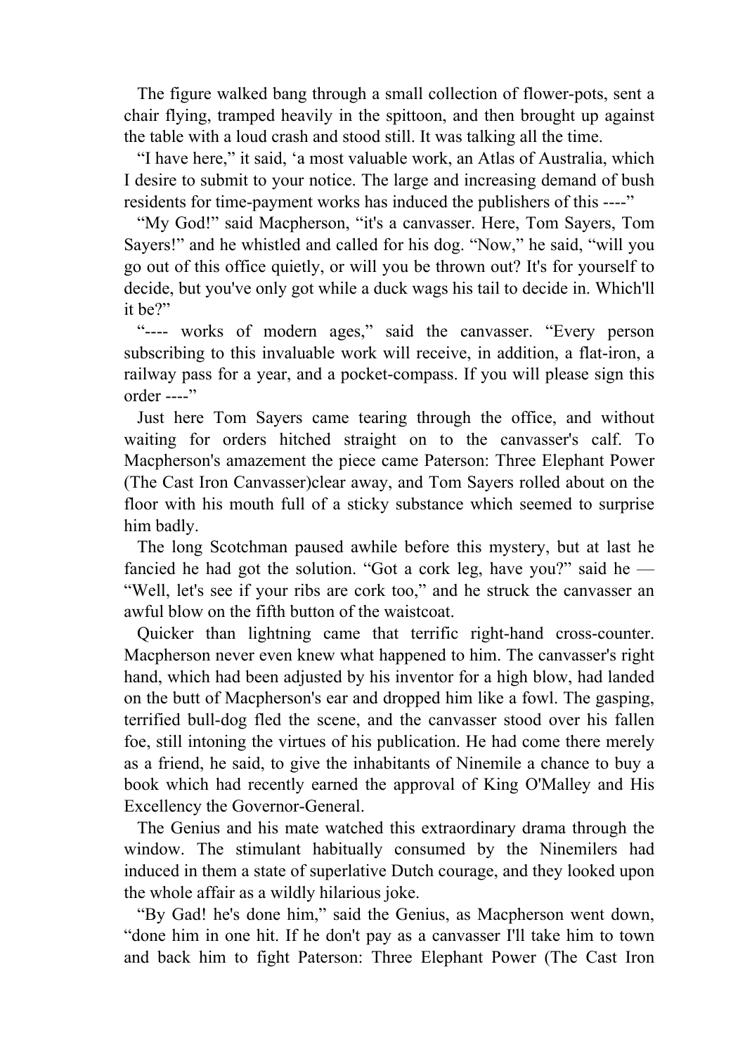The figure walked bang through a small collection of flower-pots, sent a chair flying, tramped heavily in the spittoon, and then brought up against the table with a loud crash and stood still. It was talking all the time.

"I have here," it said, 'a most valuable work, an Atlas of Australia, which I desire to submit to your notice. The large and increasing demand of bush residents for time-payment works has induced the publishers of this ----"

"My God!" said Macpherson, "it's a canvasser. Here, Tom Sayers, Tom Sayers!" and he whistled and called for his dog. "Now," he said, "will you go out of this office quietly, or will you be thrown out? It's for yourself to decide, but you've only got while a duck wags his tail to decide in. Which'll it be?"

"---- works of modern ages," said the canvasser. "Every person subscribing to this invaluable work will receive, in addition, a flat-iron, a railway pass for a year, and a pocket-compass. If you will please sign this order ----"

Just here Tom Sayers came tearing through the office, and without waiting for orders hitched straight on to the canvasser's calf. To Macpherson's amazement the piece came Paterson: Three Elephant Power (The Cast Iron Canvasser)clear away, and Tom Sayers rolled about on the floor with his mouth full of a sticky substance which seemed to surprise him badly.

The long Scotchman paused awhile before this mystery, but at last he fancied he had got the solution. "Got a cork leg, have you?" said he — "Well, let's see if your ribs are cork too," and he struck the canvasser an awful blow on the fifth button of the waistcoat.

Quicker than lightning came that terrific right-hand cross-counter. Macpherson never even knew what happened to him. The canvasser's right hand, which had been adjusted by his inventor for a high blow, had landed on the butt of Macpherson's ear and dropped him like a fowl. The gasping, terrified bull-dog fled the scene, and the canvasser stood over his fallen foe, still intoning the virtues of his publication. He had come there merely as a friend, he said, to give the inhabitants of Ninemile a chance to buy a book which had recently earned the approval of King O'Malley and His Excellency the Governor-General.

The Genius and his mate watched this extraordinary drama through the window. The stimulant habitually consumed by the Ninemilers had induced in them a state of superlative Dutch courage, and they looked upon the whole affair as a wildly hilarious joke.

"By Gad! he's done him," said the Genius, as Macpherson went down, "done him in one hit. If he don't pay as a canvasser I'll take him to town and back him to fight Paterson: Three Elephant Power (The Cast Iron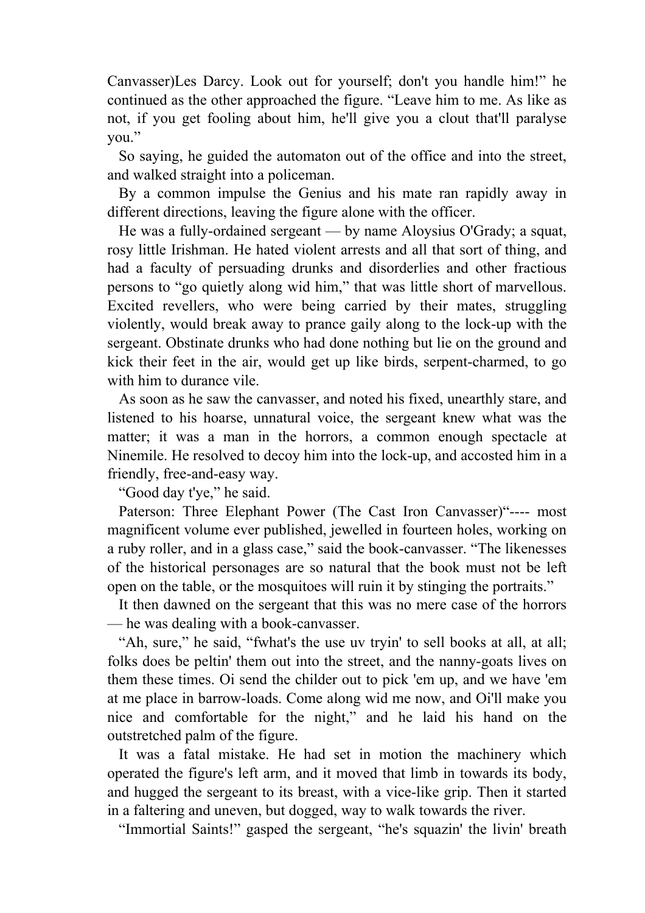Les Darcy. Look out for yourself; don't you handle him!” he continued as the other approached the figure. “Leave him to me. As like as not, if you get fooling about him, he'll give you a clout that'll paralyse you.”

So saying, he guided the automaton out of the office and into the street, and walked straight into a policeman.

By a common impulse the Genius and his mate ran rapidly away in different directions, leaving the figure alone with the officer.

He was a fully-ordained sergeant — by name Aloysius O'Grady; a squat, rosy little Irishman. He hated violent arrests and all that sort of thing, and had a faculty of persuading drunks and disorderlies and other fractious persons to “go quietly along wid him,” that was little short of marvellous. Excited revellers, who were being carried by their mates, struggling violently, would break away to prance gaily along to the lock-up with the sergeant. Obstinate drunks who had done nothing but lie on the ground and kick their feet in the air, would get up like birds, serpent-charmed, to go with him to durance vile.

As soon as he saw the canvasser, and noted his fixed, unearthly stare, and listened to his hoarse, unnatural voice, the sergeant knew what was the matter; it was a man in the horrors, a common enough spectacle at Ninemile. He resolved to decoy him into the lock-up, and accosted him in a friendly, free-and-easy way.

“Good day t'ye,” he said.

“---- most magnificent volume ever published, jewelled in fourteen holes, working on a ruby roller, and in a glass case,” said the book-canvasser. “The likenesses of the historical personages are so natural that the book must not be left open on the table, or the mosquitoes will ruin it by stinging the portraits.”

It then dawned on the sergeant that this was no mere case of the horrors — he was dealing with a book-canvasser.

“Ah, sure,” he said, “fwhat's the use uv tryin' to sell books at all, at all; folks does be peltin' them out into the street, and the nanny-goats lives on them these times. Oi send the childer out to pick 'em up, and we have 'em at me place in barrow-loads. Come along wid me now, and Oi'll make you nice and comfortable for the night,” and he laid his hand on the outstretched palm of the figure.

It was a fatal mistake. He had set in motion the machinery which operated the figure's left arm, and it moved that limb in towards its body, and hugged the sergeant to its breast, with a vice-like grip. Then it started in a faltering and uneven, but dogged, way to walk towards the river.

“Immortial Saints!” gasped the sergeant, “he's squazin' the livin' breath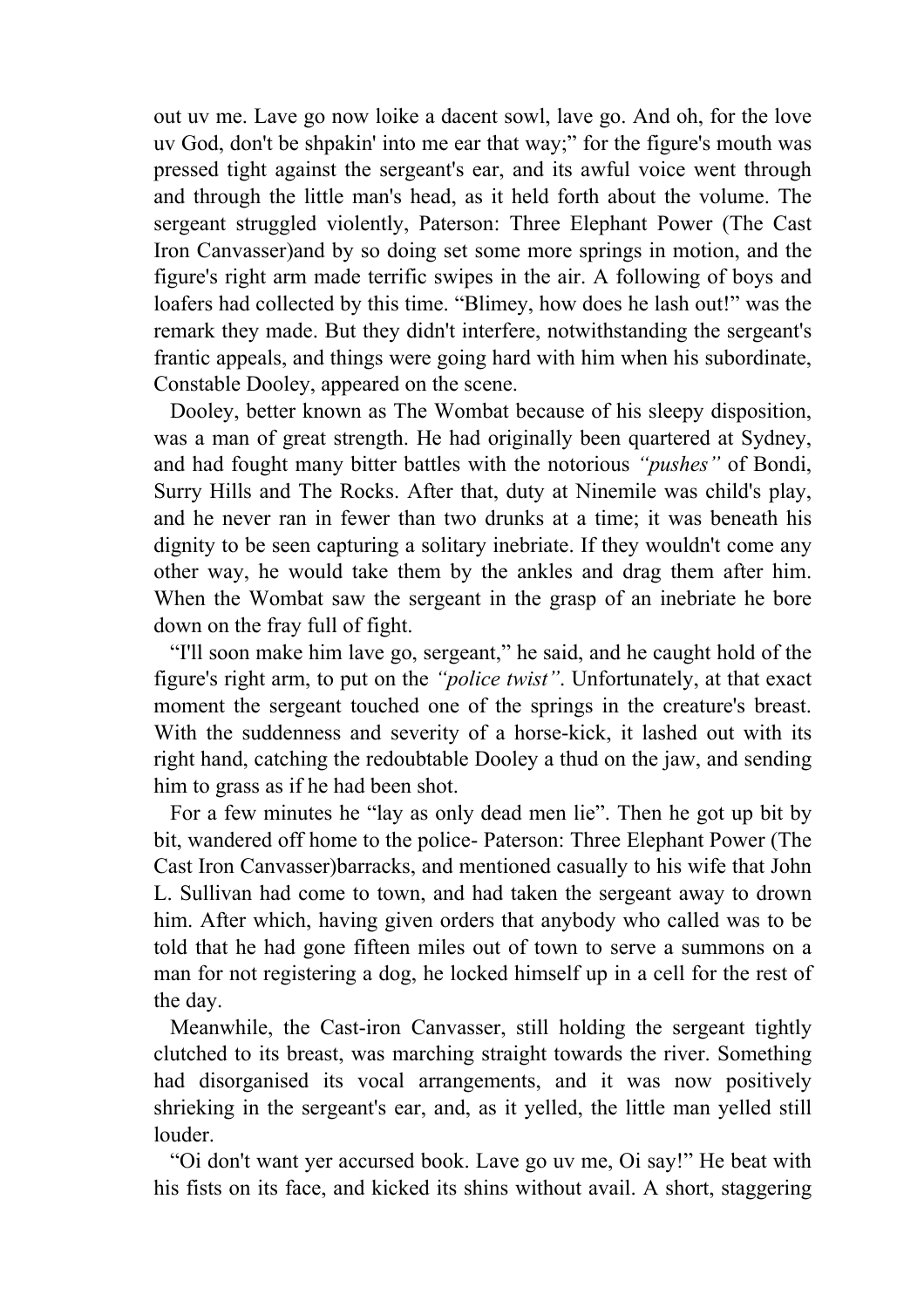out uv me. Lave go now loike a dacent sowl, lave go. And oh, for the love uv God, don't be shpakin' into me ear that way;" for the figure's mouth was pressed tight against the sergeant's ear, and its awful voice went through and through the little man's head, as it held forth about the volume. The sergeant struggled violently, and by so doing set some more springs in motion, and the figure's right arm made terrific swipes in the air. A following of boys and loafers had collected by this time. "Blimey, how does he lash out!" was the remark they made. But they didn't interfere, notwithstanding the sergeant's frantic appeals, and things were going hard with him when his subordinate, Constable Dooley, appeared on the scene.

Dooley, better known as The Wombat because of his sleepy disposition, was a man of great strength. He had originally been quartered at Sydney, and had fought many bitter battles with the notorious *"pushes"* of Bondi, Surry Hills and The Rocks. After that, duty at Ninemile was child's play, and he never ran in fewer than two drunks at a time; it was beneath his dignity to be seen capturing a solitary inebriate. If they wouldn't come any other way, he would take them by the ankles and drag them after him. When the Wombat saw the sergeant in the grasp of an inebriate he bore down on the fray full of fight.

"I'll soon make him lave go, sergeant," he said, and he caught hold of the figure's right arm, to put on the *"police twist"*. Unfortunately, at that exact moment the sergeant touched one of the springs in the creature's breast. With the suddenness and severity of a horse-kick, it lashed out with its right hand, catching the redoubtable Dooley a thud on the jaw, and sending him to grass as if he had been shot.

For a few minutes he "lay as only dead men lie". Then he got up bit by bit, wandered off home to the police-barracks, and mentioned casually to his wife that John L. Sullivan had come to town, and had taken the sergeant away to drown him. After which, having given orders that anybody who called was to be told that he had gone fifteen miles out of town to serve a summons on a man for not registering a dog, he locked himself up in a cell for the rest of the day.

Meanwhile, the Cast-iron Canvasser, still holding the sergeant tightly clutched to its breast, was marching straight towards the river. Something had disorganised its vocal arrangements, and it was now positively shrieking in the sergeant's ear, and, as it yelled, the little man yelled still louder.

"Oi don't want yer accursed book. Lave go uv me, Oi say!" He beat with his fists on its face, and kicked its shins without avail. A short, staggering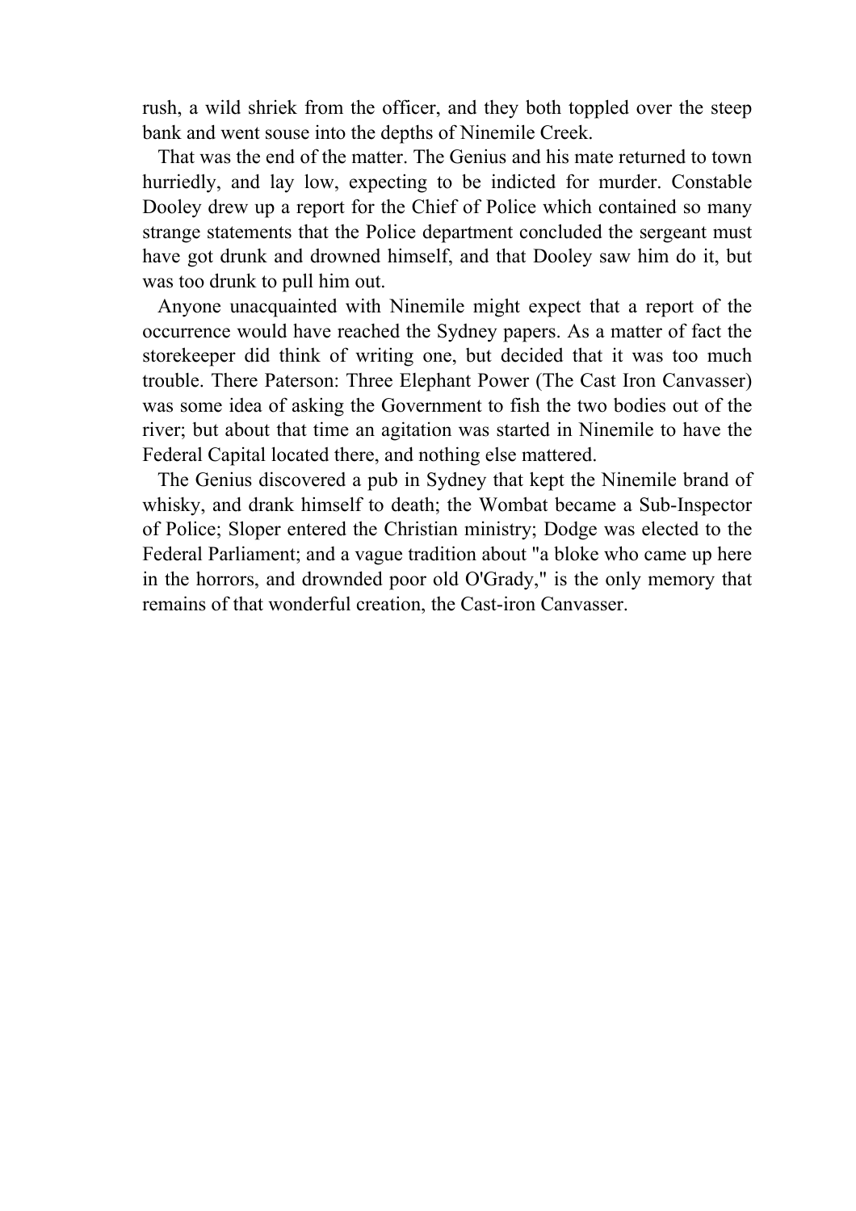rush, a wild shriek from the officer, and they both toppled over the steep bank and went souse into the depths of Ninemile Creek.

That was the end of the matter. The Genius and his mate returned to town hurriedly, and lay low, expecting to be indicted for murder. Constable Dooley drew up a report for the Chief of Police which contained so many strange statements that the Police department concluded the sergeant must have got drunk and drowned himself, and that Dooley saw him do it, but was too drunk to pull him out.

Anyone unacquainted with Ninemile might expect that a report of the occurrence would have reached the Sydney papers. As a matter of fact the storekeeper did think of writing one, but decided that it was too much trouble. There Paterson: Three Elephant Power (The Cast Iron Canvasser) was some idea of asking the Government to fish the two bodies out of the river; but about that time an agitation was started in Ninemile to have the Federal Capital located there, and nothing else mattered.

The Genius discovered a pub in Sydney that kept the Ninemile brand of whisky, and drank himself to death; the Wombat became a Sub-Inspector of Police; Sloper entered the Christian ministry; Dodge was elected to the Federal Parliament; and a vague tradition about "a bloke who came up here in the horrors, and drownded poor old O'Grady," is the only memory that remains of that wonderful creation, the Cast-iron Canvasser.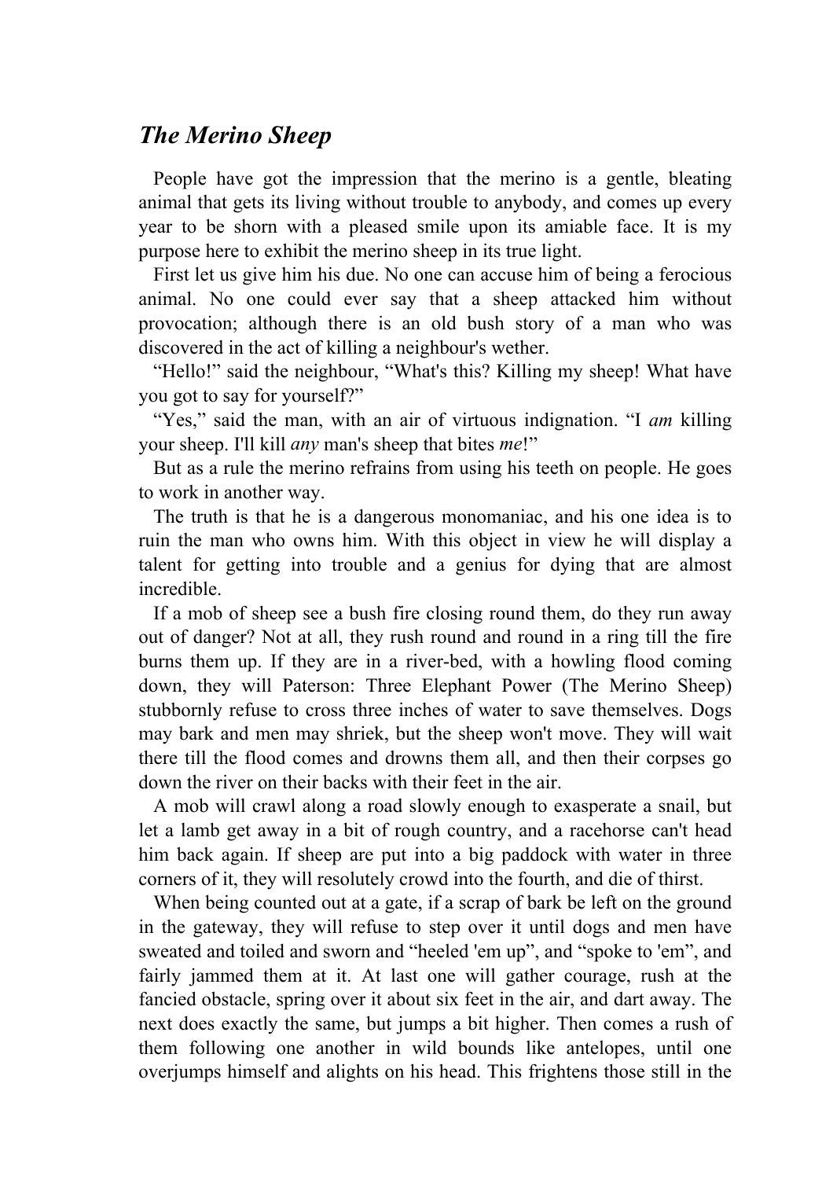## *The Merino Sheep*

People have got the impression that the merino is a gentle, bleating animal that gets its living without trouble to anybody, and comes up every year to be shorn with a pleased smile upon its amiable face. It is my purpose here to exhibit the merino sheep in its true light.

First let us give him his due. No one can accuse him of being a ferocious animal. No one could ever say that a sheep attacked him without provocation; although there is an old bush story of a man who was discovered in the act of killing a neighbour's wether.

“Hello!” said the neighbour, “What's this? Killing my sheep! What have you got to say for yourself?”

“Yes,” said the man, with an air of virtuous indignation. “I *am* killing your sheep. I'll kill *any* man's sheep that bites *me*!”

But as a rule the merino refrains from using his teeth on people. He goes to work in another way.

The truth is that he is a dangerous monomaniac, and his one idea is to ruin the man who owns him. With this object in view he will display a talent for getting into trouble and a genius for dying that are almost incredible.

If a mob of sheep see a bush fire closing round them, do they run away out of danger? Not at all, they rush round and round in a ring till the fire burns them up. If they are in a river-bed, with a howling flood coming down, they will stubbornly refuse to cross three inches of water to save themselves. Dogs may bark and men may shriek, but the sheep won't move. They will wait there till the flood comes and drowns them all, and then their corpses go down the river on their backs with their feet in the air.

A mob will crawl along a road slowly enough to exasperate a snail, but let a lamb get away in a bit of rough country, and a racehorse can't head him back again. If sheep are put into a big paddock with water in three corners of it, they will resolutely crowd into the fourth, and die of thirst.

When being counted out at a gate, if a scrap of bark be left on the ground in the gateway, they will refuse to step over it until dogs and men have sweated and toiled and sworn and “heeled 'em up”, and “spoke to 'em”, and fairly jammed them at it. At last one will gather courage, rush at the fancied obstacle, spring over it about six feet in the air, and dart away. The next does exactly the same, but jumps a bit higher. Then comes a rush of them following one another in wild bounds like antelopes, until one overjumps himself and alights on his head. This frightens those still in the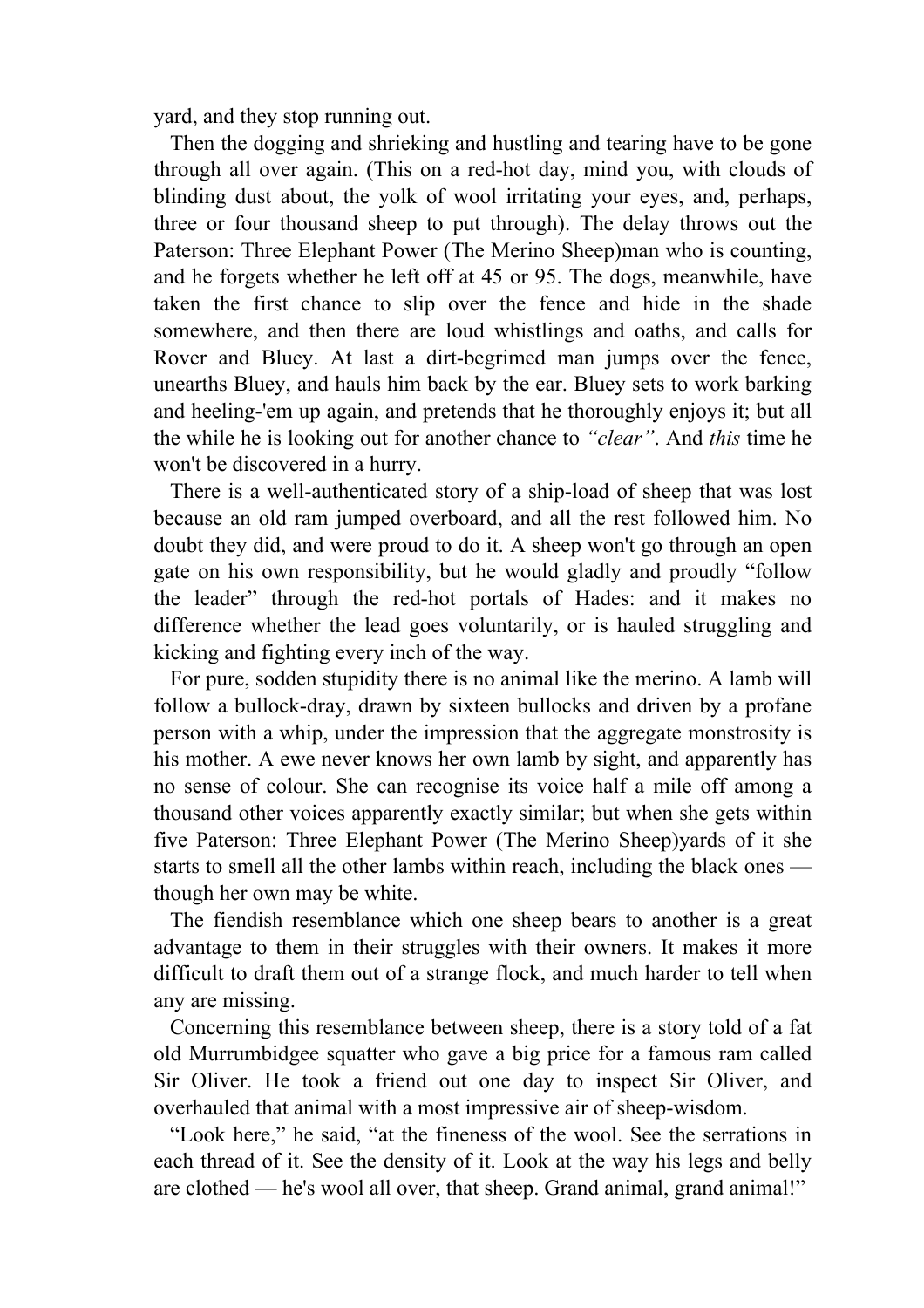yard, and they stop running out.

Then the dogging and shrieking and hustling and tearing have to be gone through all over again. (This on a red-hot day, mind you, with clouds of blinding dust about, the yolk of wool irritating your eyes, and, perhaps, three or four thousand sheep to put through). The delay throws out the man who is counting, and he forgets whether he left off at 45 or 95. The dogs, meanwhile, have taken the first chance to slip over the fence and hide in the shade somewhere, and then there are loud whistlings and oaths, and calls for Rover and Bluey. At last a dirt-begrimed man jumps over the fence, unearths Bluey, and hauls him back by the ear. Bluey sets to work barking and heeling-'em up again, and pretends that he thoroughly enjoys it; but all the while he is looking out for another chance to *"clear"*. And *this* time he won't be discovered in a hurry.

There is a well-authenticated story of a ship-load of sheep that was lost because an old ram jumped overboard, and all the rest followed him. No doubt they did, and were proud to do it. A sheep won't go through an open gate on his own responsibility, but he would gladly and proudly "follow the leader" through the red-hot portals of Hades: and it makes no difference whether the lead goes voluntarily, or is hauled struggling and kicking and fighting every inch of the way.

For pure, sodden stupidity there is no animal like the merino. A lamb will follow a bullock-dray, drawn by sixteen bullocks and driven by a profane person with a whip, under the impression that the aggregate monstrosity is his mother. A ewe never knows her own lamb by sight, and apparently has no sense of colour. She can recognise its voice half a mile off among a thousand other voices apparently exactly similar; but when she gets within five yards of it she starts to smell all the other lambs within reach, including the black ones — though her own may be white.

The fiendish resemblance which one sheep bears to another is a great advantage to them in their struggles with their owners. It makes it more difficult to draft them out of a strange flock, and much harder to tell when any are missing.

Concerning this resemblance between sheep, there is a story told of a fat old Murrumbidgee squatter who gave a big price for a famous ram called Sir Oliver. He took a friend out one day to inspect Sir Oliver, and overhauled that animal with a most impressive air of sheep-wisdom.

"Look here," he said, "at the fineness of the wool. See the serrations in each thread of it. See the density of it. Look at the way his legs and belly are clothed — he's wool all over, that sheep. Grand animal, grand animal!"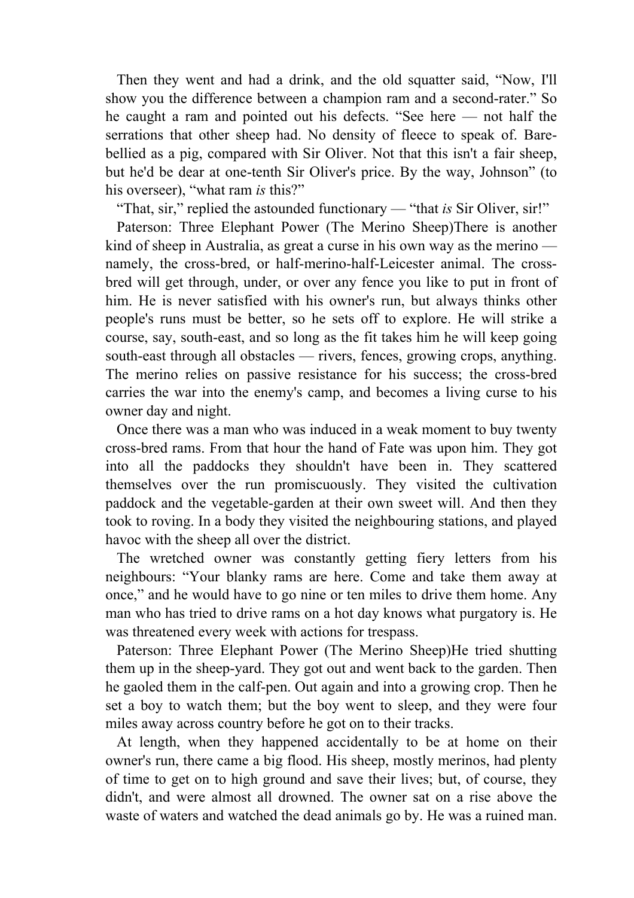Then they went and had a drink, and the old squatter said, “Now, I'll show you the difference between a champion ram and a second-rater.” So he caught a ram and pointed out his defects. “See here — not half the serrations that other sheep had. No density of fleece to speak of. Bare-bellied as a pig, compared with Sir Oliver. Not that this isn't a fair sheep, but he'd be dear at one-tenth Sir Oliver's price. By the way, Johnson” (to his overseer), “what ram *is* this?”

“That, sir,” replied the astounded functionary — “that *is* Sir Oliver, sir!”

Paterson: Three Elephant Power (The Merino Sheep)There is another kind of sheep in Australia, as great a curse in his own way as the merino — namely, the cross-bred, or half-merino-half-Leicester animal. The cross-bred will get through, under, or over any fence you like to put in front of him. He is never satisfied with his owner's run, but always thinks other people's runs must be better, so he sets off to explore. He will strike a course, say, south-east, and so long as the fit takes him he will keep going south-east through all obstacles — rivers, fences, growing crops, anything. The merino relies on passive resistance for his success; the cross-bred carries the war into the enemy's camp, and becomes a living curse to his owner day and night.

Once there was a man who was induced in a weak moment to buy twenty cross-bred rams. From that hour the hand of Fate was upon him. They got into all the paddocks they shouldn't have been in. They scattered themselves over the run promiscuously. They visited the cultivation paddock and the vegetable-garden at their own sweet will. And then they took to roving. In a body they visited the neighbouring stations, and played havoc with the sheep all over the district.

The wretched owner was constantly getting fiery letters from his neighbours: “Your blanky rams are here. Come and take them away at once,” and he would have to go nine or ten miles to drive them home. Any man who has tried to drive rams on a hot day knows what purgatory is. He was threatened every week with actions for trespass.

Paterson: Three Elephant Power (The Merino Sheep)He tried shutting them up in the sheep-yard. They got out and went back to the garden. Then he gaoled them in the calf-pen. Out again and into a growing crop. Then he set a boy to watch them; but the boy went to sleep, and they were four miles away across country before he got on to their tracks.

At length, when they happened accidentally to be at home on their owner's run, there came a big flood. His sheep, mostly merinos, had plenty of time to get on to high ground and save their lives; but, of course, they didn't, and were almost all drowned. The owner sat on a rise above the waste of waters and watched the dead animals go by. He was a ruined man.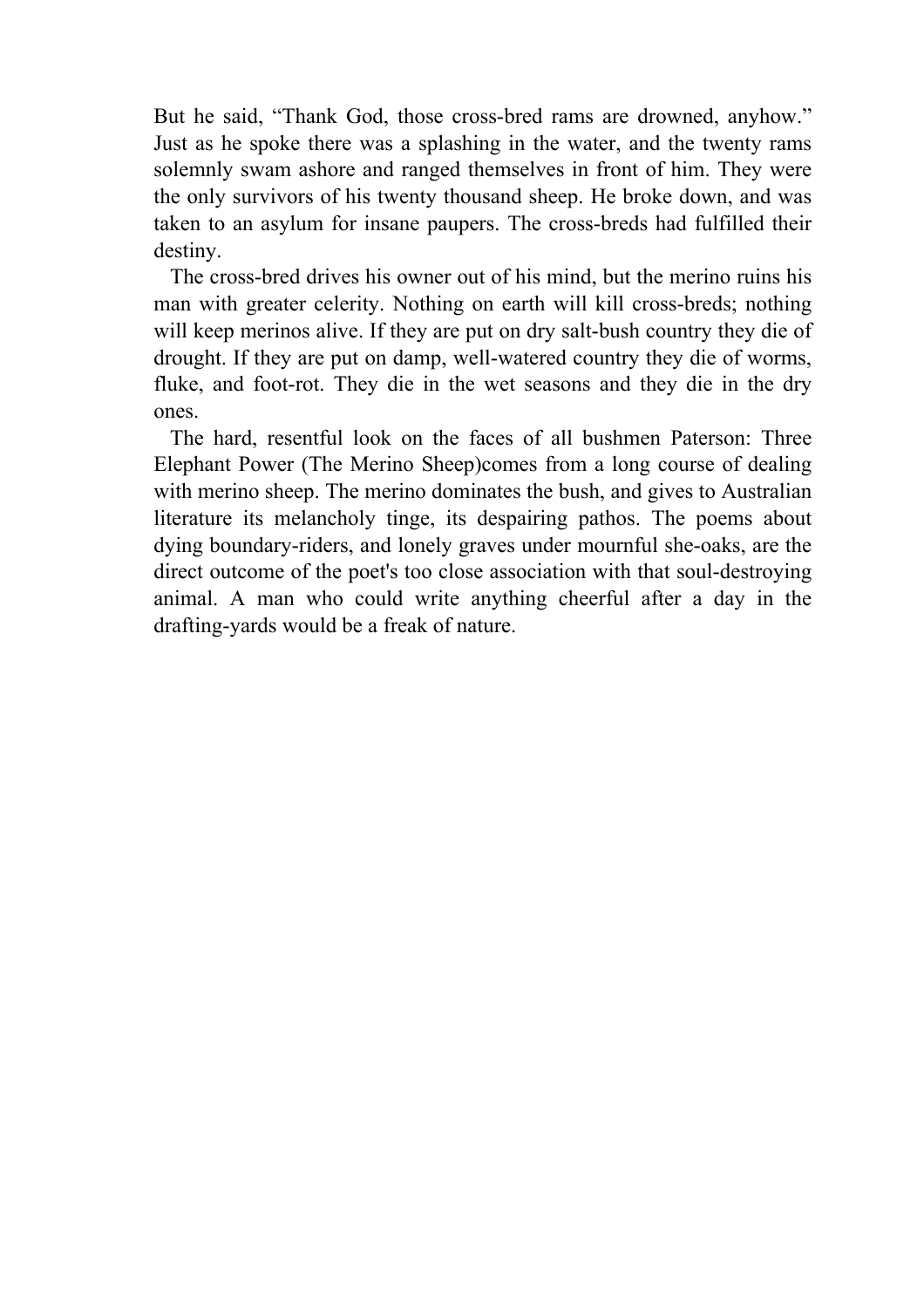But he said, “Thank God, those cross-bred rams are drowned, anyhow.” Just as he spoke there was a splashing in the water, and the twenty rams solemnly swam ashore and ranged themselves in front of him. They were the only survivors of his twenty thousand sheep. He broke down, and was taken to an asylum for insane paupers. The cross-breds had fulfilled their destiny.

The cross-bred drives his owner out of his mind, but the merino ruins his man with greater celerity. Nothing on earth will kill cross-breds; nothing will keep merinos alive. If they are put on dry salt-bush country they die of drought. If they are put on damp, well-watered country they die of worms, fluke, and foot-rot. They die in the wet seasons and they die in the dry ones.

The hard, resentful look on the faces of all bushmen Paterson: Three Elephant Power (The Merino Sheep)comes from a long course of dealing with merino sheep. The merino dominates the bush, and gives to Australian literature its melancholy tinge, its despairing pathos. The poems about dying boundary-riders, and lonely graves under mournful she-oaks, are the direct outcome of the poet's too close association with that soul-destroying animal. A man who could write anything cheerful after a day in the drafting-yards would be a freak of nature.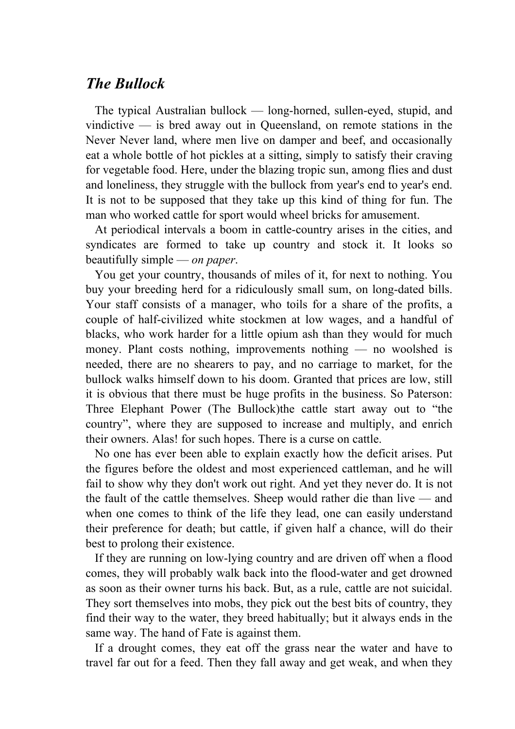## *The Bullock*

The typical Australian bullock — long-horned, sullen-eyed, stupid, and vindictive — is bred away out in Queensland, on remote stations in the Never Never land, where men live on damper and beef, and occasionally eat a whole bottle of hot pickles at a sitting, simply to satisfy their craving for vegetable food. Here, under the blazing tropic sun, among flies and dust and loneliness, they struggle with the bullock from year's end to year's end. It is not to be supposed that they take up this kind of thing for fun. The man who worked cattle for sport would wheel bricks for amusement.

At periodical intervals a boom in cattle-country arises in the cities, and syndicates are formed to take up country and stock it. It looks so beautifully simple — *on paper*.

You get your country, thousands of miles of it, for next to nothing. You buy your breeding herd for a ridiculously small sum, on long-dated bills. Your staff consists of a manager, who toils for a share of the profits, a couple of half-civilized white stockmen at low wages, and a handful of blacks, who work harder for a little opium ash than they would for much money. Plant costs nothing, improvements nothing — no woolshed is needed, there are no shearers to pay, and no carriage to market, for the bullock walks himself down to his doom. Granted that prices are low, still it is obvious that there must be huge profits in the business. So Paterson: Three Elephant Power (The Bullock)the cattle start away out to "the country", where they are supposed to increase and multiply, and enrich their owners. Alas! for such hopes. There is a curse on cattle.

No one has ever been able to explain exactly how the deficit arises. Put the figures before the oldest and most experienced cattleman, and he will fail to show why they don't work out right. And yet they never do. It is not the fault of the cattle themselves. Sheep would rather die than live — and when one comes to think of the life they lead, one can easily understand their preference for death; but cattle, if given half a chance, will do their best to prolong their existence.

If they are running on low-lying country and are driven off when a flood comes, they will probably walk back into the flood-water and get drowned as soon as their owner turns his back. But, as a rule, cattle are not suicidal. They sort themselves into mobs, they pick out the best bits of country, they find their way to the water, they breed habitually; but it always ends in the same way. The hand of Fate is against them.

If a drought comes, they eat off the grass near the water and have to travel far out for a feed. Then they fall away and get weak, and when they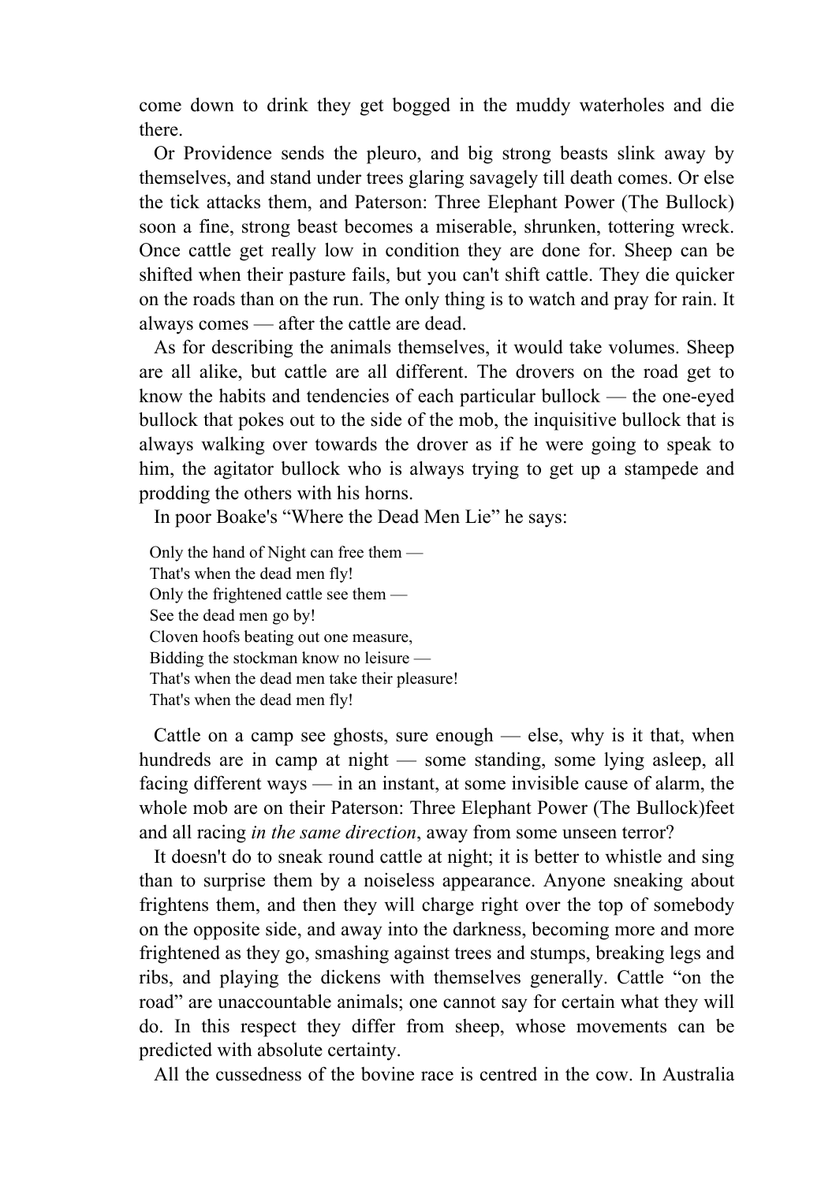come down to drink they get bogged in the muddy waterholes and die there.

Or Providence sends the pleuro, and big strong beasts slink away by themselves, and stand under trees glaring savagely till death comes. Or else the tick attacks them, and soon a fine, strong beast becomes a miserable, shrunken, tottering wreck. Once cattle get really low in condition they are done for. Sheep can be shifted when their pasture fails, but you can't shift cattle. They die quicker on the roads than on the run. The only thing is to watch and pray for rain. It always comes — after the cattle are dead.

As for describing the animals themselves, it would take volumes. Sheep are all alike, but cattle are all different. The drovers on the road get to know the habits and tendencies of each particular bullock — the one-eyed bullock that pokes out to the side of the mob, the inquisitive bullock that is always walking over towards the drover as if he were going to speak to him, the agitator bullock who is always trying to get up a stampede and prodding the others with his horns.

In poor Boake's "Where the Dead Men Lie" he says:

> Only the hand of Night can free them —
> That's when the dead men fly!
> Only the frightened cattle see them —
> See the dead men go by!
> Cloven hoofs beating out one measure,
> Bidding the stockman know no leisure —
> That's when the dead men take their pleasure!
> That's when the dead men fly!

Cattle on a camp see ghosts, sure enough — else, why is it that, when hundreds are in camp at night — some standing, some lying asleep, all facing different ways — in an instant, at some invisible cause of alarm, the whole mob are on their feet and all racing *in the same direction*, away from some unseen terror?

It doesn't do to sneak round cattle at night; it is better to whistle and sing than to surprise them by a noiseless appearance. Anyone sneaking about frightens them, and then they will charge right over the top of somebody on the opposite side, and away into the darkness, becoming more and more frightened as they go, smashing against trees and stumps, breaking legs and ribs, and playing the dickens with themselves generally. Cattle "on the road" are unaccountable animals; one cannot say for certain what they will do. In this respect they differ from sheep, whose movements can be predicted with absolute certainty.

All the cussedness of the bovine race is centred in the cow. In Australia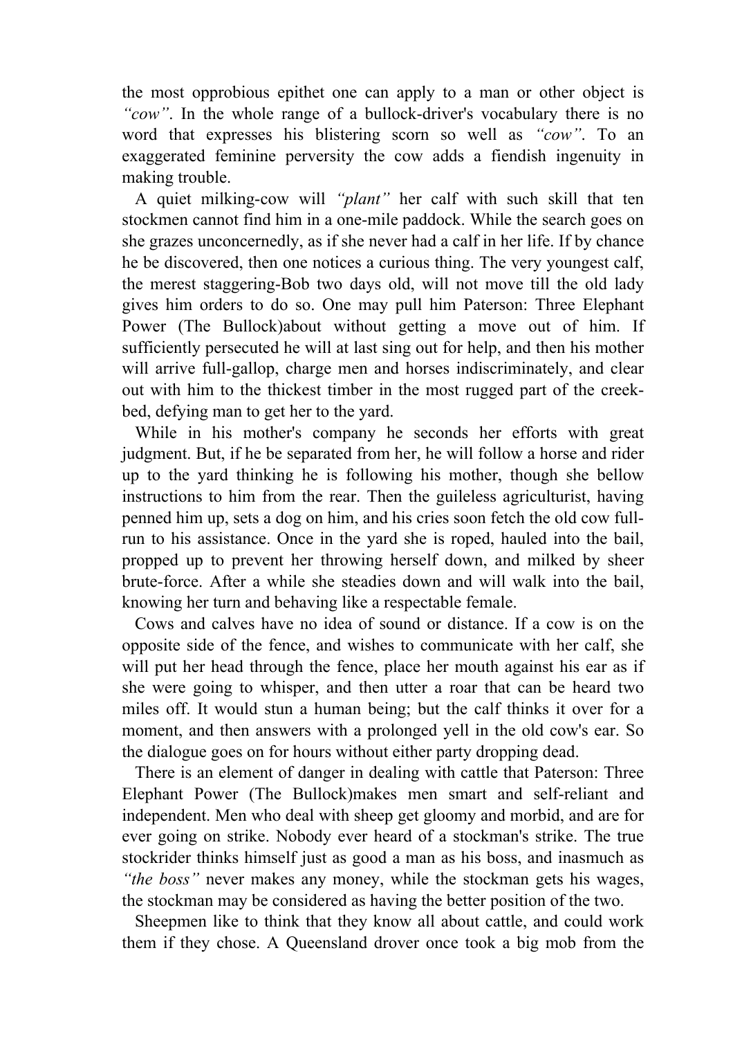the most opprobious epithet one can apply to a man or other object is *"cow"*. In the whole range of a bullock-driver's vocabulary there is no word that expresses his blistering scorn so well as *"cow"*. To an exaggerated feminine perversity the cow adds a fiendish ingenuity in making trouble.

A quiet milking-cow will *"plant"* her calf with such skill that ten stockmen cannot find him in a one-mile paddock. While the search goes on she grazes unconcernedly, as if she never had a calf in her life. If by chance he be discovered, then one notices a curious thing. The very youngest calf, the merest staggering-Bob two days old, will not move till the old lady gives him orders to do so. One may pull him about without getting a move out of him. If sufficiently persecuted he will at last sing out for help, and then his mother will arrive full-gallop, charge men and horses indiscriminately, and clear out with him to the thickest timber in the most rugged part of the creek-bed, defying man to get her to the yard.

While in his mother's company he seconds her efforts with great judgment. But, if he be separated from her, he will follow a horse and rider up to the yard thinking he is following his mother, though she bellow instructions to him from the rear. Then the guileless agriculturist, having penned him up, sets a dog on him, and his cries soon fetch the old cow full-run to his assistance. Once in the yard she is roped, hauled into the bail, propped up to prevent her throwing herself down, and milked by sheer brute-force. After a while she steadies down and will walk into the bail, knowing her turn and behaving like a respectable female.

Cows and calves have no idea of sound or distance. If a cow is on the opposite side of the fence, and wishes to communicate with her calf, she will put her head through the fence, place her mouth against his ear as if she were going to whisper, and then utter a roar that can be heard two miles off. It would stun a human being; but the calf thinks it over for a moment, and then answers with a prolonged yell in the old cow's ear. So the dialogue goes on for hours without either party dropping dead.

There is an element of danger in dealing with cattle that makes men smart and self-reliant and independent. Men who deal with sheep get gloomy and morbid, and are for ever going on strike. Nobody ever heard of a stockman's strike. The true stockrider thinks himself just as good a man as his boss, and inasmuch as *"the boss"* never makes any money, while the stockman gets his wages, the stockman may be considered as having the better position of the two.

Sheepmen like to think that they know all about cattle, and could work them if they chose. A Queensland drover once took a big mob from the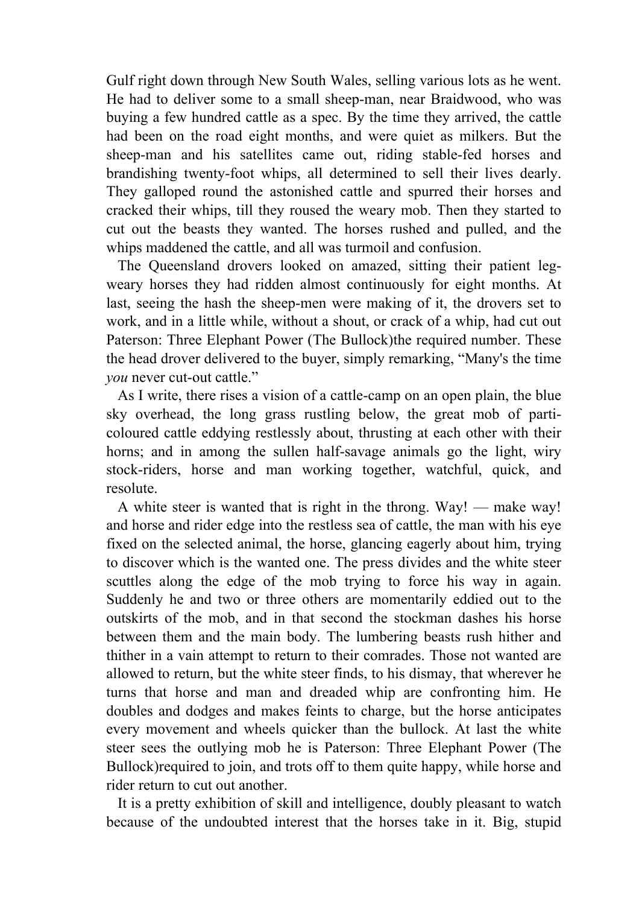Gulf right down through New South Wales, selling various lots as he went. He had to deliver some to a small sheep-man, near Braidwood, who was buying a few hundred cattle as a spec. By the time they arrived, the cattle had been on the road eight months, and were quiet as milkers. But the sheep-man and his satellites came out, riding stable-fed horses and brandishing twenty-foot whips, all determined to sell their lives dearly. They galloped round the astonished cattle and spurred their horses and cracked their whips, till they roused the weary mob. Then they started to cut out the beasts they wanted. The horses rushed and pulled, and the whips maddened the cattle, and all was turmoil and confusion.

The Queensland drovers looked on amazed, sitting their patient leg-weary horses they had ridden almost continuously for eight months. At last, seeing the hash the sheep-men were making of it, the drovers set to work, and in a little while, without a shout, or crack of a whip, had cut out the required number. These the head drover delivered to the buyer, simply remarking, “Many's the time *you* never cut-out cattle.”

As I write, there rises a vision of a cattle-camp on an open plain, the blue sky overhead, the long grass rustling below, the great mob of parti-coloured cattle eddying restlessly about, thrusting at each other with their horns; and in among the sullen half-savage animals go the light, wiry stock-riders, horse and man working together, watchful, quick, and resolute.

A white steer is wanted that is right in the throng. Way! — make way! and horse and rider edge into the restless sea of cattle, the man with his eye fixed on the selected animal, the horse, glancing eagerly about him, trying to discover which is the wanted one. The press divides and the white steer scuttles along the edge of the mob trying to force his way in again. Suddenly he and two or three others are momentarily eddied out to the outskirts of the mob, and in that second the stockman dashes his horse between them and the main body. The lumbering beasts rush hither and thither in a vain attempt to return to their comrades. Those not wanted are allowed to return, but the white steer finds, to his dismay, that wherever he turns that horse and man and dreaded whip are confronting him. He doubles and dodges and makes feints to charge, but the horse anticipates every movement and wheels quicker than the bullock. At last the white steer sees the outlying mob he is required to join, and trots off to them quite happy, while horse and rider return to cut out another.

It is a pretty exhibition of skill and intelligence, doubly pleasant to watch because of the undoubted interest that the horses take in it. Big, stupid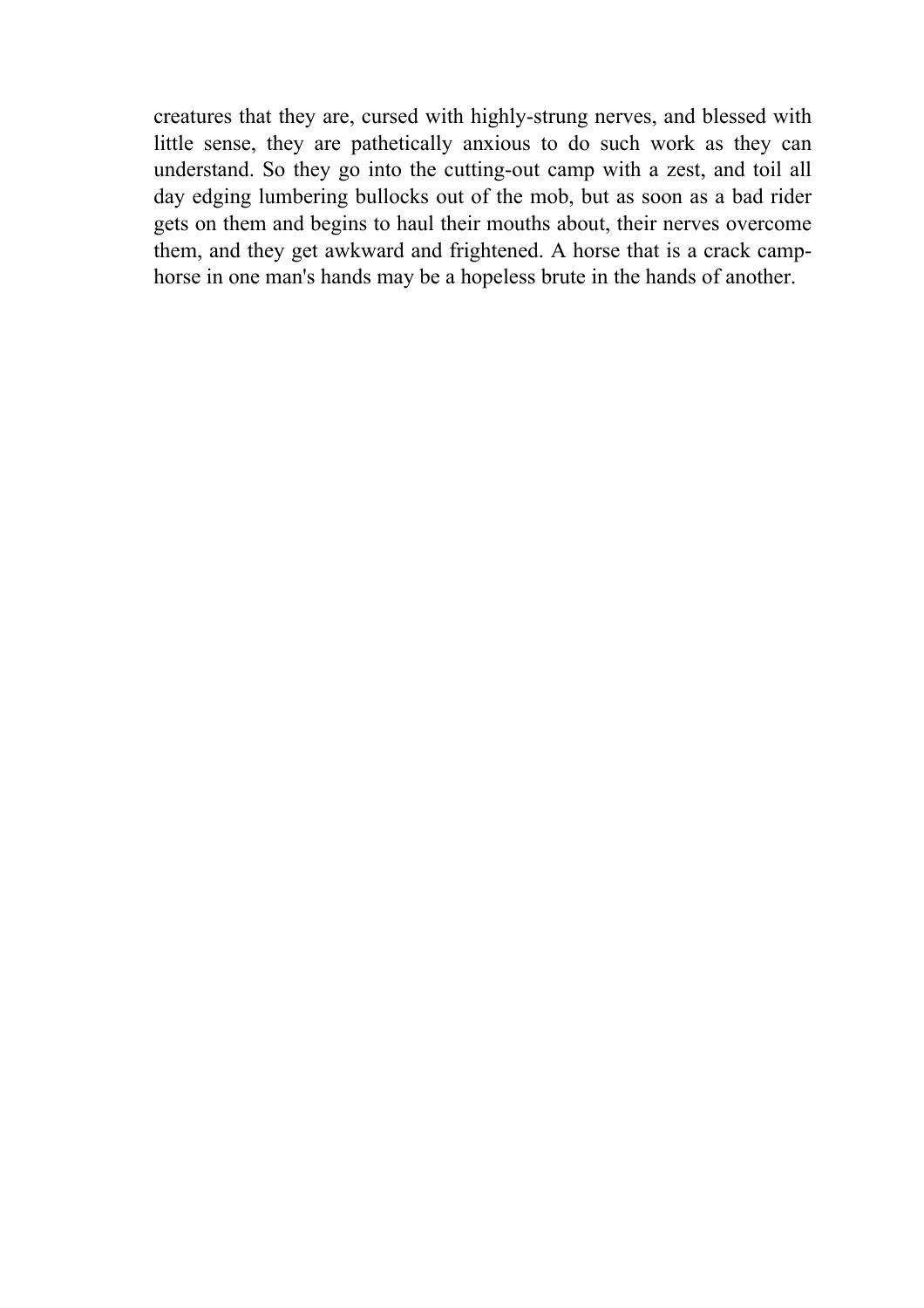creatures that they are, cursed with highly-strung nerves, and blessed with little sense, they are pathetically anxious to do such work as they can understand. So they go into the cutting-out camp with a zest, and toil all day edging lumbering bullocks out of the mob, but as soon as a bad rider gets on them and begins to haul their mouths about, their nerves overcome them, and they get awkward and frightened. A horse that is a crack camp-horse in one man's hands may be a hopeless brute in the hands of another.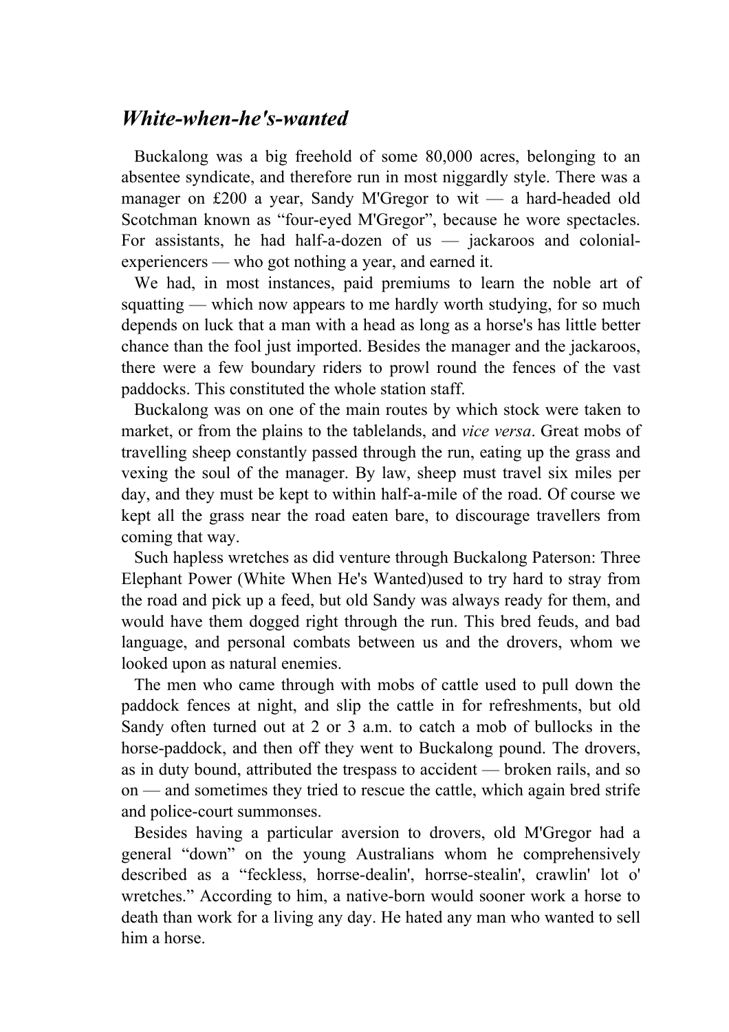## *White-when-he's-wanted*

Buckalong was a big freehold of some 80,000 acres, belonging to an absentee syndicate, and therefore run in most niggardly style. There was a manager on £200 a year, Sandy M'Gregor to wit — a hard-headed old Scotchman known as "four-eyed M'Gregor", because he wore spectacles. For assistants, he had half-a-dozen of us — jackaroos and colonial-experiencers — who got nothing a year, and earned it.

We had, in most instances, paid premiums to learn the noble art of squatting — which now appears to me hardly worth studying, for so much depends on luck that a man with a head as long as a horse's has little better chance than the fool just imported. Besides the manager and the jackaroos, there were a few boundary riders to prowl round the fences of the vast paddocks. This constituted the whole station staff.

Buckalong was on one of the main routes by which stock were taken to market, or from the plains to the tablelands, and *vice versa*. Great mobs of travelling sheep constantly passed through the run, eating up the grass and vexing the soul of the manager. By law, sheep must travel six miles per day, and they must be kept to within half-a-mile of the road. Of course we kept all the grass near the road eaten bare, to discourage travellers from coming that way.

Such hapless wretches as did venture through Buckalong Paterson: Three Elephant Power (White When He's Wanted)used to try hard to stray from the road and pick up a feed, but old Sandy was always ready for them, and would have them dogged right through the run. This bred feuds, and bad language, and personal combats between us and the drovers, whom we looked upon as natural enemies.

The men who came through with mobs of cattle used to pull down the paddock fences at night, and slip the cattle in for refreshments, but old Sandy often turned out at 2 or 3 a.m. to catch a mob of bullocks in the horse-paddock, and then off they went to Buckalong pound. The drovers, as in duty bound, attributed the trespass to accident — broken rails, and so on — and sometimes they tried to rescue the cattle, which again bred strife and police-court summonses.

Besides having a particular aversion to drovers, old M'Gregor had a general "down" on the young Australians whom he comprehensively described as a "feckless, horrse-dealin', horrse-stealin', crawlin' lot o' wretches." According to him, a native-born would sooner work a horse to death than work for a living any day. He hated any man who wanted to sell him a horse.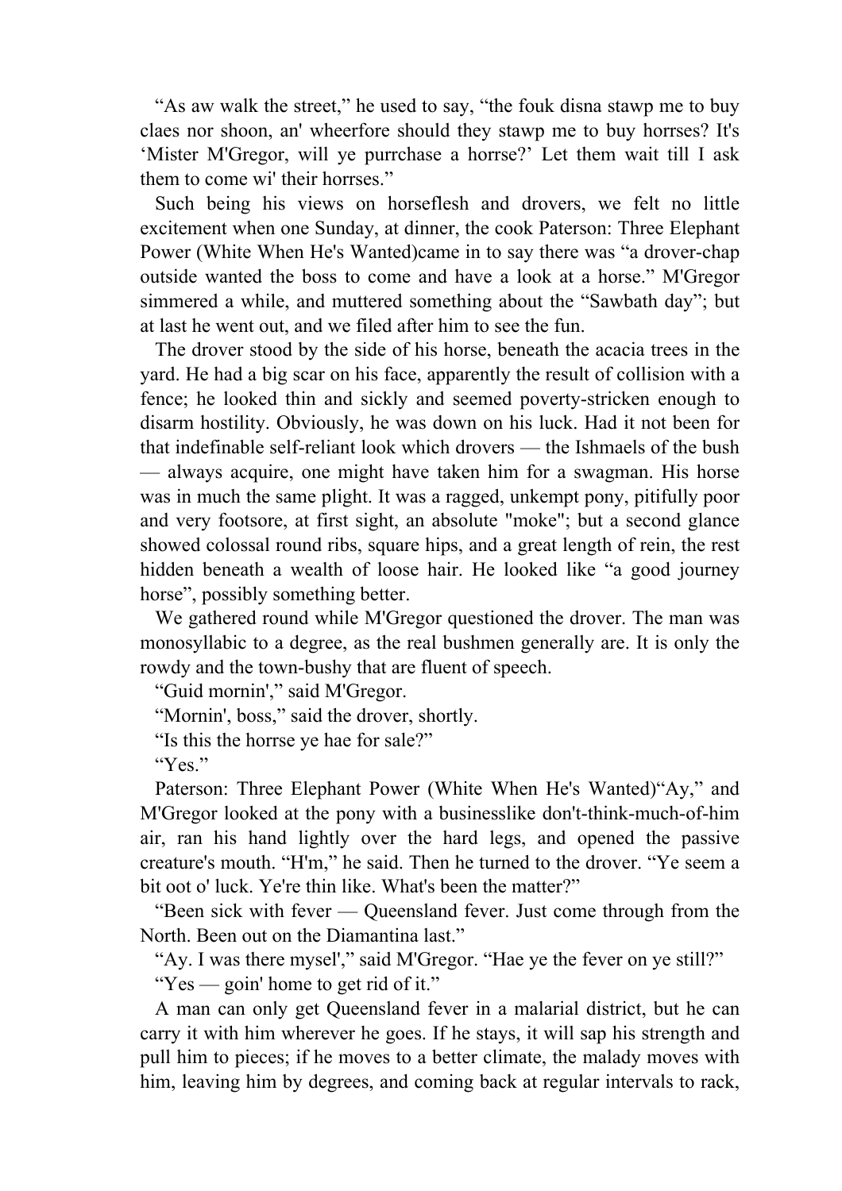“As aw walk the street,” he used to say, “the fouk disna stawp me to buy claes nor shoon, an' wheerfore should they stawp me to buy horrses? It's ‘Mister M'Gregor, will ye purrchase a horrse?’ Let them wait till I ask them to come wi' their horrses.”

Such being his views on horseflesh and drovers, we felt no little excitement when one Sunday, at dinner, the cook Paterson: Three Elephant Power (White When He's Wanted)came in to say there was “a drover-chap outside wanted the boss to come and have a look at a horse.” M'Gregor simmered a while, and muttered something about the “Sawbath day”; but at last he went out, and we filed after him to see the fun.

The drover stood by the side of his horse, beneath the acacia trees in the yard. He had a big scar on his face, apparently the result of collision with a fence; he looked thin and sickly and seemed poverty-stricken enough to disarm hostility. Obviously, he was down on his luck. Had it not been for that indefinable self-reliant look which drovers — the Ishmaels of the bush — always acquire, one might have taken him for a swagman. His horse was in much the same plight. It was a ragged, unkempt pony, pitifully poor and very footsore, at first sight, an absolute "moke"; but a second glance showed colossal round ribs, square hips, and a great length of rein, the rest hidden beneath a wealth of loose hair. He looked like “a good journey horse”, possibly something better.

We gathered round while M'Gregor questioned the drover. The man was monosyllabic to a degree, as the real bushmen generally are. It is only the rowdy and the town-bushy that are fluent of speech.

“Guid mornin',” said M'Gregor.

“Mornin', boss,” said the drover, shortly.

“Is this the horrse ye hae for sale?”

“Yes.”

Paterson: Three Elephant Power (White When He's Wanted)“Ay,” and M'Gregor looked at the pony with a businesslike don't-think-much-of-him air, ran his hand lightly over the hard legs, and opened the passive creature's mouth. “H'm,” he said. Then he turned to the drover. “Ye seem a bit oot o' luck. Ye're thin like. What's been the matter?”

“Been sick with fever — Queensland fever. Just come through from the North. Been out on the Diamantina last.”

“Ay. I was there mysel',” said M'Gregor. “Hae ye the fever on ye still?”

“Yes — goin' home to get rid of it.”

A man can only get Queensland fever in a malarial district, but he can carry it with him wherever he goes. If he stays, it will sap his strength and pull him to pieces; if he moves to a better climate, the malady moves with him, leaving him by degrees, and coming back at regular intervals to rack,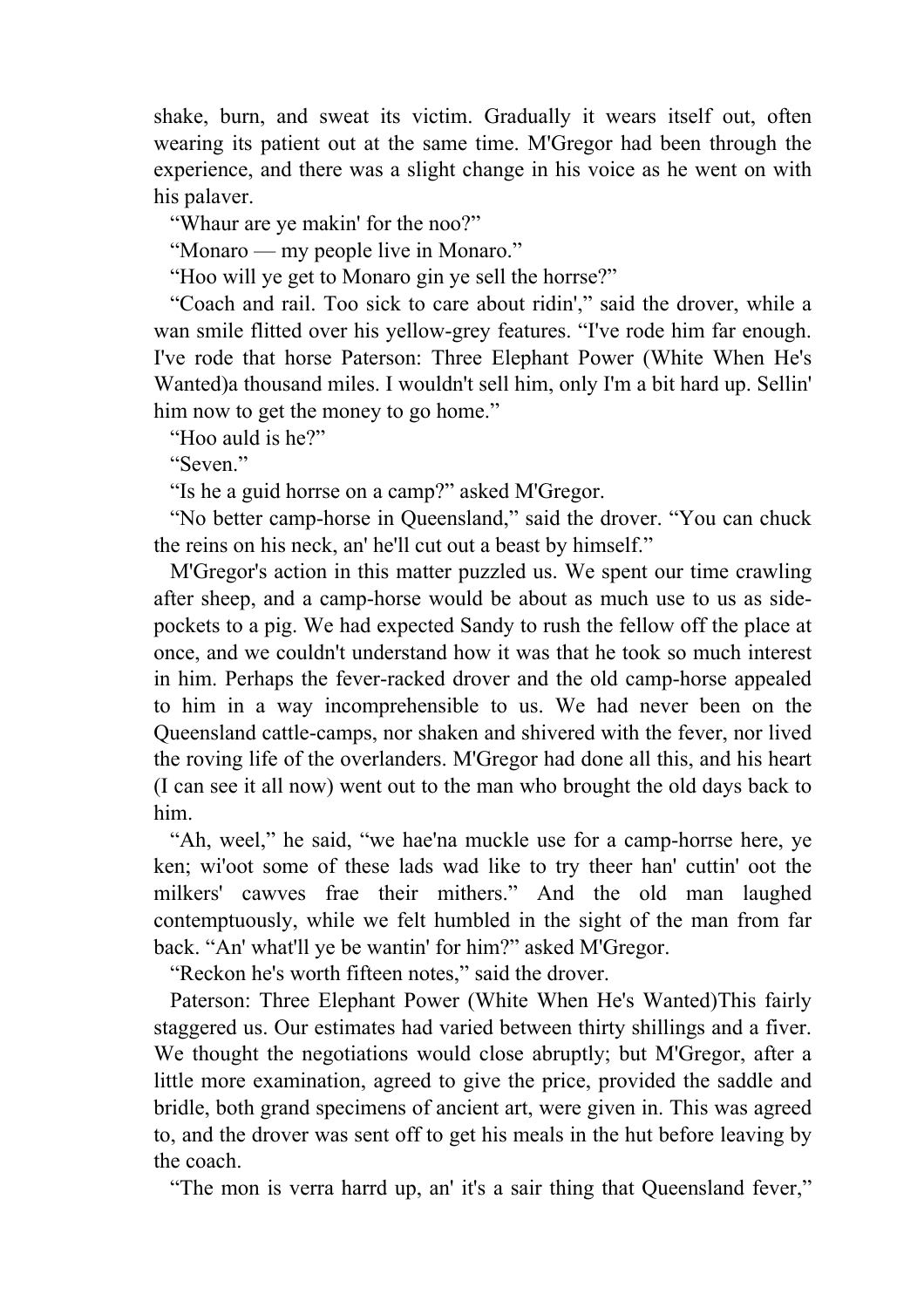shake, burn, and sweat its victim. Gradually it wears itself out, often wearing its patient out at the same time. M'Gregor had been through the experience, and there was a slight change in his voice as he went on with his palaver.

"Whaur are ye makin' for the noo?"

"Monaro — my people live in Monaro."

"Hoo will ye get to Monaro gin ye sell the horrse?"

"Coach and rail. Too sick to care about ridin'," said the drover, while a wan smile flitted over his yellow-grey features. "I've rode him far enough. I've rode that horse Paterson: Three Elephant Power (White When He's Wanted)a thousand miles. I wouldn't sell him, only I'm a bit hard up. Sellin' him now to get the money to go home."

"Hoo auld is he?"

"Seven."

"Is he a guid horrse on a camp?" asked M'Gregor.

"No better camp-horse in Queensland," said the drover. "You can chuck the reins on his neck, an' he'll cut out a beast by himself."

M'Gregor's action in this matter puzzled us. We spent our time crawling after sheep, and a camp-horse would be about as much use to us as side-pockets to a pig. We had expected Sandy to rush the fellow off the place at once, and we couldn't understand how it was that he took so much interest in him. Perhaps the fever-racked drover and the old camp-horse appealed to him in a way incomprehensible to us. We had never been on the Queensland cattle-camps, nor shaken and shivered with the fever, nor lived the roving life of the overlanders. M'Gregor had done all this, and his heart (I can see it all now) went out to the man who brought the old days back to him.

"Ah, weel," he said, "we hae'na muckle use for a camp-horrse here, ye ken; wi'oot some of these lads wad like to try theer han' cuttin' oot the milkers' cawves frae their mithers." And the old man laughed contemptuously, while we felt humbled in the sight of the man from far back. "An' what'll ye be wantin' for him?" asked M'Gregor.

"Reckon he's worth fifteen notes," said the drover.

Paterson: Three Elephant Power (White When He's Wanted)This fairly staggered us. Our estimates had varied between thirty shillings and a fiver. We thought the negotiations would close abruptly; but M'Gregor, after a little more examination, agreed to give the price, provided the saddle and bridle, both grand specimens of ancient art, were given in. This was agreed to, and the drover was sent off to get his meals in the hut before leaving by the coach.

"The mon is verra harrd up, an' it's a sair thing that Queensland fever,"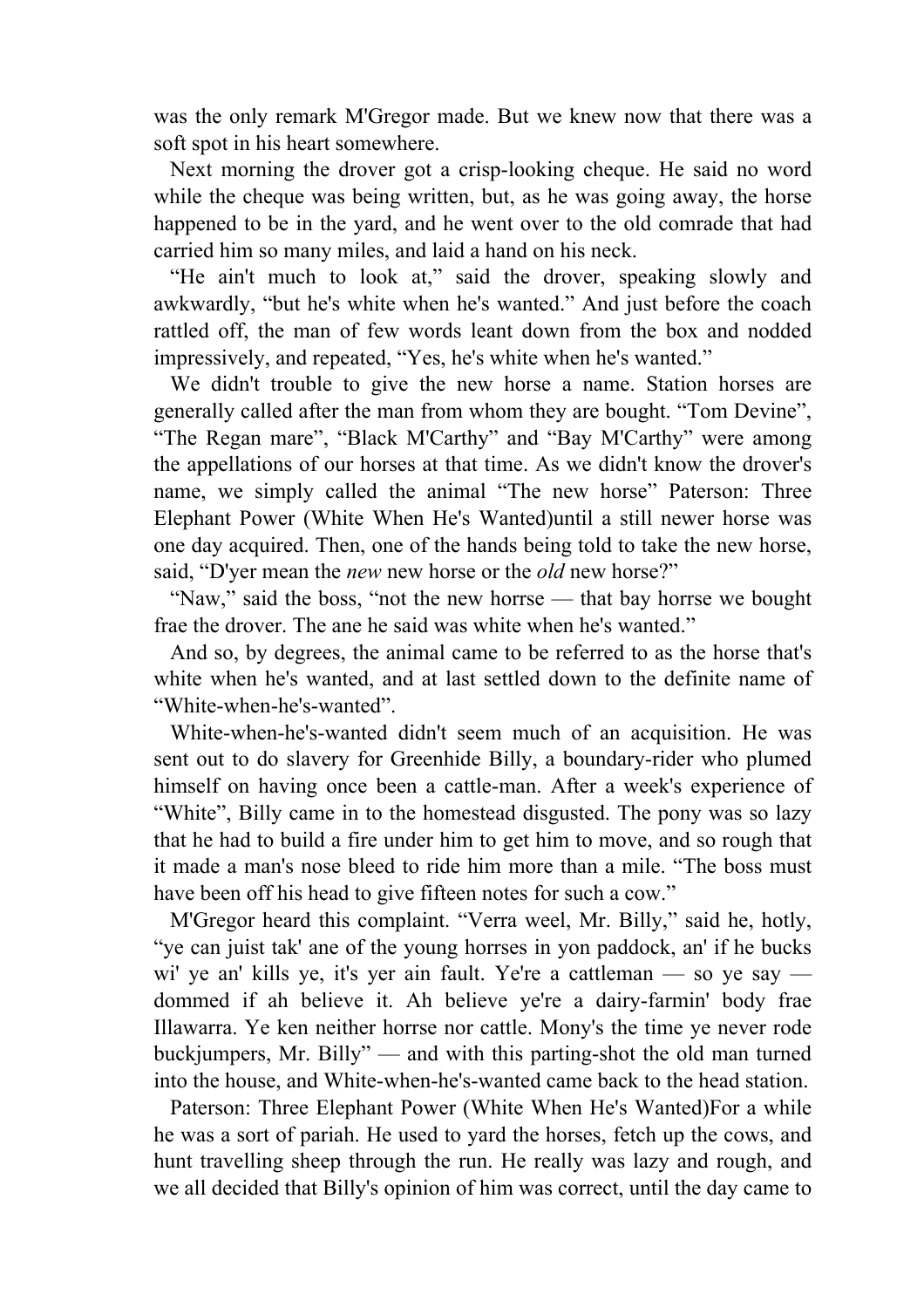was the only remark M'Gregor made. But we knew now that there was a soft spot in his heart somewhere.

Next morning the drover got a crisp-looking cheque. He said no word while the cheque was being written, but, as he was going away, the horse happened to be in the yard, and he went over to the old comrade that had carried him so many miles, and laid a hand on his neck.

"He ain't much to look at," said the drover, speaking slowly and awkwardly, "but he's white when he's wanted." And just before the coach rattled off, the man of few words leant down from the box and nodded impressively, and repeated, "Yes, he's white when he's wanted."

We didn't trouble to give the new horse a name. Station horses are generally called after the man from whom they are bought. "Tom Devine", "The Regan mare", "Black M'Carthy" and "Bay M'Carthy" were among the appellations of our horses at that time. As we didn't know the drover's name, we simply called the animal "The new horse" Paterson: Three Elephant Power (White When He's Wanted)until a still newer horse was one day acquired. Then, one of the hands being told to take the new horse, said, "D'yer mean the *new* new horse or the *old* new horse?"

"Naw," said the boss, "not the new horrse — that bay horrse we bought frae the drover. The ane he said was white when he's wanted."

And so, by degrees, the animal came to be referred to as the horse that's white when he's wanted, and at last settled down to the definite name of "White-when-he's-wanted".

White-when-he's-wanted didn't seem much of an acquisition. He was sent out to do slavery for Greenhide Billy, a boundary-rider who plumed himself on having once been a cattle-man. After a week's experience of "White", Billy came in to the homestead disgusted. The pony was so lazy that he had to build a fire under him to get him to move, and so rough that it made a man's nose bleed to ride him more than a mile. "The boss must have been off his head to give fifteen notes for such a cow."

M'Gregor heard this complaint. "Verra weel, Mr. Billy," said he, hotly, "ye can juist tak' ane of the young horrses in yon paddock, an' if he bucks wi' ye an' kills ye, it's yer ain fault. Ye're a cattleman — so ye say — dommed if ah believe it. Ah believe ye're a dairy-farmin' body frae Illawarra. Ye ken neither horrse nor cattle. Mony's the time ye never rode buckjumpers, Mr. Billy" — and with this parting-shot the old man turned into the house, and White-when-he's-wanted came back to the head station.

Paterson: Three Elephant Power (White When He's Wanted)For a while he was a sort of pariah. He used to yard the horses, fetch up the cows, and hunt travelling sheep through the run. He really was lazy and rough, and we all decided that Billy's opinion of him was correct, until the day came to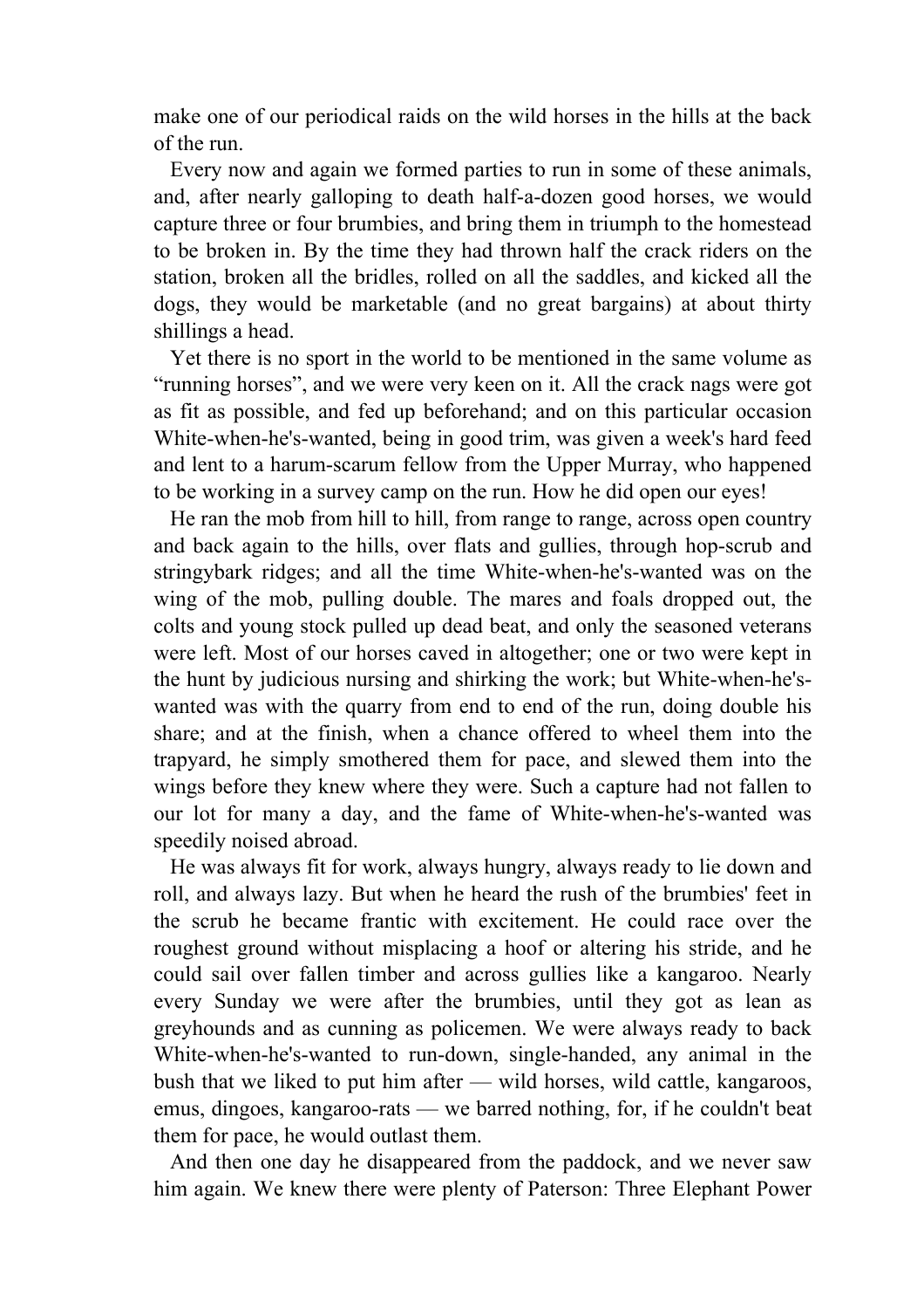make one of our periodical raids on the wild horses in the hills at the back of the run.

Every now and again we formed parties to run in some of these animals, and, after nearly galloping to death half-a-dozen good horses, we would capture three or four brumbies, and bring them in triumph to the homestead to be broken in. By the time they had thrown half the crack riders on the station, broken all the bridles, rolled on all the saddles, and kicked all the dogs, they would be marketable (and no great bargains) at about thirty shillings a head.

Yet there is no sport in the world to be mentioned in the same volume as "running horses", and we were very keen on it. All the crack nags were got as fit as possible, and fed up beforehand; and on this particular occasion White-when-he's-wanted, being in good trim, was given a week's hard feed and lent to a harum-scarum fellow from the Upper Murray, who happened to be working in a survey camp on the run. How he did open our eyes!

He ran the mob from hill to hill, from range to range, across open country and back again to the hills, over flats and gullies, through hop-scrub and stringybark ridges; and all the time White-when-he's-wanted was on the wing of the mob, pulling double. The mares and foals dropped out, the colts and young stock pulled up dead beat, and only the seasoned veterans were left. Most of our horses caved in altogether; one or two were kept in the hunt by judicious nursing and shirking the work; but White-when-he's-wanted was with the quarry from end to end of the run, doing double his share; and at the finish, when a chance offered to wheel them into the trapyard, he simply smothered them for pace, and slewed them into the wings before they knew where they were. Such a capture had not fallen to our lot for many a day, and the fame of White-when-he's-wanted was speedily noised abroad.

He was always fit for work, always hungry, always ready to lie down and roll, and always lazy. But when he heard the rush of the brumbies' feet in the scrub he became frantic with excitement. He could race over the roughest ground without misplacing a hoof or altering his stride, and he could sail over fallen timber and across gullies like a kangaroo. Nearly every Sunday we were after the brumbies, until they got as lean as greyhounds and as cunning as policemen. We were always ready to back White-when-he's-wanted to run-down, single-handed, any animal in the bush that we liked to put him after — wild horses, wild cattle, kangaroos, emus, dingoes, kangaroo-rats — we barred nothing, for, if he couldn't beat them for pace, he would outlast them.

And then one day he disappeared from the paddock, and we never saw him again. We knew there were plenty of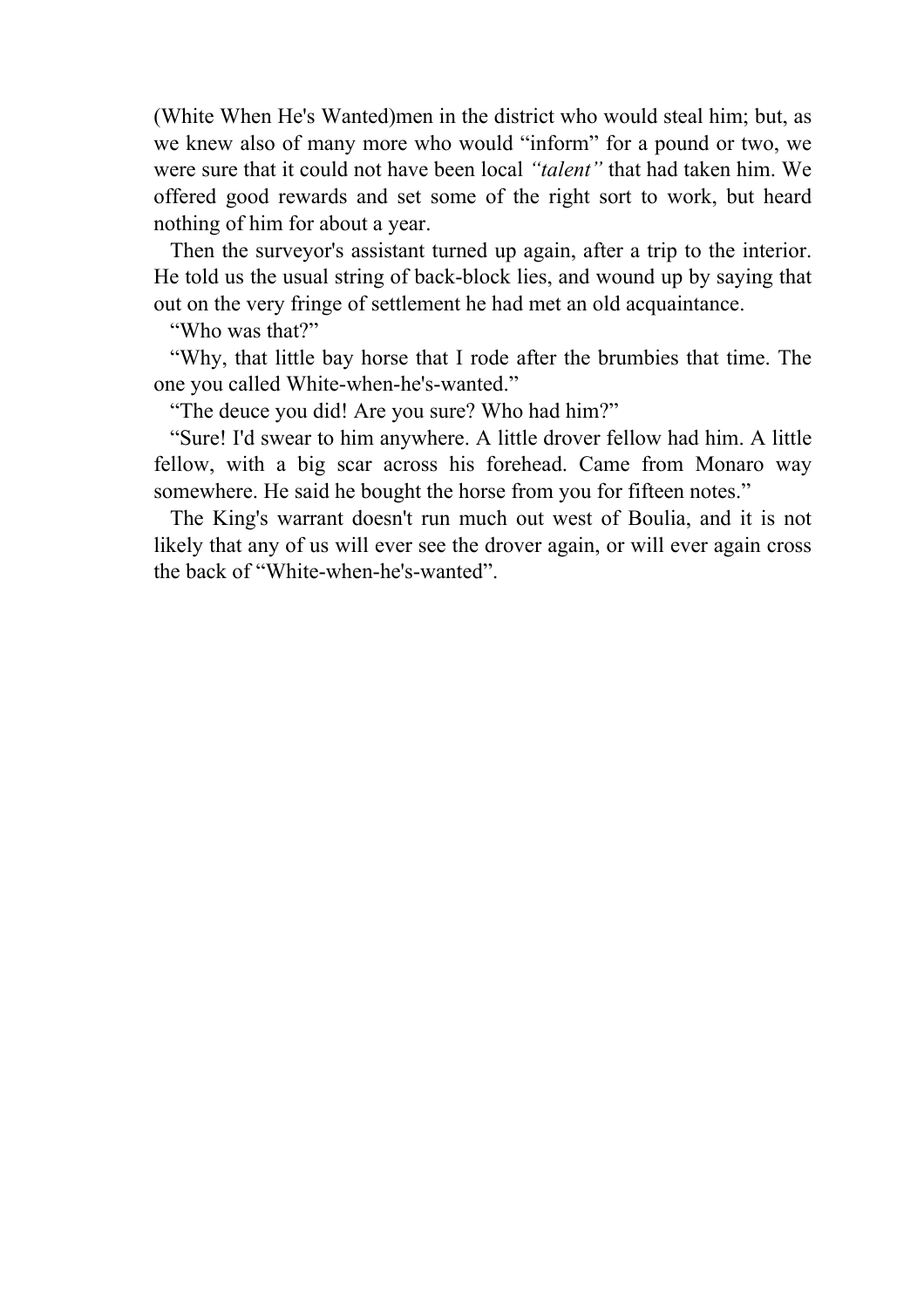(White When He's Wanted)men in the district who would steal him; but, as we knew also of many more who would “inform” for a pound or two, we were sure that it could not have been local *“talent”* that had taken him. We offered good rewards and set some of the right sort to work, but heard nothing of him for about a year.

Then the surveyor's assistant turned up again, after a trip to the interior. He told us the usual string of back-block lies, and wound up by saying that out on the very fringe of settlement he had met an old acquaintance.

“Who was that?”

“Why, that little bay horse that I rode after the brumbies that time. The one you called White-when-he's-wanted.”

“The deuce you did! Are you sure? Who had him?”

“Sure! I'd swear to him anywhere. A little drover fellow had him. A little fellow, with a big scar across his forehead. Came from Monaro way somewhere. He said he bought the horse from you for fifteen notes.”

The King's warrant doesn't run much out west of Boulia, and it is not likely that any of us will ever see the drover again, or will ever again cross the back of “White-when-he's-wanted”.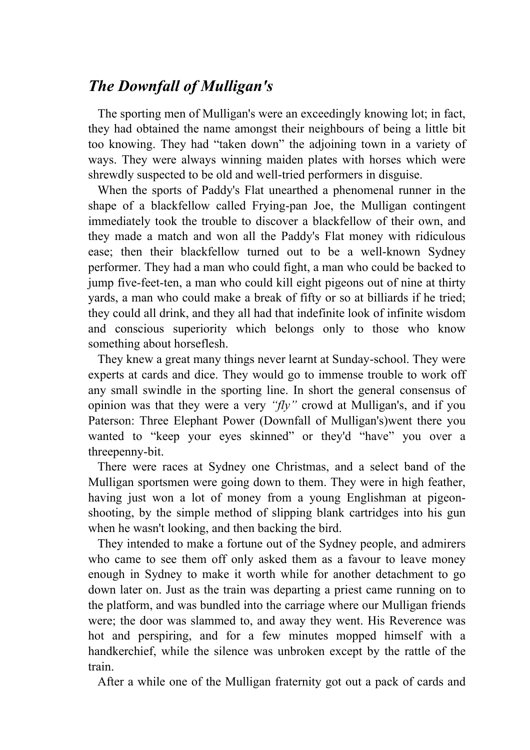## *The Downfall of Mulligan's*

The sporting men of Mulligan's were an exceedingly knowing lot; in fact, they had obtained the name amongst their neighbours of being a little bit too knowing. They had "taken down" the adjoining town in a variety of ways. They were always winning maiden plates with horses which were shrewdly suspected to be old and well-tried performers in disguise.

When the sports of Paddy's Flat unearthed a phenomenal runner in the shape of a blackfellow called Frying-pan Joe, the Mulligan contingent immediately took the trouble to discover a blackfellow of their own, and they made a match and won all the Paddy's Flat money with ridiculous ease; then their blackfellow turned out to be a well-known Sydney performer. They had a man who could fight, a man who could be backed to jump five-feet-ten, a man who could kill eight pigeons out of nine at thirty yards, a man who could make a break of fifty or so at billiards if he tried; they could all drink, and they all had that indefinite look of infinite wisdom and conscious superiority which belongs only to those who know something about horseflesh.

They knew a great many things never learnt at Sunday-school. They were experts at cards and dice. They would go to immense trouble to work off any small swindle in the sporting line. In short the general consensus of opinion was that they were a very *"fly"* crowd at Mulligan's, and if you went there you wanted to "keep your eyes skinned" or they'd "have" you over a threepenny-bit.

There were races at Sydney one Christmas, and a select band of the Mulligan sportsmen were going down to them. They were in high feather, having just won a lot of money from a young Englishman at pigeon-shooting, by the simple method of slipping blank cartridges into his gun when he wasn't looking, and then backing the bird.

They intended to make a fortune out of the Sydney people, and admirers who came to see them off only asked them as a favour to leave money enough in Sydney to make it worth while for another detachment to go down later on. Just as the train was departing a priest came running on to the platform, and was bundled into the carriage where our Mulligan friends were; the door was slammed to, and away they went. His Reverence was hot and perspiring, and for a few minutes mopped himself with a handkerchief, while the silence was unbroken except by the rattle of the train.

After a while one of the Mulligan fraternity got out a pack of cards and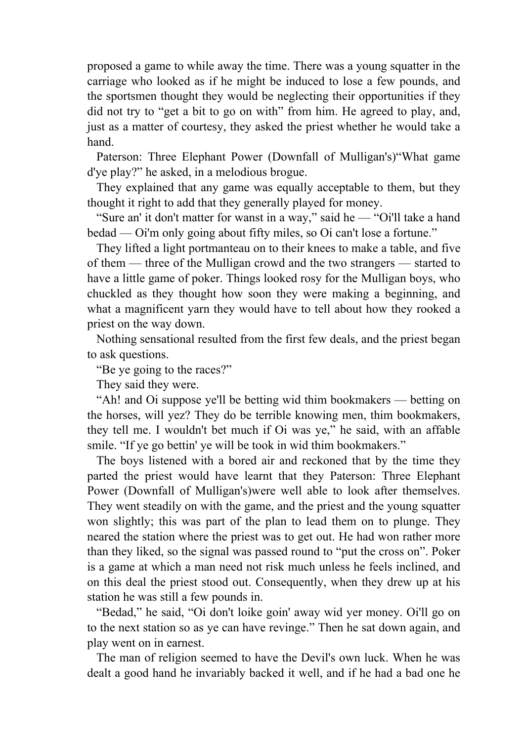proposed a game to while away the time. There was a young squatter in the carriage who looked as if he might be induced to lose a few pounds, and the sportsmen thought they would be neglecting their opportunities if they did not try to "get a bit to go on with" from him. He agreed to play, and, just as a matter of courtesy, they asked the priest whether he would take a hand.

"What game d'ye play?" he asked, in a melodious brogue.

They explained that any game was equally acceptable to them, but they thought it right to add that they generally played for money.

"Sure an' it don't matter for wanst in a way," said he — "Oi'll take a hand bedad — Oi'm only going about fifty miles, so Oi can't lose a fortune."

They lifted a light portmanteau on to their knees to make a table, and five of them — three of the Mulligan crowd and the two strangers — started to have a little game of poker. Things looked rosy for the Mulligan boys, who chuckled as they thought how soon they were making a beginning, and what a magnificent yarn they would have to tell about how they rooked a priest on the way down.

Nothing sensational resulted from the first few deals, and the priest began to ask questions.

"Be ye going to the races?"

They said they were.

"Ah! and Oi suppose ye'll be betting wid thim bookmakers — betting on the horses, will yez? They do be terrible knowing men, thim bookmakers, they tell me. I wouldn't bet much if Oi was ye," he said, with an affable smile. "If ye go bettin' ye will be took in wid thim bookmakers."

The boys listened with a bored air and reckoned that by the time they parted the priest would have learnt that they were well able to look after themselves. They went steadily on with the game, and the priest and the young squatter won slightly; this was part of the plan to lead them on to plunge. They neared the station where the priest was to get out. He had won rather more than they liked, so the signal was passed round to "put the cross on". Poker is a game at which a man need not risk much unless he feels inclined, and on this deal the priest stood out. Consequently, when they drew up at his station he was still a few pounds in.

"Bedad," he said, "Oi don't loike goin' away wid yer money. Oi'll go on to the next station so as ye can have revinge." Then he sat down again, and play went on in earnest.

The man of religion seemed to have the Devil's own luck. When he was dealt a good hand he invariably backed it well, and if he had a bad one he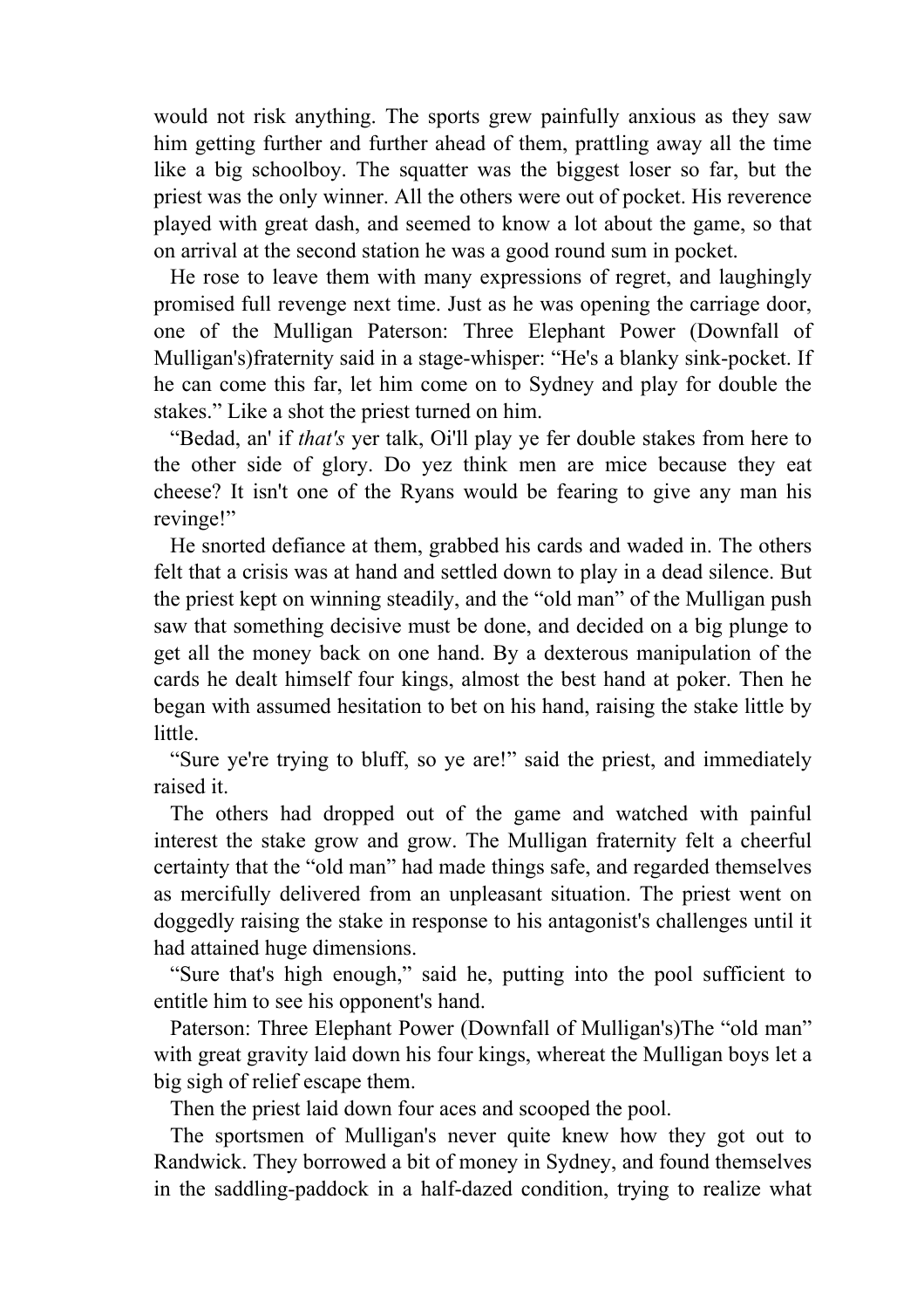would not risk anything. The sports grew painfully anxious as they saw him getting further and further ahead of them, prattling away all the time like a big schoolboy. The squatter was the biggest loser so far, but the priest was the only winner. All the others were out of pocket. His reverence played with great dash, and seemed to know a lot about the game, so that on arrival at the second station he was a good round sum in pocket.

He rose to leave them with many expressions of regret, and laughingly promised full revenge next time. Just as he was opening the carriage door, one of the Mulligan Paterson: Three Elephant Power (Downfall of Mulligan's)fraternity said in a stage-whisper: "He's a blanky sink-pocket. If he can come this far, let him come on to Sydney and play for double the stakes." Like a shot the priest turned on him.

"Bedad, an' if *that's* yer talk, Oi'll play ye fer double stakes from here to the other side of glory. Do yez think men are mice because they eat cheese? It isn't one of the Ryans would be fearing to give any man his revinge!"

He snorted defiance at them, grabbed his cards and waded in. The others felt that a crisis was at hand and settled down to play in a dead silence. But the priest kept on winning steadily, and the "old man" of the Mulligan push saw that something decisive must be done, and decided on a big plunge to get all the money back on one hand. By a dexterous manipulation of the cards he dealt himself four kings, almost the best hand at poker. Then he began with assumed hesitation to bet on his hand, raising the stake little by little.

"Sure ye're trying to bluff, so ye are!" said the priest, and immediately raised it.

The others had dropped out of the game and watched with painful interest the stake grow and grow. The Mulligan fraternity felt a cheerful certainty that the "old man" had made things safe, and regarded themselves as mercifully delivered from an unpleasant situation. The priest went on doggedly raising the stake in response to his antagonist's challenges until it had attained huge dimensions.

"Sure that's high enough," said he, putting into the pool sufficient to entitle him to see his opponent's hand.

Paterson: Three Elephant Power (Downfall of Mulligan's)The "old man" with great gravity laid down his four kings, whereat the Mulligan boys let a big sigh of relief escape them.

Then the priest laid down four aces and scooped the pool.

The sportsmen of Mulligan's never quite knew how they got out to Randwick. They borrowed a bit of money in Sydney, and found themselves in the saddling-paddock in a half-dazed condition, trying to realize what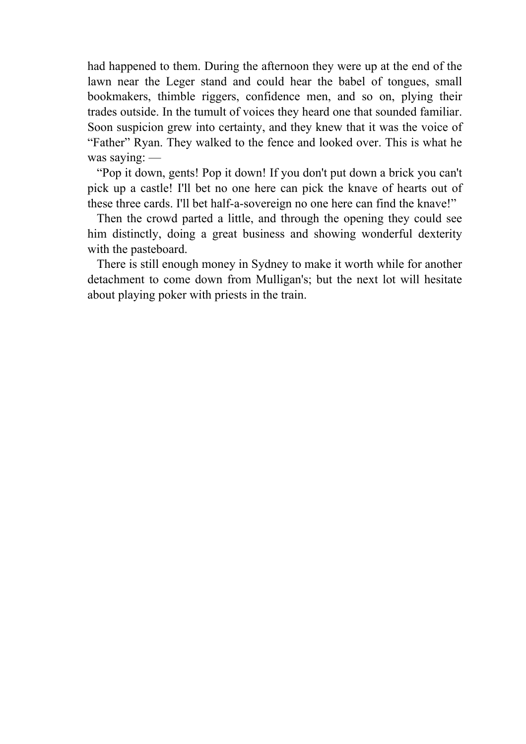had happened to them. During the afternoon they were up at the end of the lawn near the Leger stand and could hear the babel of tongues, small bookmakers, thimble riggers, confidence men, and so on, plying their trades outside. In the tumult of voices they heard one that sounded familiar. Soon suspicion grew into certainty, and they knew that it was the voice of "Father" Ryan. They walked to the fence and looked over. This is what he was saying: —

"Pop it down, gents! Pop it down! If you don't put down a brick you can't pick up a castle! I'll bet no one here can pick the knave of hearts out of these three cards. I'll bet half-a-sovereign no one here can find the knave!"

Then the crowd parted a little, and through the opening they could see him distinctly, doing a great business and showing wonderful dexterity with the pasteboard.

There is still enough money in Sydney to make it worth while for another detachment to come down from Mulligan's; but the next lot will hesitate about playing poker with priests in the train.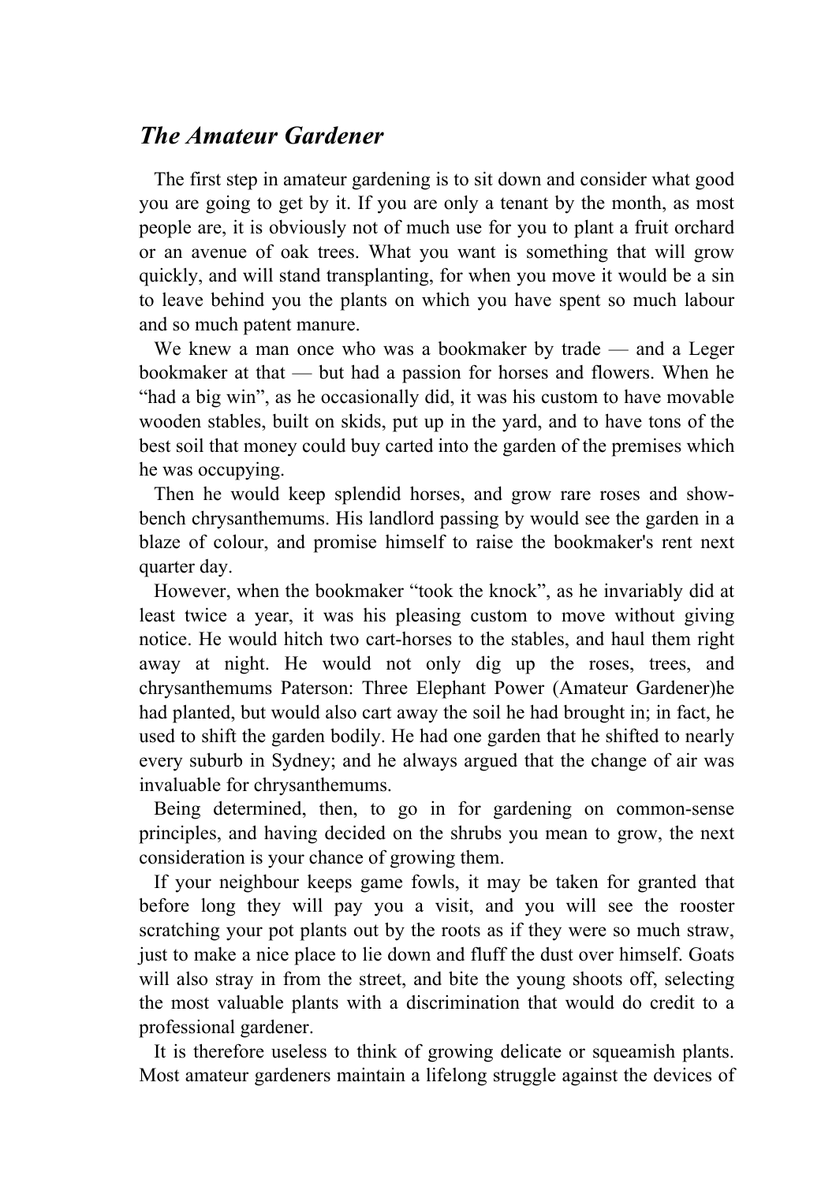## *The Amateur Gardener*

The first step in amateur gardening is to sit down and consider what good you are going to get by it. If you are only a tenant by the month, as most people are, it is obviously not of much use for you to plant a fruit orchard or an avenue of oak trees. What you want is something that will grow quickly, and will stand transplanting, for when you move it would be a sin to leave behind you the plants on which you have spent so much labour and so much patent manure.

We knew a man once who was a bookmaker by trade — and a Leger bookmaker at that — but had a passion for horses and flowers. When he "had a big win", as he occasionally did, it was his custom to have movable wooden stables, built on skids, put up in the yard, and to have tons of the best soil that money could buy carted into the garden of the premises which he was occupying.

Then he would keep splendid horses, and grow rare roses and show-bench chrysanthemums. His landlord passing by would see the garden in a blaze of colour, and promise himself to raise the bookmaker's rent next quarter day.

However, when the bookmaker "took the knock", as he invariably did at least twice a year, it was his pleasing custom to move without giving notice. He would hitch two cart-horses to the stables, and haul them right away at night. He would not only dig up the roses, trees, and chrysanthemums Paterson: Three Elephant Power (Amateur Gardener)he had planted, but would also cart away the soil he had brought in; in fact, he used to shift the garden bodily. He had one garden that he shifted to nearly every suburb in Sydney; and he always argued that the change of air was invaluable for chrysanthemums.

Being determined, then, to go in for gardening on common-sense principles, and having decided on the shrubs you mean to grow, the next consideration is your chance of growing them.

If your neighbour keeps game fowls, it may be taken for granted that before long they will pay you a visit, and you will see the rooster scratching your pot plants out by the roots as if they were so much straw, just to make a nice place to lie down and fluff the dust over himself. Goats will also stray in from the street, and bite the young shoots off, selecting the most valuable plants with a discrimination that would do credit to a professional gardener.

It is therefore useless to think of growing delicate or squeamish plants. Most amateur gardeners maintain a lifelong struggle against the devices of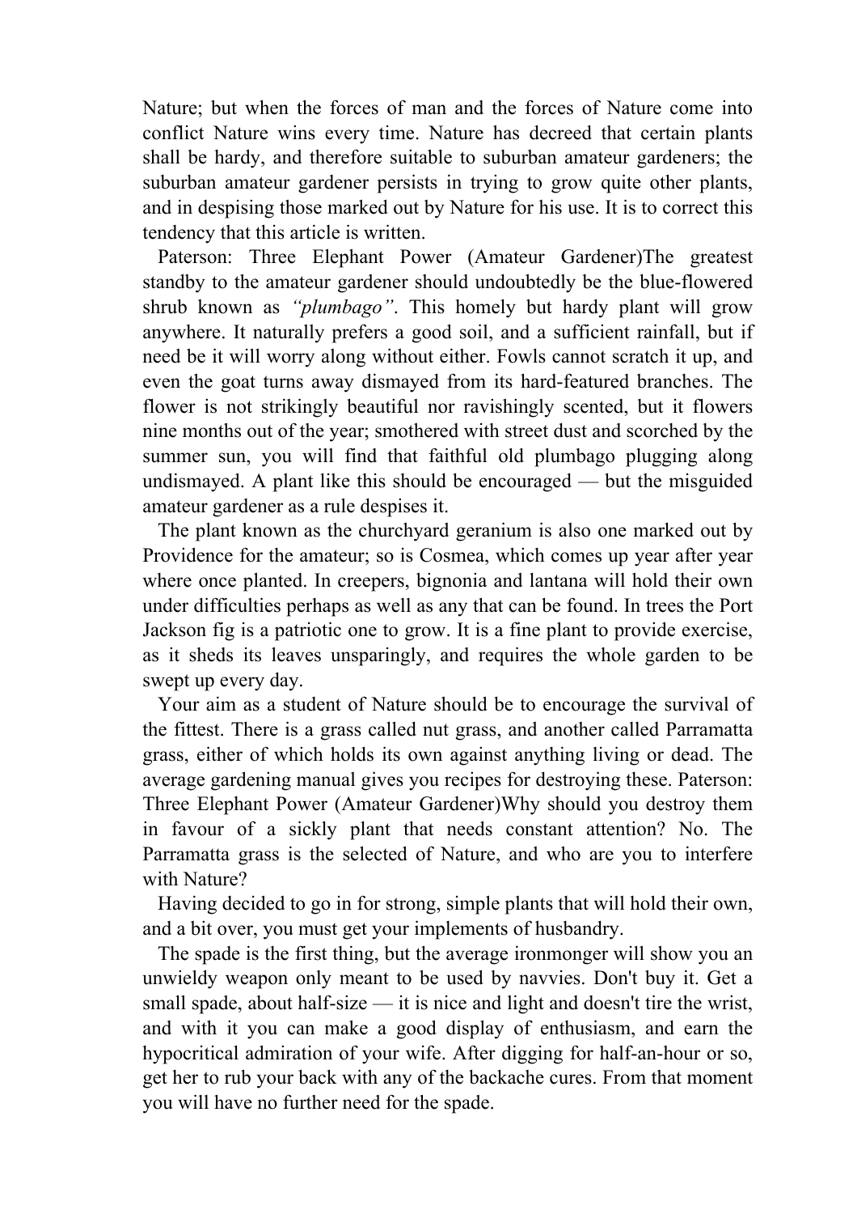Nature; but when the forces of man and the forces of Nature come into conflict Nature wins every time. Nature has decreed that certain plants shall be hardy, and therefore suitable to suburban amateur gardeners; the suburban amateur gardener persists in trying to grow quite other plants, and in despising those marked out by Nature for his use. It is to correct this tendency that this article is written.

Paterson: Three Elephant Power (Amateur Gardener)The greatest standby to the amateur gardener should undoubtedly be the blue-flowered shrub known as *"plumbago"*. This homely but hardy plant will grow anywhere. It naturally prefers a good soil, and a sufficient rainfall, but if need be it will worry along without either. Fowls cannot scratch it up, and even the goat turns away dismayed from its hard-featured branches. The flower is not strikingly beautiful nor ravishingly scented, but it flowers nine months out of the year; smothered with street dust and scorched by the summer sun, you will find that faithful old plumbago plugging along undismayed. A plant like this should be encouraged — but the misguided amateur gardener as a rule despises it.

The plant known as the churchyard geranium is also one marked out by Providence for the amateur; so is Cosmea, which comes up year after year where once planted. In creepers, bignonia and lantana will hold their own under difficulties perhaps as well as any that can be found. In trees the Port Jackson fig is a patriotic one to grow. It is a fine plant to provide exercise, as it sheds its leaves unsparingly, and requires the whole garden to be swept up every day.

Your aim as a student of Nature should be to encourage the survival of the fittest. There is a grass called nut grass, and another called Parramatta grass, either of which holds its own against anything living or dead. The average gardening manual gives you recipes for destroying these. Paterson: Three Elephant Power (Amateur Gardener)Why should you destroy them in favour of a sickly plant that needs constant attention? No. The Parramatta grass is the selected of Nature, and who are you to interfere with Nature?

Having decided to go in for strong, simple plants that will hold their own, and a bit over, you must get your implements of husbandry.

The spade is the first thing, but the average ironmonger will show you an unwieldy weapon only meant to be used by navvies. Don't buy it. Get a small spade, about half-size — it is nice and light and doesn't tire the wrist, and with it you can make a good display of enthusiasm, and earn the hypocritical admiration of your wife. After digging for half-an-hour or so, get her to rub your back with any of the backache cures. From that moment you will have no further need for the spade.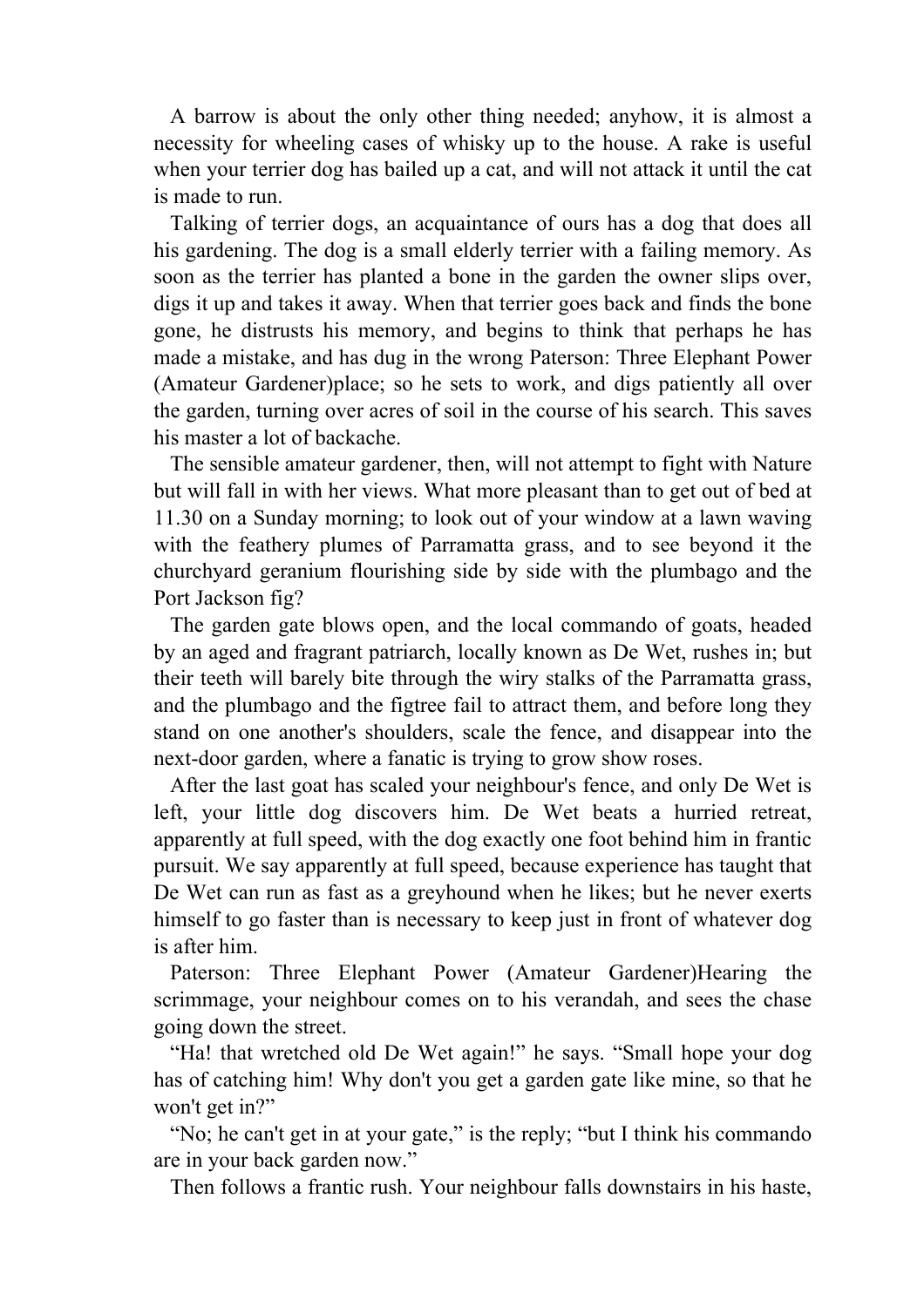A barrow is about the only other thing needed; anyhow, it is almost a necessity for wheeling cases of whisky up to the house. A rake is useful when your terrier dog has bailed up a cat, and will not attack it until the cat is made to run.

Talking of terrier dogs, an acquaintance of ours has a dog that does all his gardening. The dog is a small elderly terrier with a failing memory. As soon as the terrier has planted a bone in the garden the owner slips over, digs it up and takes it away. When that terrier goes back and finds the bone gone, he distrusts his memory, and begins to think that perhaps he has made a mistake, and has dug in the wrong place; so he sets to work, and digs patiently all over the garden, turning over acres of soil in the course of his search. This saves his master a lot of backache.

The sensible amateur gardener, then, will not attempt to fight with Nature but will fall in with her views. What more pleasant than to get out of bed at 11.30 on a Sunday morning; to look out of your window at a lawn waving with the feathery plumes of Parramatta grass, and to see beyond it the churchyard geranium flourishing side by side with the plumbago and the Port Jackson fig?

The garden gate blows open, and the local commando of goats, headed by an aged and fragrant patriarch, locally known as De Wet, rushes in; but their teeth will barely bite through the wiry stalks of the Parramatta grass, and the plumbago and the figtree fail to attract them, and before long they stand on one another's shoulders, scale the fence, and disappear into the next-door garden, where a fanatic is trying to grow show roses.

After the last goat has scaled your neighbour's fence, and only De Wet is left, your little dog discovers him. De Wet beats a hurried retreat, apparently at full speed, with the dog exactly one foot behind him in frantic pursuit. We say apparently at full speed, because experience has taught that De Wet can run as fast as a greyhound when he likes; but he never exerts himself to go faster than is necessary to keep just in front of whatever dog is after him.

Hearing the scrimmage, your neighbour comes on to his verandah, and sees the chase going down the street.

“Ha! that wretched old De Wet again!” he says. “Small hope your dog has of catching him! Why don't you get a garden gate like mine, so that he won't get in?”

“No; he can't get in at your gate,” is the reply; “but I think his commando are in your back garden now.”

Then follows a frantic rush. Your neighbour falls downstairs in his haste,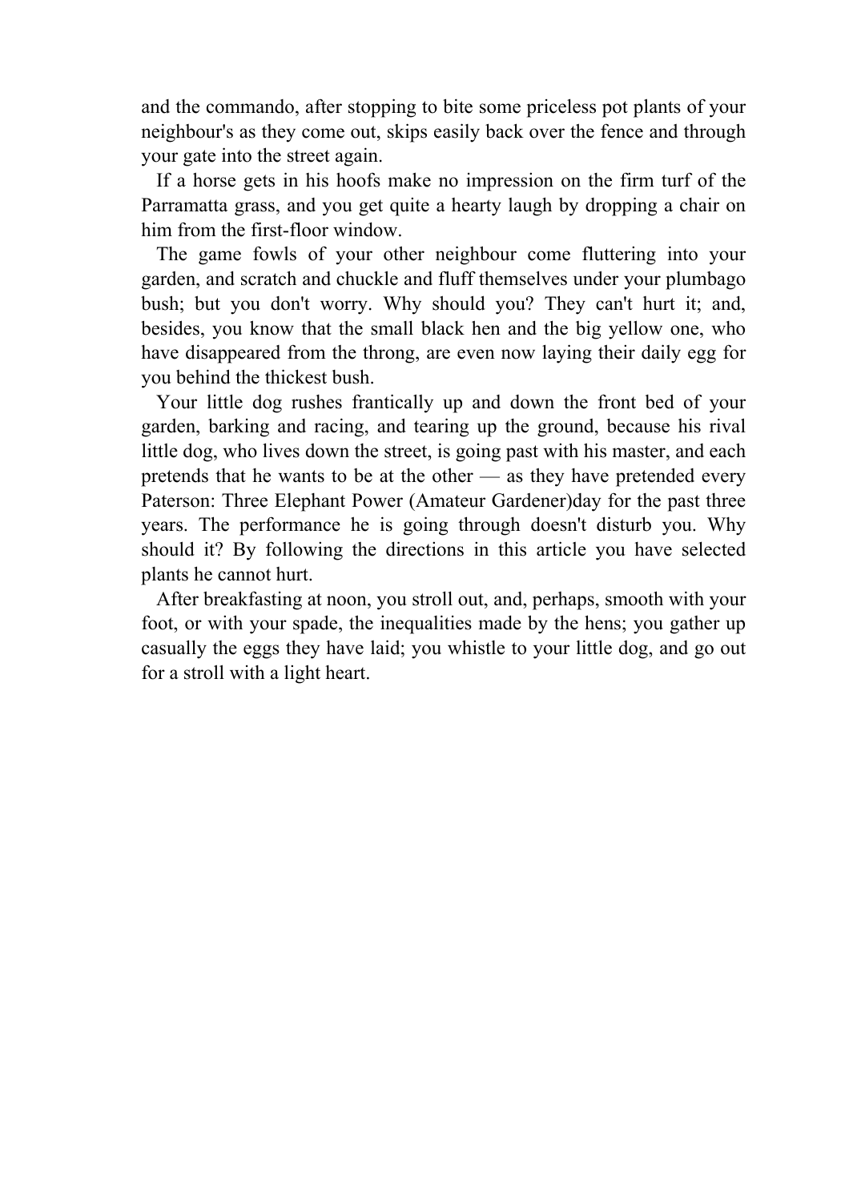and the commando, after stopping to bite some priceless pot plants of your neighbour's as they come out, skips easily back over the fence and through your gate into the street again.

If a horse gets in his hoofs make no impression on the firm turf of the Parramatta grass, and you get quite a hearty laugh by dropping a chair on him from the first-floor window.

The game fowls of your other neighbour come fluttering into your garden, and scratch and chuckle and fluff themselves under your plumbago bush; but you don't worry. Why should you? They can't hurt it; and, besides, you know that the small black hen and the big yellow one, who have disappeared from the throng, are even now laying their daily egg for you behind the thickest bush.

Your little dog rushes frantically up and down the front bed of your garden, barking and racing, and tearing up the ground, because his rival little dog, who lives down the street, is going past with his master, and each pretends that he wants to be at the other — as they have pretended every day for the past three years. The performance he is going through doesn't disturb you. Why should it? By following the directions in this article you have selected plants he cannot hurt.

After breakfasting at noon, you stroll out, and, perhaps, smooth with your foot, or with your spade, the inequalities made by the hens; you gather up casually the eggs they have laid; you whistle to your little dog, and go out for a stroll with a light heart.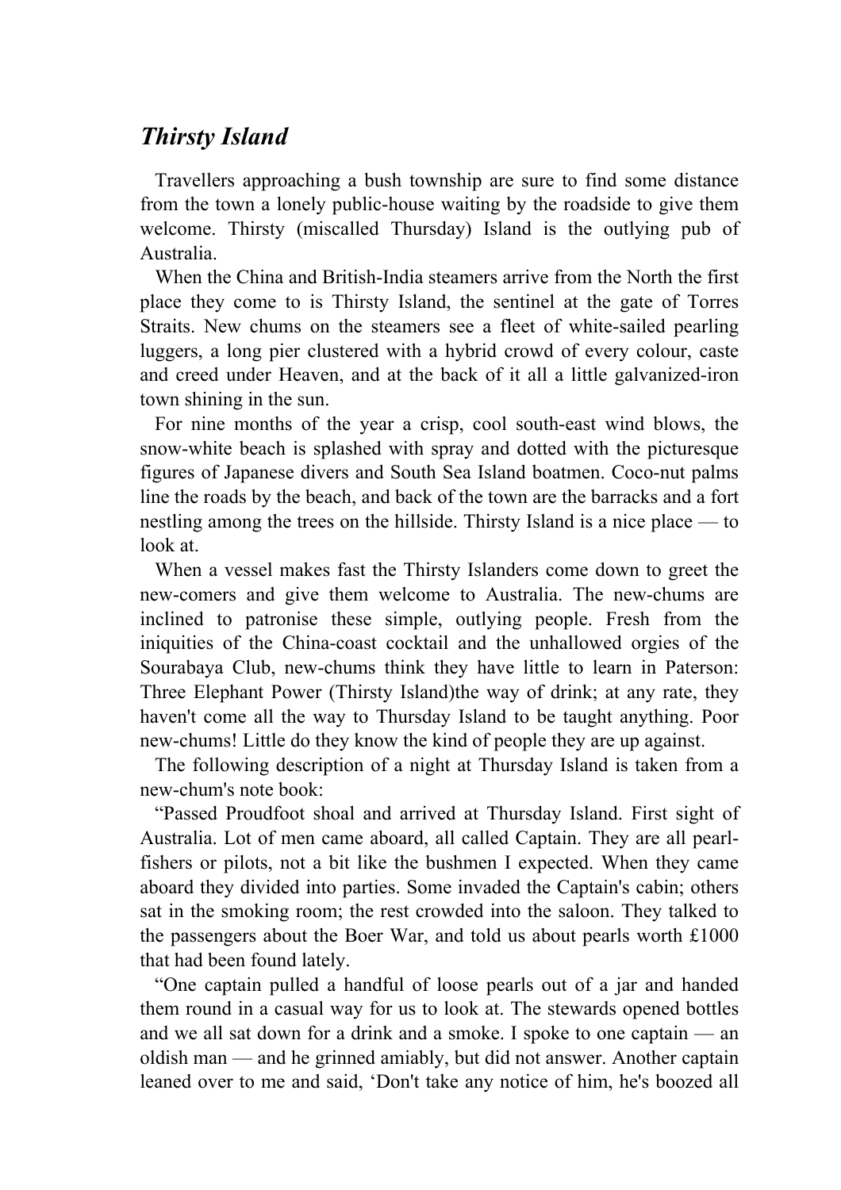## *Thirsty Island*

Travellers approaching a bush township are sure to find some distance from the town a lonely public-house waiting by the roadside to give them welcome. Thirsty (miscalled Thursday) Island is the outlying pub of Australia.

When the China and British-India steamers arrive from the North the first place they come to is Thirsty Island, the sentinel at the gate of Torres Straits. New chums on the steamers see a fleet of white-sailed pearling luggers, a long pier clustered with a hybrid crowd of every colour, caste and creed under Heaven, and at the back of it all a little galvanized-iron town shining in the sun.

For nine months of the year a crisp, cool south-east wind blows, the snow-white beach is splashed with spray and dotted with the picturesque figures of Japanese divers and South Sea Island boatmen. Coco-nut palms line the roads by the beach, and back of the town are the barracks and a fort nestling among the trees on the hillside. Thirsty Island is a nice place — to look at.

When a vessel makes fast the Thirsty Islanders come down to greet the new-comers and give them welcome to Australia. The new-chums are inclined to patronise these simple, outlying people. Fresh from the iniquities of the China-coast cocktail and the unhallowed orgies of the Sourabaya Club, new-chums think they have little to learn in the way of drink; at any rate, they haven't come all the way to Thursday Island to be taught anything. Poor new-chums! Little do they know the kind of people they are up against.

The following description of a night at Thursday Island is taken from a new-chum's note book:

"Passed Proudfoot shoal and arrived at Thursday Island. First sight of Australia. Lot of men came aboard, all called Captain. They are all pearl-fishers or pilots, not a bit like the bushmen I expected. When they came aboard they divided into parties. Some invaded the Captain's cabin; others sat in the smoking room; the rest crowded into the saloon. They talked to the passengers about the Boer War, and told us about pearls worth £1000 that had been found lately.

"One captain pulled a handful of loose pearls out of a jar and handed them round in a casual way for us to look at. The stewards opened bottles and we all sat down for a drink and a smoke. I spoke to one captain — an oldish man — and he grinned amiably, but did not answer. Another captain leaned over to me and said, 'Don't take any notice of him, he's boozed all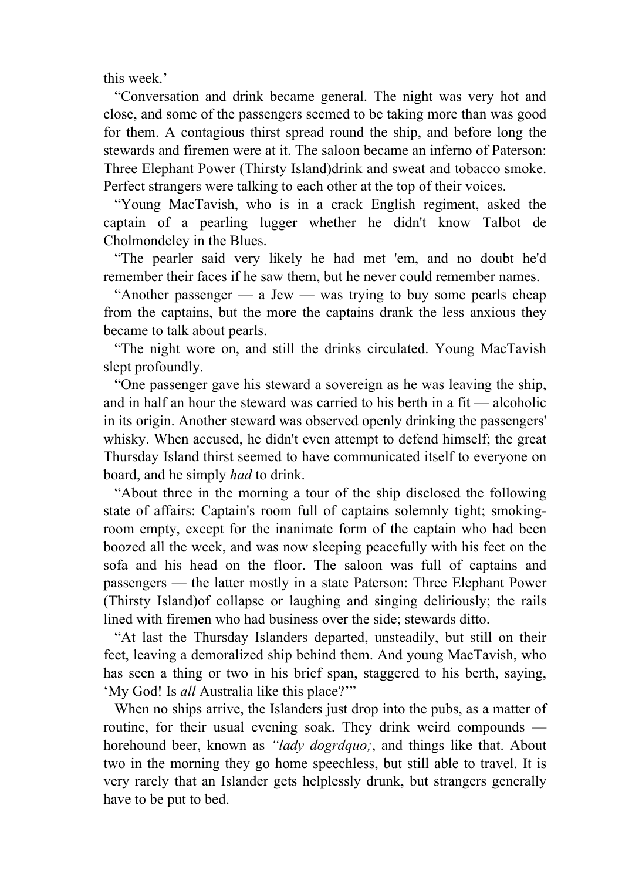this week.'

"Conversation and drink became general. The night was very hot and close, and some of the passengers seemed to be taking more than was good for them. A contagious thirst spread round the ship, and before long the stewards and firemen were at it. The saloon became an inferno of Paterson: Three Elephant Power (Thirsty Island)drink and sweat and tobacco smoke. Perfect strangers were talking to each other at the top of their voices.

"Young MacTavish, who is in a crack English regiment, asked the captain of a pearling lugger whether he didn't know Talbot de Cholmondeley in the Blues.

"The pearler said very likely he had met 'em, and no doubt he'd remember their faces if he saw them, but he never could remember names.

"Another passenger — a Jew — was trying to buy some pearls cheap from the captains, but the more the captains drank the less anxious they became to talk about pearls.

"The night wore on, and still the drinks circulated. Young MacTavish slept profoundly.

"One passenger gave his steward a sovereign as he was leaving the ship, and in half an hour the steward was carried to his berth in a fit — alcoholic in its origin. Another steward was observed openly drinking the passengers' whisky. When accused, he didn't even attempt to defend himself; the great Thursday Island thirst seemed to have communicated itself to everyone on board, and he simply *had* to drink.

"About three in the morning a tour of the ship disclosed the following state of affairs: Captain's room full of captains solemnly tight; smoking-room empty, except for the inanimate form of the captain who had been boozed all the week, and was now sleeping peacefully with his feet on the sofa and his head on the floor. The saloon was full of captains and passengers — the latter mostly in a state Paterson: Three Elephant Power (Thirsty Island)of collapse or laughing and singing deliriously; the rails lined with firemen who had business over the side; stewards ditto.

"At last the Thursday Islanders departed, unsteadily, but still on their feet, leaving a demoralized ship behind them. And young MacTavish, who has seen a thing or two in his brief span, staggered to his berth, saying, 'My God! Is *all* Australia like this place?'"

When no ships arrive, the Islanders just drop into the pubs, as a matter of routine, for their usual evening soak. They drink weird compounds — horehound beer, known as *"lady dogrdquo;*, and things like that. About two in the morning they go home speechless, but still able to travel. It is very rarely that an Islander gets helplessly drunk, but strangers generally have to be put to bed.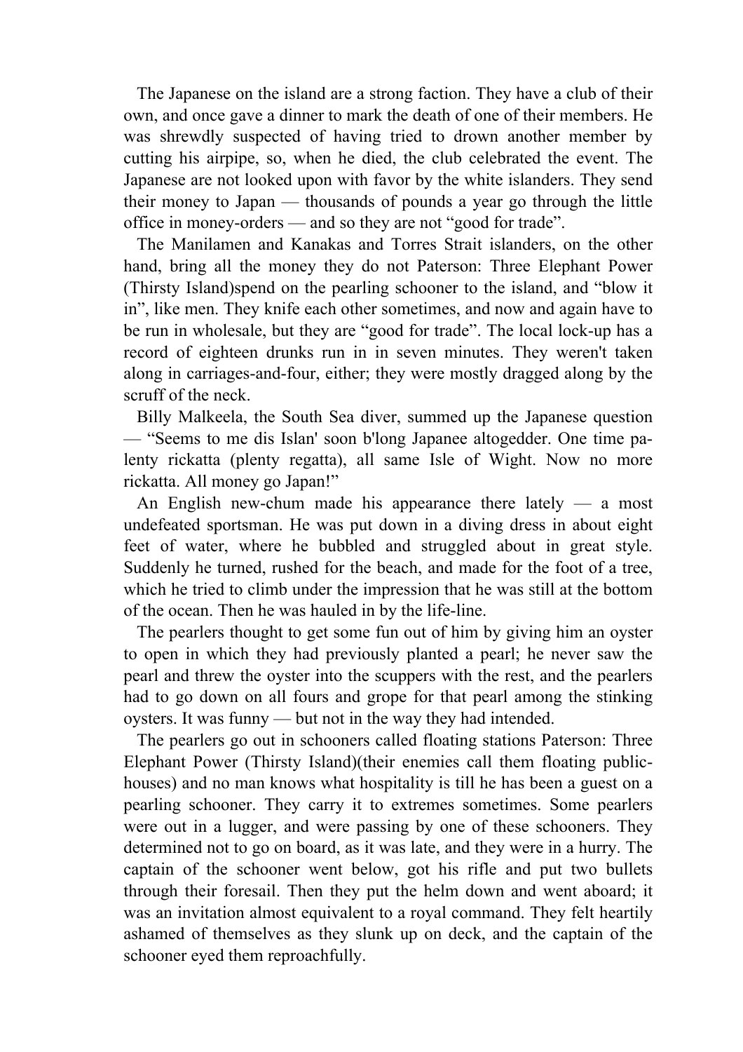The Japanese on the island are a strong faction. They have a club of their own, and once gave a dinner to mark the death of one of their members. He was shrewdly suspected of having tried to drown another member by cutting his airpipe, so, when he died, the club celebrated the event. The Japanese are not looked upon with favor by the white islanders. They send their money to Japan — thousands of pounds a year go through the little office in money-orders — and so they are not "good for trade".

The Manilamen and Kanakas and Torres Strait islanders, on the other hand, bring all the money they do not spend on the pearling schooner to the island, and "blow it in", like men. They knife each other sometimes, and now and again have to be run in wholesale, but they are "good for trade". The local lock-up has a record of eighteen drunks run in in seven minutes. They weren't taken along in carriages-and-four, either; they were mostly dragged along by the scruff of the neck.

Billy Malkeela, the South Sea diver, summed up the Japanese question — "Seems to me dis Islan' soon b'long Japanee altogedder. One time palenty rickatta (plenty regatta), all same Isle of Wight. Now no more rickatta. All money go Japan!"

An English new-chum made his appearance there lately — a most undefeated sportsman. He was put down in a diving dress in about eight feet of water, where he bubbled and struggled about in great style. Suddenly he turned, rushed for the beach, and made for the foot of a tree, which he tried to climb under the impression that he was still at the bottom of the ocean. Then he was hauled in by the life-line.

The pearlers thought to get some fun out of him by giving him an oyster to open in which they had previously planted a pearl; he never saw the pearl and threw the oyster into the scuppers with the rest, and the pearlers had to go down on all fours and grope for that pearl among the stinking oysters. It was funny — but not in the way they had intended.

The pearlers go out in schooners called floating stations (their enemies call them floating public-houses) and no man knows what hospitality is till he has been a guest on a pearling schooner. They carry it to extremes sometimes. Some pearlers were out in a lugger, and were passing by one of these schooners. They determined not to go on board, as it was late, and they were in a hurry. The captain of the schooner went below, got his rifle and put two bullets through their foresail. Then they put the helm down and went aboard; it was an invitation almost equivalent to a royal command. They felt heartily ashamed of themselves as they slunk up on deck, and the captain of the schooner eyed them reproachfully.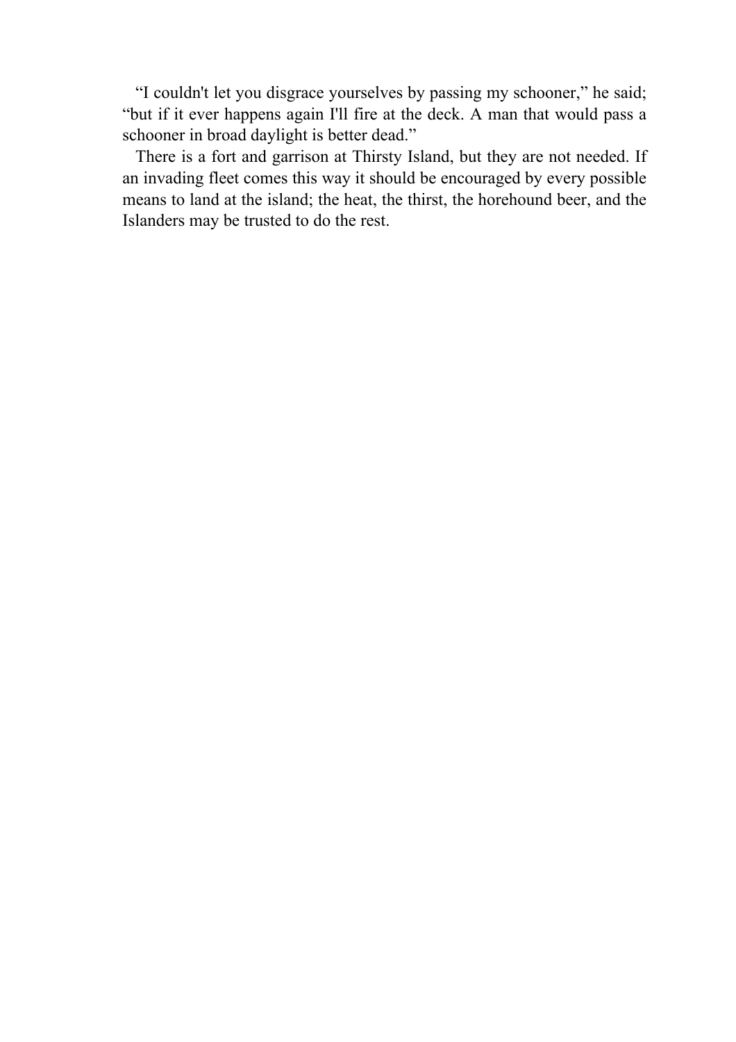"I couldn't let you disgrace yourselves by passing my schooner," he said; "but if it ever happens again I'll fire at the deck. A man that would pass a schooner in broad daylight is better dead."

There is a fort and garrison at Thirsty Island, but they are not needed. If an invading fleet comes this way it should be encouraged by every possible means to land at the island; the heat, the thirst, the horehound beer, and the Islanders may be trusted to do the rest.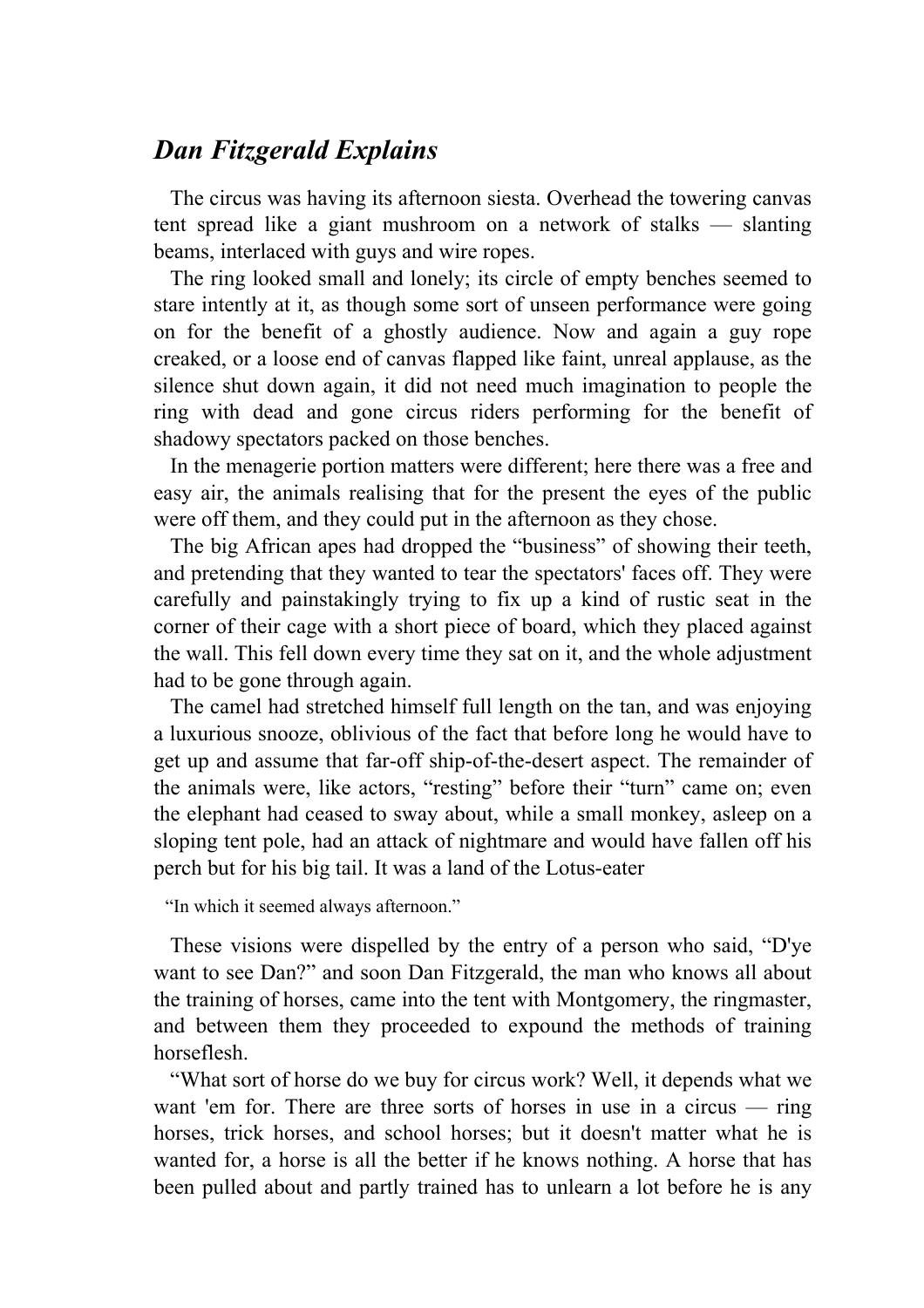## *Dan Fitzgerald Explains*

The circus was having its afternoon siesta. Overhead the towering canvas tent spread like a giant mushroom on a network of stalks — slanting beams, interlaced with guys and wire ropes.

The ring looked small and lonely; its circle of empty benches seemed to stare intently at it, as though some sort of unseen performance were going on for the benefit of a ghostly audience. Now and again a guy rope creaked, or a loose end of canvas flapped like faint, unreal applause, as the silence shut down again, it did not need much imagination to people the ring with dead and gone circus riders performing for the benefit of shadowy spectators packed on those benches.

In the menagerie portion matters were different; here there was a free and easy air, the animals realising that for the present the eyes of the public were off them, and they could put in the afternoon as they chose.

The big African apes had dropped the "business" of showing their teeth, and pretending that they wanted to tear the spectators' faces off. They were carefully and painstakingly trying to fix up a kind of rustic seat in the corner of their cage with a short piece of board, which they placed against the wall. This fell down every time they sat on it, and the whole adjustment had to be gone through again.

The camel had stretched himself full length on the tan, and was enjoying a luxurious snooze, oblivious of the fact that before long he would have to get up and assume that far-off ship-of-the-desert aspect. The remainder of the animals were, like actors, "resting" before their "turn" came on; even the elephant had ceased to sway about, while a small monkey, asleep on a sloping tent pole, had an attack of nightmare and would have fallen off his perch but for his big tail. It was a land of the Lotus-eater

> "In which it seemed always afternoon."

These visions were dispelled by the entry of a person who said, "D'ye want to see Dan?" and soon Dan Fitzgerald, the man who knows all about the training of horses, came into the tent with Montgomery, the ringmaster, and between them they proceeded to expound the methods of training horseflesh.

"What sort of horse do we buy for circus work? Well, it depends what we want 'em for. There are three sorts of horses in use in a circus — ring horses, trick horses, and school horses; but it doesn't matter what he is wanted for, a horse is all the better if he knows nothing. A horse that has been pulled about and partly trained has to unlearn a lot before he is any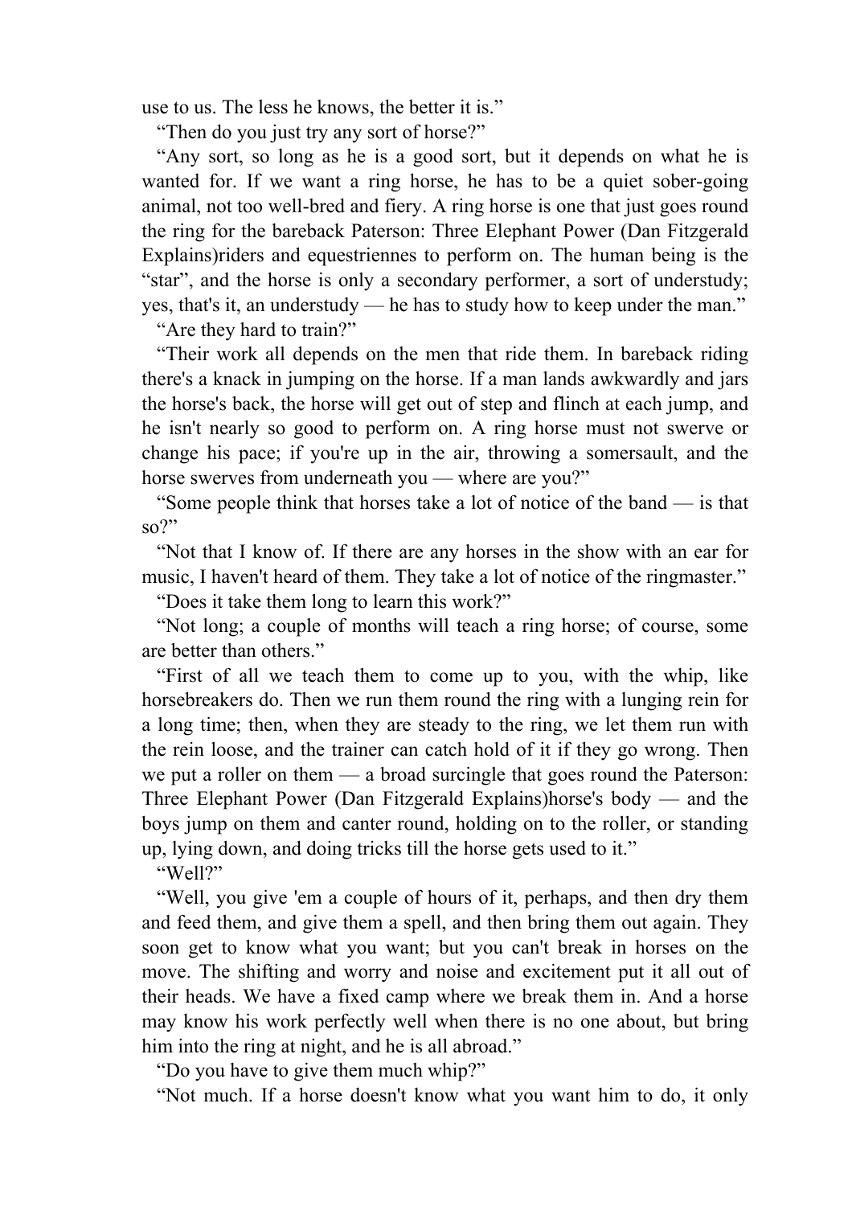use to us. The less he knows, the better it is."

"Then do you just try any sort of horse?"

"Any sort, so long as he is a good sort, but it depends on what he is wanted for. If we want a ring horse, he has to be a quiet sober-going animal, not too well-bred and fiery. A ring horse is one that just goes round the ring for the bareback riders and equestriennes to perform on. The human being is the "star", and the horse is only a secondary performer, a sort of understudy; yes, that's it, an understudy — he has to study how to keep under the man."

"Are they hard to train?"

"Their work all depends on the men that ride them. In bareback riding there's a knack in jumping on the horse. If a man lands awkwardly and jars the horse's back, the horse will get out of step and flinch at each jump, and he isn't nearly so good to perform on. A ring horse must not swerve or change his pace; if you're up in the air, throwing a somersault, and the horse swerves from underneath you — where are you?"

"Some people think that horses take a lot of notice of the band — is that so?"

"Not that I know of. If there are any horses in the show with an ear for music, I haven't heard of them. They take a lot of notice of the ringmaster."

"Does it take them long to learn this work?"

"Not long; a couple of months will teach a ring horse; of course, some are better than others."

"First of all we teach them to come up to you, with the whip, like horsebreakers do. Then we run them round the ring with a lunging rein for a long time; then, when they are steady to the ring, we let them run with the rein loose, and the trainer can catch hold of it if they go wrong. Then we put a roller on them — a broad surcingle that goes round the horse's body — and the boys jump on them and canter round, holding on to the roller, or standing up, lying down, and doing tricks till the horse gets used to it."

"Well?"

"Well, you give 'em a couple of hours of it, perhaps, and then dry them and feed them, and give them a spell, and then bring them out again. They soon get to know what you want; but you can't break in horses on the move. The shifting and worry and noise and excitement put it all out of their heads. We have a fixed camp where we break them in. And a horse may know his work perfectly well when there is no one about, but bring him into the ring at night, and he is all abroad."

"Do you have to give them much whip?"

"Not much. If a horse doesn't know what you want him to do, it only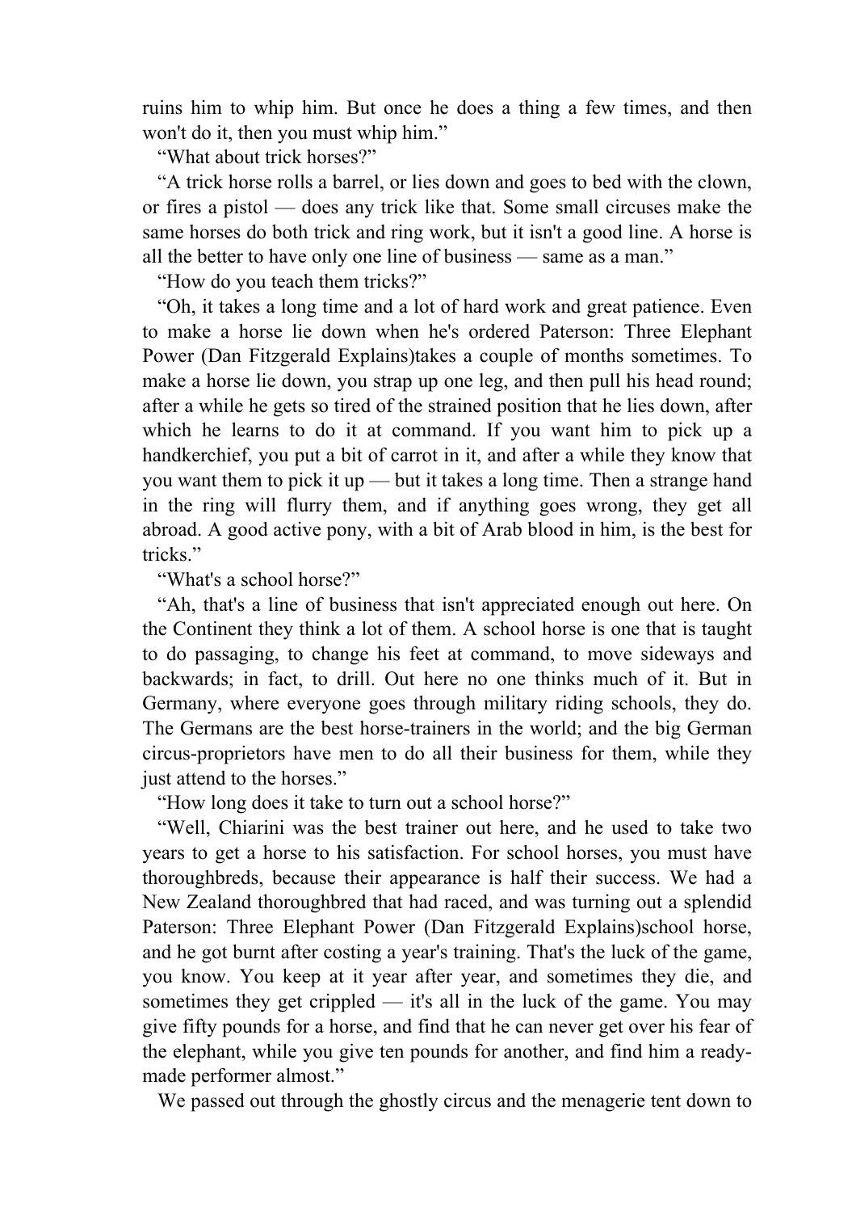ruins him to whip him. But once he does a thing a few times, and then won't do it, then you must whip him."

"What about trick horses?"

"A trick horse rolls a barrel, or lies down and goes to bed with the clown, or fires a pistol — does any trick like that. Some small circuses make the same horses do both trick and ring work, but it isn't a good line. A horse is all the better to have only one line of business — same as a man."

"How do you teach them tricks?"

"Oh, it takes a long time and a lot of hard work and great patience. Even to make a horse lie down when he's ordered takes a couple of months sometimes. To make a horse lie down, you strap up one leg, and then pull his head round; after a while he gets so tired of the strained position that he lies down, after which he learns to do it at command. If you want him to pick up a handkerchief, you put a bit of carrot in it, and after a while they know that you want them to pick it up — but it takes a long time. Then a strange hand in the ring will flurry them, and if anything goes wrong, they get all abroad. A good active pony, with a bit of Arab blood in him, is the best for tricks."

"What's a school horse?"

"Ah, that's a line of business that isn't appreciated enough out here. On the Continent they think a lot of them. A school horse is one that is taught to do passaging, to change his feet at command, to move sideways and backwards; in fact, to drill. Out here no one thinks much of it. But in Germany, where everyone goes through military riding schools, they do. The Germans are the best horse-trainers in the world; and the big German circus-proprietors have men to do all their business for them, while they just attend to the horses."

"How long does it take to turn out a school horse?"

"Well, Chiarini was the best trainer out here, and he used to take two years to get a horse to his satisfaction. For school horses, you must have thoroughbreds, because their appearance is half their success. We had a New Zealand thoroughbred that had raced, and was turning out a splendid school horse, and he got burnt after costing a year's training. That's the luck of the game, you know. You keep at it year after year, and sometimes they die, and sometimes they get crippled — it's all in the luck of the game. You may give fifty pounds for a horse, and find that he can never get over his fear of the elephant, while you give ten pounds for another, and find him a ready-made performer almost."

We passed out through the ghostly circus and the menagerie tent down to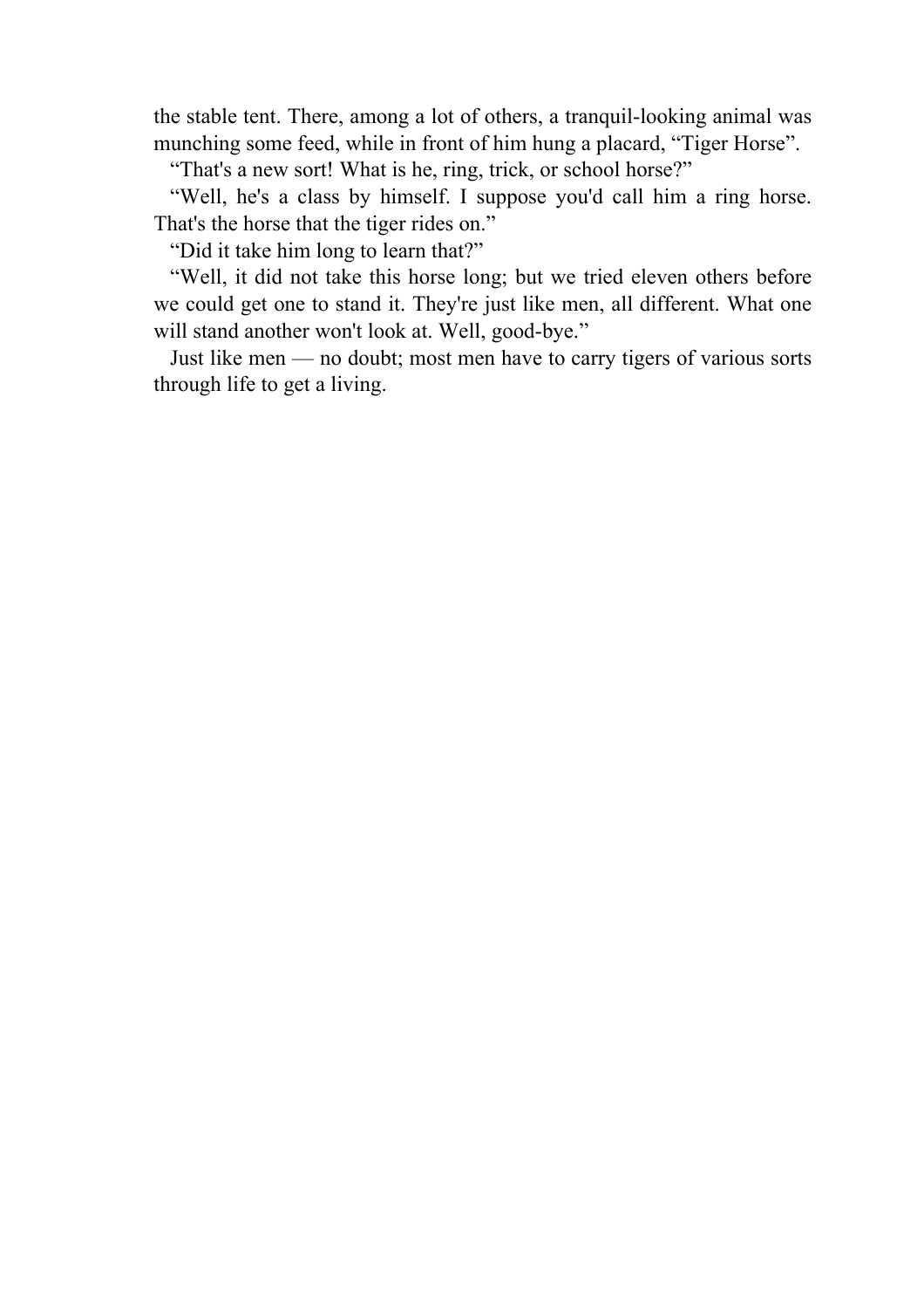the stable tent. There, among a lot of others, a tranquil-looking animal was munching some feed, while in front of him hung a placard, “Tiger Horse”.

“That's a new sort! What is he, ring, trick, or school horse?”

“Well, he's a class by himself. I suppose you'd call him a ring horse. That's the horse that the tiger rides on.”

“Did it take him long to learn that?”

“Well, it did not take this horse long; but we tried eleven others before we could get one to stand it. They're just like men, all different. What one will stand another won't look at. Well, good-bye.”

Just like men — no doubt; most men have to carry tigers of various sorts through life to get a living.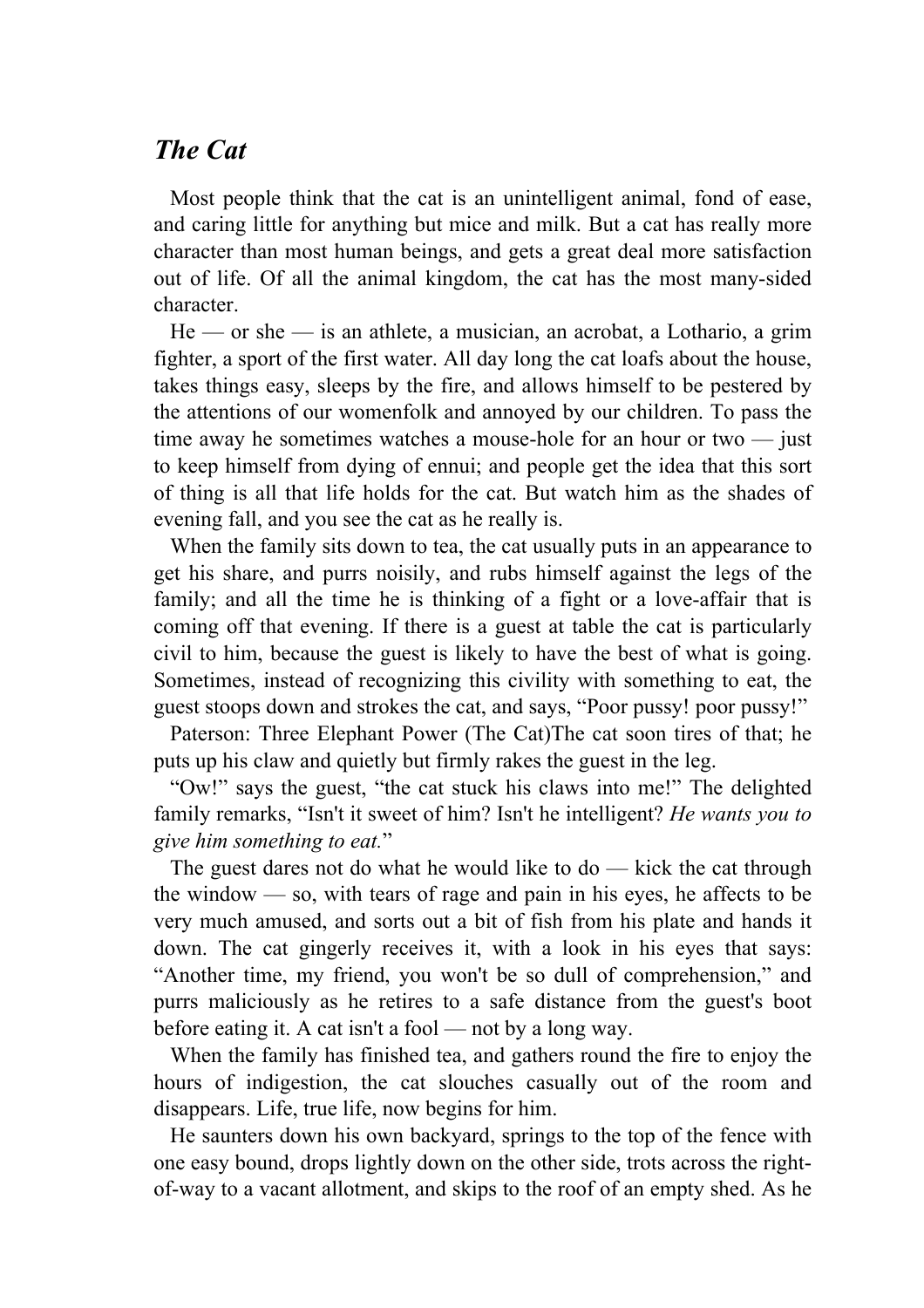## *The Cat*

Most people think that the cat is an unintelligent animal, fond of ease, and caring little for anything but mice and milk. But a cat has really more character than most human beings, and gets a great deal more satisfaction out of life. Of all the animal kingdom, the cat has the most many-sided character.

He — or she — is an athlete, a musician, an acrobat, a Lothario, a grim fighter, a sport of the first water. All day long the cat loafs about the house, takes things easy, sleeps by the fire, and allows himself to be pestered by the attentions of our womenfolk and annoyed by our children. To pass the time away he sometimes watches a mouse-hole for an hour or two — just to keep himself from dying of ennui; and people get the idea that this sort of thing is all that life holds for the cat. But watch him as the shades of evening fall, and you see the cat as he really is.

When the family sits down to tea, the cat usually puts in an appearance to get his share, and purrs noisily, and rubs himself against the legs of the family; and all the time he is thinking of a fight or a love-affair that is coming off that evening. If there is a guest at table the cat is particularly civil to him, because the guest is likely to have the best of what is going. Sometimes, instead of recognizing this civility with something to eat, the guest stoops down and strokes the cat, and says, “Poor pussy! poor pussy!”

Paterson: Three Elephant Power (The Cat)The cat soon tires of that; he puts up his claw and quietly but firmly rakes the guest in the leg.

“Ow!” says the guest, “the cat stuck his claws into me!” The delighted family remarks, “Isn't it sweet of him? Isn't he intelligent? *He wants you to give him something to eat.*”

The guest dares not do what he would like to do — kick the cat through the window — so, with tears of rage and pain in his eyes, he affects to be very much amused, and sorts out a bit of fish from his plate and hands it down. The cat gingerly receives it, with a look in his eyes that says: “Another time, my friend, you won't be so dull of comprehension,” and purrs maliciously as he retires to a safe distance from the guest's boot before eating it. A cat isn't a fool — not by a long way.

When the family has finished tea, and gathers round the fire to enjoy the hours of indigestion, the cat slouches casually out of the room and disappears. Life, true life, now begins for him.

He saunters down his own backyard, springs to the top of the fence with one easy bound, drops lightly down on the other side, trots across the right-of-way to a vacant allotment, and skips to the roof of an empty shed. As he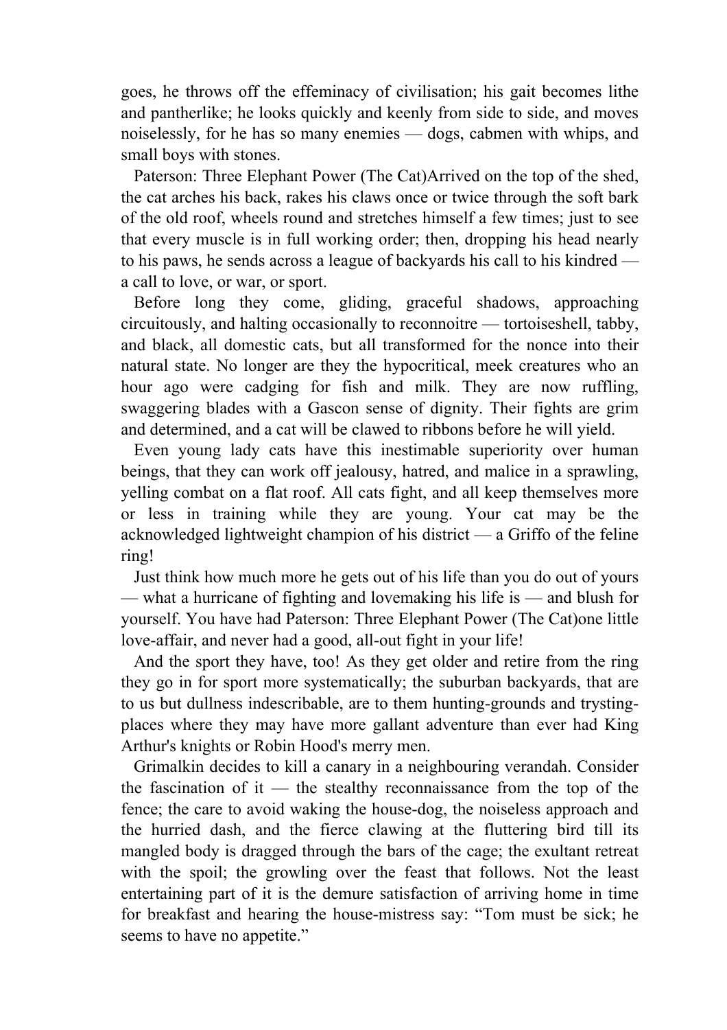goes, he throws off the effeminacy of civilisation; his gait becomes lithe and pantherlike; he looks quickly and keenly from side to side, and moves noiselessly, for he has so many enemies — dogs, cabmen with whips, and small boys with stones.

Arrived on the top of the shed, the cat arches his back, rakes his claws once or twice through the soft bark of the old roof, wheels round and stretches himself a few times; just to see that every muscle is in full working order; then, dropping his head nearly to his paws, he sends across a league of backyards his call to his kindred — a call to love, or war, or sport.

Before long they come, gliding, graceful shadows, approaching circuitously, and halting occasionally to reconnoitre — tortoiseshell, tabby, and black, all domestic cats, but all transformed for the nonce into their natural state. No longer are they the hypocritical, meek creatures who an hour ago were cadging for fish and milk. They are now ruffling, swaggering blades with a Gascon sense of dignity. Their fights are grim and determined, and a cat will be clawed to ribbons before he will yield.

Even young lady cats have this inestimable superiority over human beings, that they can work off jealousy, hatred, and malice in a sprawling, yelling combat on a flat roof. All cats fight, and all keep themselves more or less in training while they are young. Your cat may be the acknowledged lightweight champion of his district — a Griffo of the feline ring!

Just think how much more he gets out of his life than you do out of yours — what a hurricane of fighting and lovemaking his life is — and blush for yourself. You have had one little love-affair, and never had a good, all-out fight in your life!

And the sport they have, too! As they get older and retire from the ring they go in for sport more systematically; the suburban backyards, that are to us but dullness indescribable, are to them hunting-grounds and trysting-places where they may have more gallant adventure than ever had King Arthur's knights or Robin Hood's merry men.

Grimalkin decides to kill a canary in a neighbouring verandah. Consider the fascination of it — the stealthy reconnaissance from the top of the fence; the care to avoid waking the house-dog, the noiseless approach and the hurried dash, and the fierce clawing at the fluttering bird till its mangled body is dragged through the bars of the cage; the exultant retreat with the spoil; the growling over the feast that follows. Not the least entertaining part of it is the demure satisfaction of arriving home in time for breakfast and hearing the house-mistress say: "Tom must be sick; he seems to have no appetite."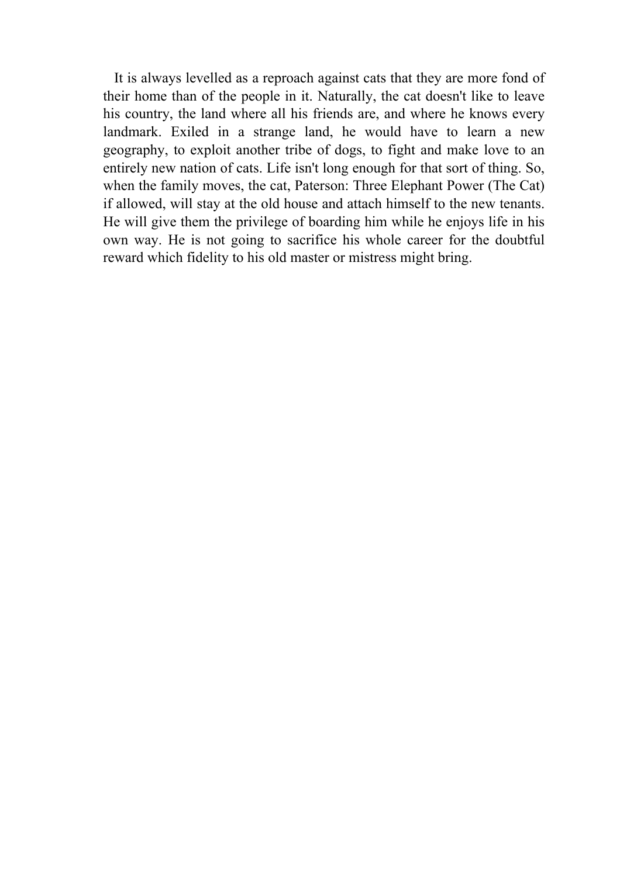It is always levelled as a reproach against cats that they are more fond of their home than of the people in it. Naturally, the cat doesn't like to leave his country, the land where all his friends are, and where he knows every landmark. Exiled in a strange land, he would have to learn a new geography, to exploit another tribe of dogs, to fight and make love to an entirely new nation of cats. Life isn't long enough for that sort of thing. So, when the family moves, the cat, if allowed, will stay at the old house and attach himself to the new tenants. He will give them the privilege of boarding him while he enjoys life in his own way. He is not going to sacrifice his whole career for the doubtful reward which fidelity to his old master or mistress might bring.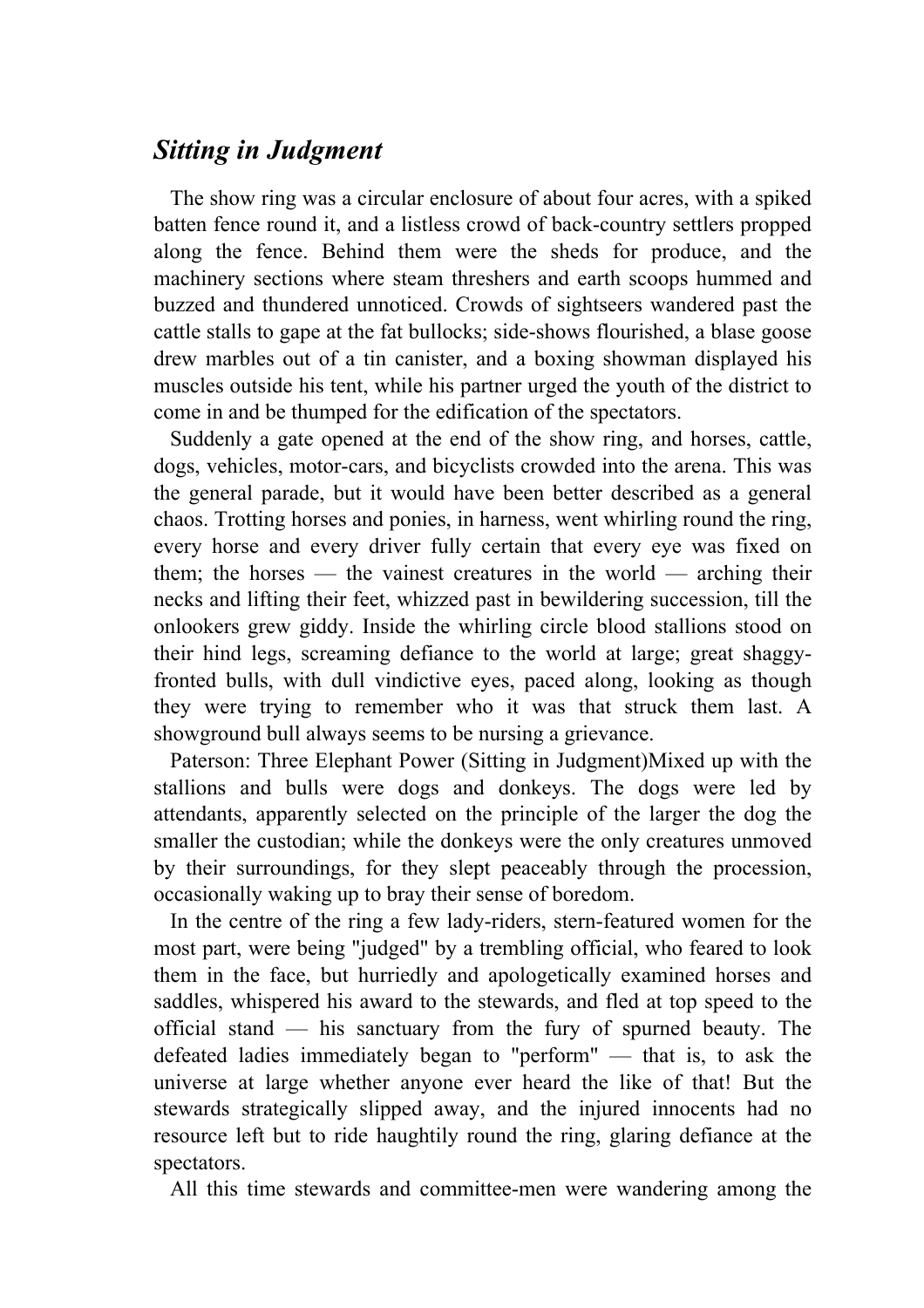## *Sitting in Judgment*

The show ring was a circular enclosure of about four acres, with a spiked batten fence round it, and a listless crowd of back-country settlers propped along the fence. Behind them were the sheds for produce, and the machinery sections where steam threshers and earth scoops hummed and buzzed and thundered unnoticed. Crowds of sightseers wandered past the cattle stalls to gape at the fat bullocks; side-shows flourished, a blase goose drew marbles out of a tin canister, and a boxing showman displayed his muscles outside his tent, while his partner urged the youth of the district to come in and be thumped for the edification of the spectators.

Suddenly a gate opened at the end of the show ring, and horses, cattle, dogs, vehicles, motor-cars, and bicyclists crowded into the arena. This was the general parade, but it would have been better described as a general chaos. Trotting horses and ponies, in harness, went whirling round the ring, every horse and every driver fully certain that every eye was fixed on them; the horses — the vainest creatures in the world — arching their necks and lifting their feet, whizzed past in bewildering succession, till the onlookers grew giddy. Inside the whirling circle blood stallions stood on their hind legs, screaming defiance to the world at large; great shaggy-fronted bulls, with dull vindictive eyes, paced along, looking as though they were trying to remember who it was that struck them last. A showground bull always seems to be nursing a grievance.

Paterson: Three Elephant Power (Sitting in Judgment)Mixed up with the stallions and bulls were dogs and donkeys. The dogs were led by attendants, apparently selected on the principle of the larger the dog the smaller the custodian; while the donkeys were the only creatures unmoved by their surroundings, for they slept peaceably through the procession, occasionally waking up to bray their sense of boredom.

In the centre of the ring a few lady-riders, stern-featured women for the most part, were being "judged" by a trembling official, who feared to look them in the face, but hurriedly and apologetically examined horses and saddles, whispered his award to the stewards, and fled at top speed to the official stand — his sanctuary from the fury of spurned beauty. The defeated ladies immediately began to "perform" — that is, to ask the universe at large whether anyone ever heard the like of that! But the stewards strategically slipped away, and the injured innocents had no resource left but to ride haughtily round the ring, glaring defiance at the spectators.

All this time stewards and committee-men were wandering among the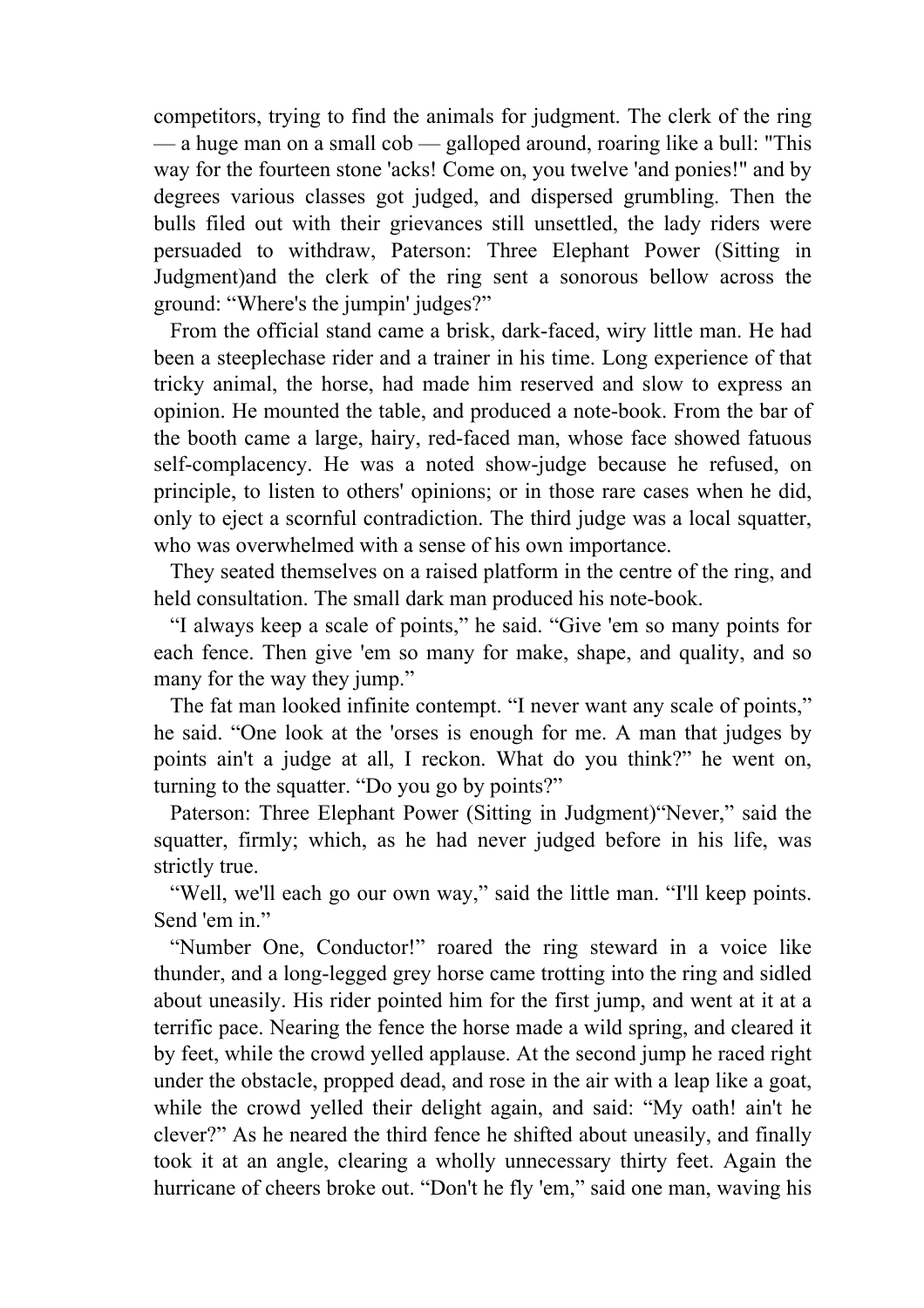competitors, trying to find the animals for judgment. The clerk of the ring — a huge man on a small cob — galloped around, roaring like a bull: "This way for the fourteen stone 'acks! Come on, you twelve 'and ponies!" and by degrees various classes got judged, and dispersed grumbling. Then the bulls filed out with their grievances still unsettled, the lady riders were persuaded to withdraw, Paterson: Three Elephant Power (Sitting in Judgment)and the clerk of the ring sent a sonorous bellow across the ground: “Where's the jumpin' judges?”

From the official stand came a brisk, dark-faced, wiry little man. He had been a steeplechase rider and a trainer in his time. Long experience of that tricky animal, the horse, had made him reserved and slow to express an opinion. He mounted the table, and produced a note-book. From the bar of the booth came a large, hairy, red-faced man, whose face showed fatuous self-complacency. He was a noted show-judge because he refused, on principle, to listen to others' opinions; or in those rare cases when he did, only to eject a scornful contradiction. The third judge was a local squatter, who was overwhelmed with a sense of his own importance.

They seated themselves on a raised platform in the centre of the ring, and held consultation. The small dark man produced his note-book.

“I always keep a scale of points,” he said. “Give 'em so many points for each fence. Then give 'em so many for make, shape, and quality, and so many for the way they jump.”

The fat man looked infinite contempt. “I never want any scale of points,” he said. “One look at the 'orses is enough for me. A man that judges by points ain't a judge at all, I reckon. What do you think?” he went on, turning to the squatter. “Do you go by points?”

Paterson: Three Elephant Power (Sitting in Judgment)“Never,” said the squatter, firmly; which, as he had never judged before in his life, was strictly true.

“Well, we'll each go our own way,” said the little man. “I'll keep points. Send 'em in.”

“Number One, Conductor!” roared the ring steward in a voice like thunder, and a long-legged grey horse came trotting into the ring and sidled about uneasily. His rider pointed him for the first jump, and went at it at a terrific pace. Nearing the fence the horse made a wild spring, and cleared it by feet, while the crowd yelled applause. At the second jump he raced right under the obstacle, propped dead, and rose in the air with a leap like a goat, while the crowd yelled their delight again, and said: “My oath! ain't he clever?” As he neared the third fence he shifted about uneasily, and finally took it at an angle, clearing a wholly unnecessary thirty feet. Again the hurricane of cheers broke out. “Don't he fly 'em,” said one man, waving his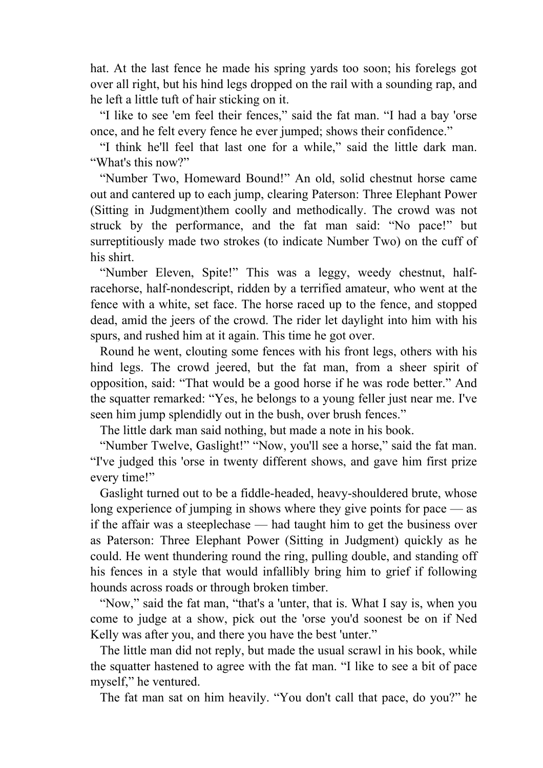hat. At the last fence he made his spring yards too soon; his forelegs got over all right, but his hind legs dropped on the rail with a sounding rap, and he left a little tuft of hair sticking on it.

"I like to see 'em feel their fences," said the fat man. "I had a bay 'orse once, and he felt every fence he ever jumped; shows their confidence."

"I think he'll feel that last one for a while," said the little dark man. "What's this now?"

"Number Two, Homeward Bound!" An old, solid chestnut horse came out and cantered up to each jump, clearing them coolly and methodically. The crowd was not struck by the performance, and the fat man said: "No pace!" but surreptitiously made two strokes (to indicate Number Two) on the cuff of his shirt.

"Number Eleven, Spite!" This was a leggy, weedy chestnut, half-racehorse, half-nondescript, ridden by a terrified amateur, who went at the fence with a white, set face. The horse raced up to the fence, and stopped dead, amid the jeers of the crowd. The rider let daylight into him with his spurs, and rushed him at it again. This time he got over.

Round he went, clouting some fences with his front legs, others with his hind legs. The crowd jeered, but the fat man, from a sheer spirit of opposition, said: "That would be a good horse if he was rode better." And the squatter remarked: "Yes, he belongs to a young feller just near me. I've seen him jump splendidly out in the bush, over brush fences."

The little dark man said nothing, but made a note in his book.

"Number Twelve, Gaslight!" "Now, you'll see a horse," said the fat man. "I've judged this 'orse in twenty different shows, and gave him first prize every time!"

Gaslight turned out to be a fiddle-headed, heavy-shouldered brute, whose long experience of jumping in shows where they give points for pace — as if the affair was a steeplechase — had taught him to get the business over as quickly as he could. He went thundering round the ring, pulling double, and standing off his fences in a style that would infallibly bring him to grief if following hounds across roads or through broken timber.

"Now," said the fat man, "that's a 'unter, that is. What I say is, when you come to judge at a show, pick out the 'orse you'd soonest be on if Ned Kelly was after you, and there you have the best 'unter."

The little man did not reply, but made the usual scrawl in his book, while the squatter hastened to agree with the fat man. "I like to see a bit of pace myself," he ventured.

The fat man sat on him heavily. "You don't call that pace, do you?" he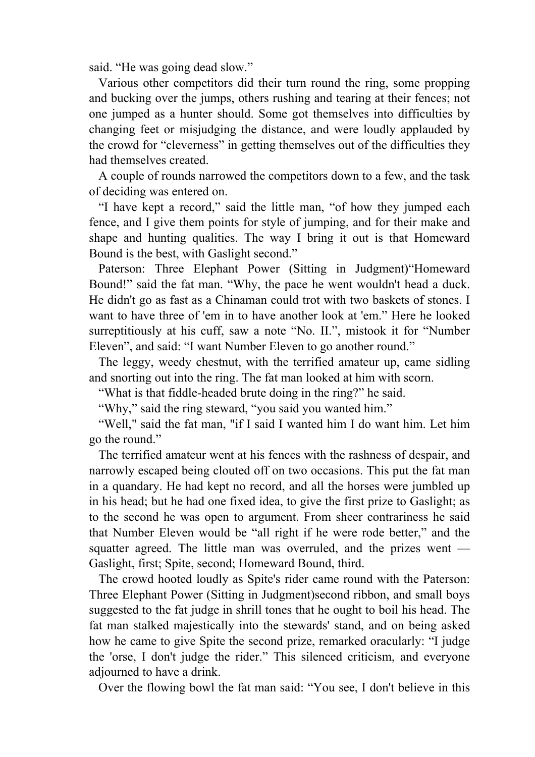said. “He was going dead slow.”

Various other competitors did their turn round the ring, some propping and bucking over the jumps, others rushing and tearing at their fences; not one jumped as a hunter should. Some got themselves into difficulties by changing feet or misjudging the distance, and were loudly applauded by the crowd for “cleverness” in getting themselves out of the difficulties they had themselves created.

A couple of rounds narrowed the competitors down to a few, and the task of deciding was entered on.

“I have kept a record,” said the little man, “of how they jumped each fence, and I give them points for style of jumping, and for their make and shape and hunting qualities. The way I bring it out is that Homeward Bound is the best, with Gaslight second.”

“Homeward Bound!” said the fat man. “Why, the pace he went wouldn't head a duck. He didn't go as fast as a Chinaman could trot with two baskets of stones. I want to have three of 'em in to have another look at 'em.” Here he looked surreptitiously at his cuff, saw a note “No. II.”, mistook it for “Number Eleven”, and said: “I want Number Eleven to go another round.”

The leggy, weedy chestnut, with the terrified amateur up, came sidling and snorting out into the ring. The fat man looked at him with scorn.

“What is that fiddle-headed brute doing in the ring?” he said.

“Why,” said the ring steward, “you said you wanted him.”

“Well," said the fat man, "if I said I wanted him I do want him. Let him go the round.”

The terrified amateur went at his fences with the rashness of despair, and narrowly escaped being clouted off on two occasions. This put the fat man in a quandary. He had kept no record, and all the horses were jumbled up in his head; but he had one fixed idea, to give the first prize to Gaslight; as to the second he was open to argument. From sheer contrariness he said that Number Eleven would be “all right if he were rode better,” and the squatter agreed. The little man was overruled, and the prizes went — Gaslight, first; Spite, second; Homeward Bound, third.

The crowd hooted loudly as Spite's rider came round with the second ribbon, and small boys suggested to the fat judge in shrill tones that he ought to boil his head. The fat man stalked majestically into the stewards' stand, and on being asked how he came to give Spite the second prize, remarked oracularly: “I judge the 'orse, I don't judge the rider.” This silenced criticism, and everyone adjourned to have a drink.

Over the flowing bowl the fat man said: “You see, I don't believe in this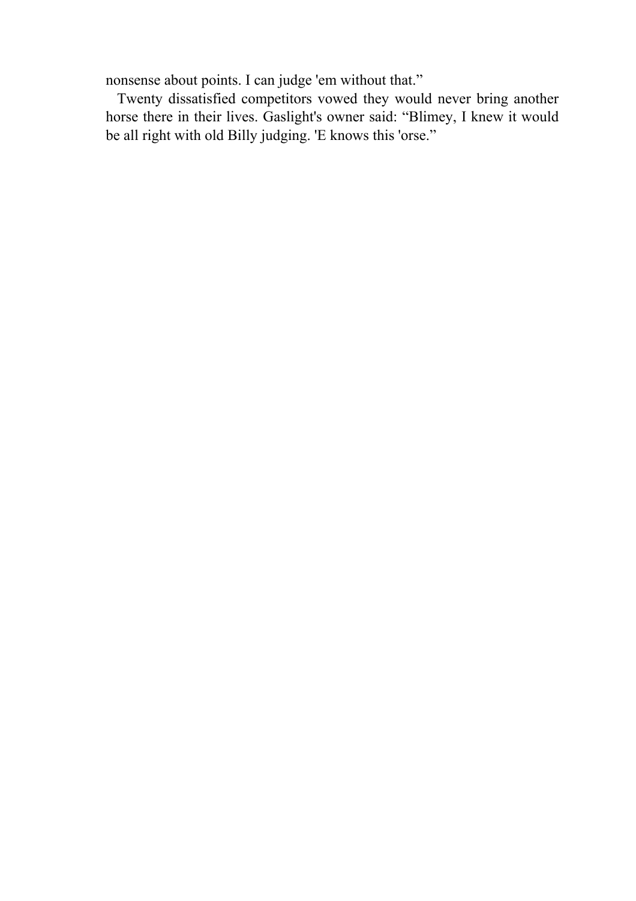nonsense about points. I can judge 'em without that."

Twenty dissatisfied competitors vowed they would never bring another horse there in their lives. Gaslight's owner said: "Blimey, I knew it would be all right with old Billy judging. 'E knows this 'orse."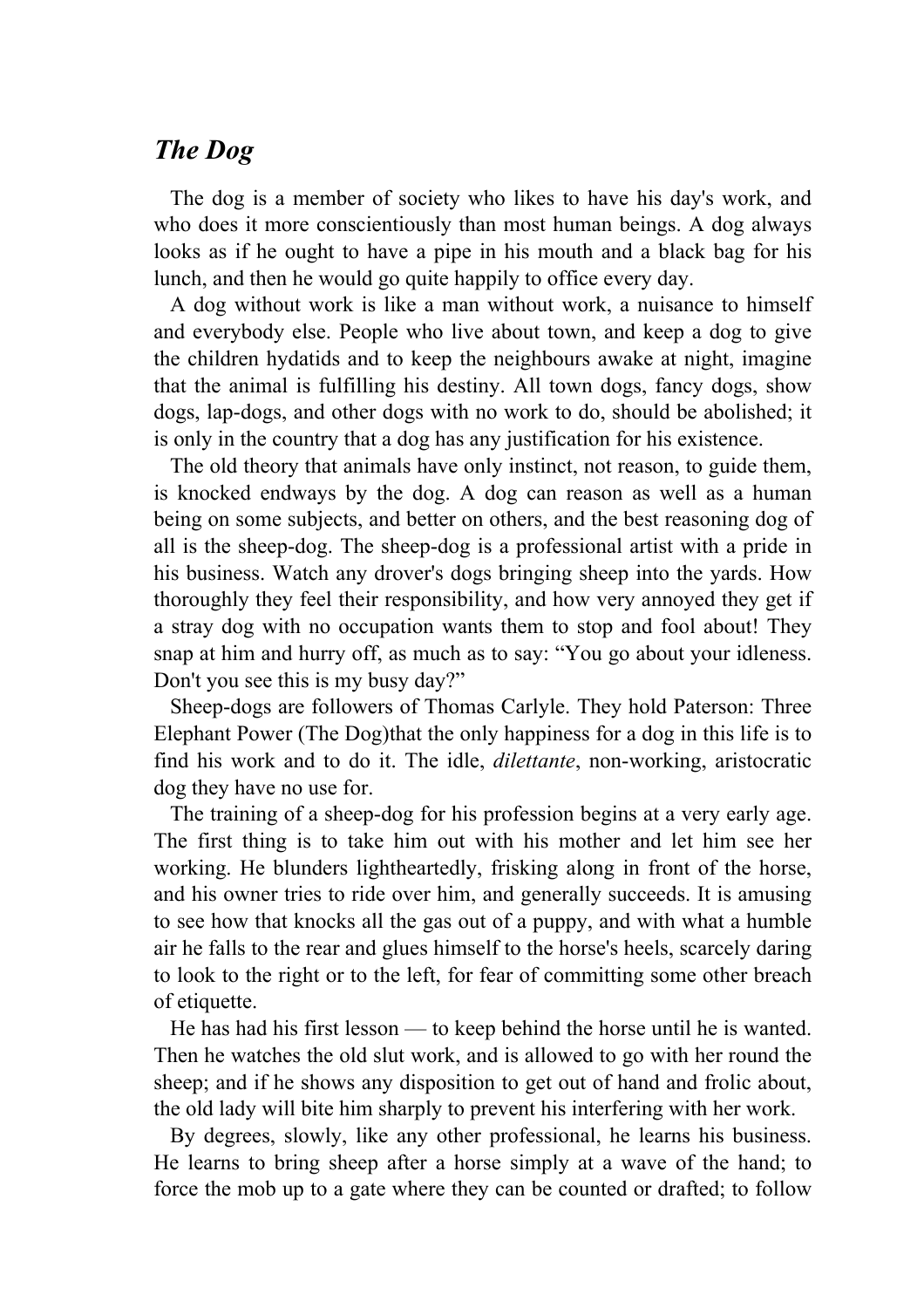## *The Dog*

The dog is a member of society who likes to have his day's work, and who does it more conscientiously than most human beings. A dog always looks as if he ought to have a pipe in his mouth and a black bag for his lunch, and then he would go quite happily to office every day.

A dog without work is like a man without work, a nuisance to himself and everybody else. People who live about town, and keep a dog to give the children hydatids and to keep the neighbours awake at night, imagine that the animal is fulfilling his destiny. All town dogs, fancy dogs, show dogs, lap-dogs, and other dogs with no work to do, should be abolished; it is only in the country that a dog has any justification for his existence.

The old theory that animals have only instinct, not reason, to guide them, is knocked endways by the dog. A dog can reason as well as a human being on some subjects, and better on others, and the best reasoning dog of all is the sheep-dog. The sheep-dog is a professional artist with a pride in his business. Watch any drover's dogs bringing sheep into the yards. How thoroughly they feel their responsibility, and how very annoyed they get if a stray dog with no occupation wants them to stop and fool about! They snap at him and hurry off, as much as to say: “You go about your idleness. Don't you see this is my busy day?”

Sheep-dogs are followers of Thomas Carlyle. They hold Paterson: Three Elephant Power (The Dog)that the only happiness for a dog in this life is to find his work and to do it. The idle, *dilettante*, non-working, aristocratic dog they have no use for.

The training of a sheep-dog for his profession begins at a very early age. The first thing is to take him out with his mother and let him see her working. He blunders lightheartedly, frisking along in front of the horse, and his owner tries to ride over him, and generally succeeds. It is amusing to see how that knocks all the gas out of a puppy, and with what a humble air he falls to the rear and glues himself to the horse's heels, scarcely daring to look to the right or to the left, for fear of committing some other breach of etiquette.

He has had his first lesson — to keep behind the horse until he is wanted. Then he watches the old slut work, and is allowed to go with her round the sheep; and if he shows any disposition to get out of hand and frolic about, the old lady will bite him sharply to prevent his interfering with her work.

By degrees, slowly, like any other professional, he learns his business. He learns to bring sheep after a horse simply at a wave of the hand; to force the mob up to a gate where they can be counted or drafted; to follow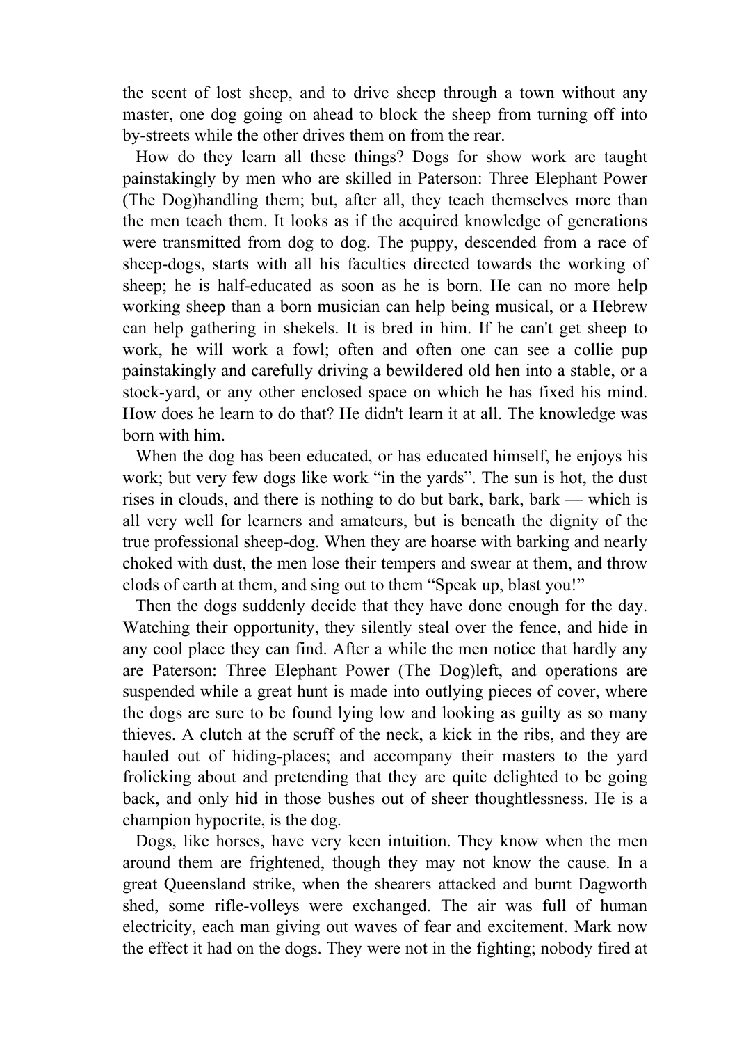the scent of lost sheep, and to drive sheep through a town without any master, one dog going on ahead to block the sheep from turning off into by-streets while the other drives them on from the rear.

How do they learn all these things? Dogs for show work are taught painstakingly by men who are skilled in handling them; but, after all, they teach themselves more than the men teach them. It looks as if the acquired knowledge of generations were transmitted from dog to dog. The puppy, descended from a race of sheep-dogs, starts with all his faculties directed towards the working of sheep; he is half-educated as soon as he is born. He can no more help working sheep than a born musician can help being musical, or a Hebrew can help gathering in shekels. It is bred in him. If he can't get sheep to work, he will work a fowl; often and often one can see a collie pup painstakingly and carefully driving a bewildered old hen into a stable, or a stock-yard, or any other enclosed space on which he has fixed his mind. How does he learn to do that? He didn't learn it at all. The knowledge was born with him.

When the dog has been educated, or has educated himself, he enjoys his work; but very few dogs like work "in the yards". The sun is hot, the dust rises in clouds, and there is nothing to do but bark, bark, bark — which is all very well for learners and amateurs, but is beneath the dignity of the true professional sheep-dog. When they are hoarse with barking and nearly choked with dust, the men lose their tempers and swear at them, and throw clods of earth at them, and sing out to them "Speak up, blast you!"

Then the dogs suddenly decide that they have done enough for the day. Watching their opportunity, they silently steal over the fence, and hide in any cool place they can find. After a while the men notice that hardly any are left, and operations are suspended while a great hunt is made into outlying pieces of cover, where the dogs are sure to be found lying low and looking as guilty as so many thieves. A clutch at the scruff of the neck, a kick in the ribs, and they are hauled out of hiding-places; and accompany their masters to the yard frolicking about and pretending that they are quite delighted to be going back, and only hid in those bushes out of sheer thoughtlessness. He is a champion hypocrite, is the dog.

Dogs, like horses, have very keen intuition. They know when the men around them are frightened, though they may not know the cause. In a great Queensland strike, when the shearers attacked and burnt Dagworth shed, some rifle-volleys were exchanged. The air was full of human electricity, each man giving out waves of fear and excitement. Mark now the effect it had on the dogs. They were not in the fighting; nobody fired at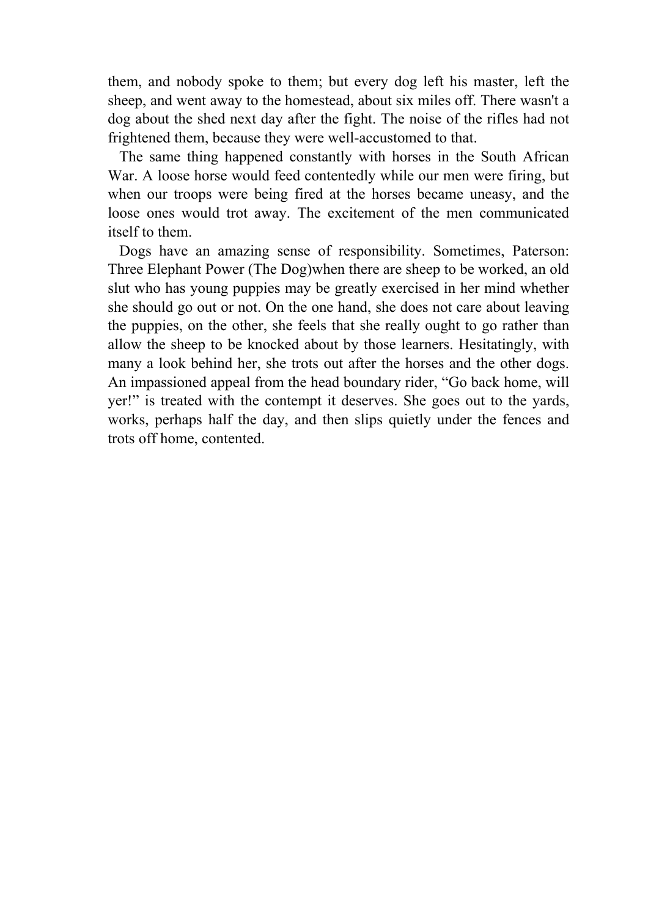them, and nobody spoke to them; but every dog left his master, left the sheep, and went away to the homestead, about six miles off. There wasn't a dog about the shed next day after the fight. The noise of the rifles had not frightened them, because they were well-accustomed to that.

The same thing happened constantly with horses in the South African War. A loose horse would feed contentedly while our men were firing, but when our troops were being fired at the horses became uneasy, and the loose ones would trot away. The excitement of the men communicated itself to them.

Dogs have an amazing sense of responsibility. Sometimes, when there are sheep to be worked, an old slut who has young puppies may be greatly exercised in her mind whether she should go out or not. On the one hand, she does not care about leaving the puppies, on the other, she feels that she really ought to go rather than allow the sheep to be knocked about by those learners. Hesitatingly, with many a look behind her, she trots out after the horses and the other dogs. An impassioned appeal from the head boundary rider, “Go back home, will yer!” is treated with the contempt it deserves. She goes out to the yards, works, perhaps half the day, and then slips quietly under the fences and trots off home, contented.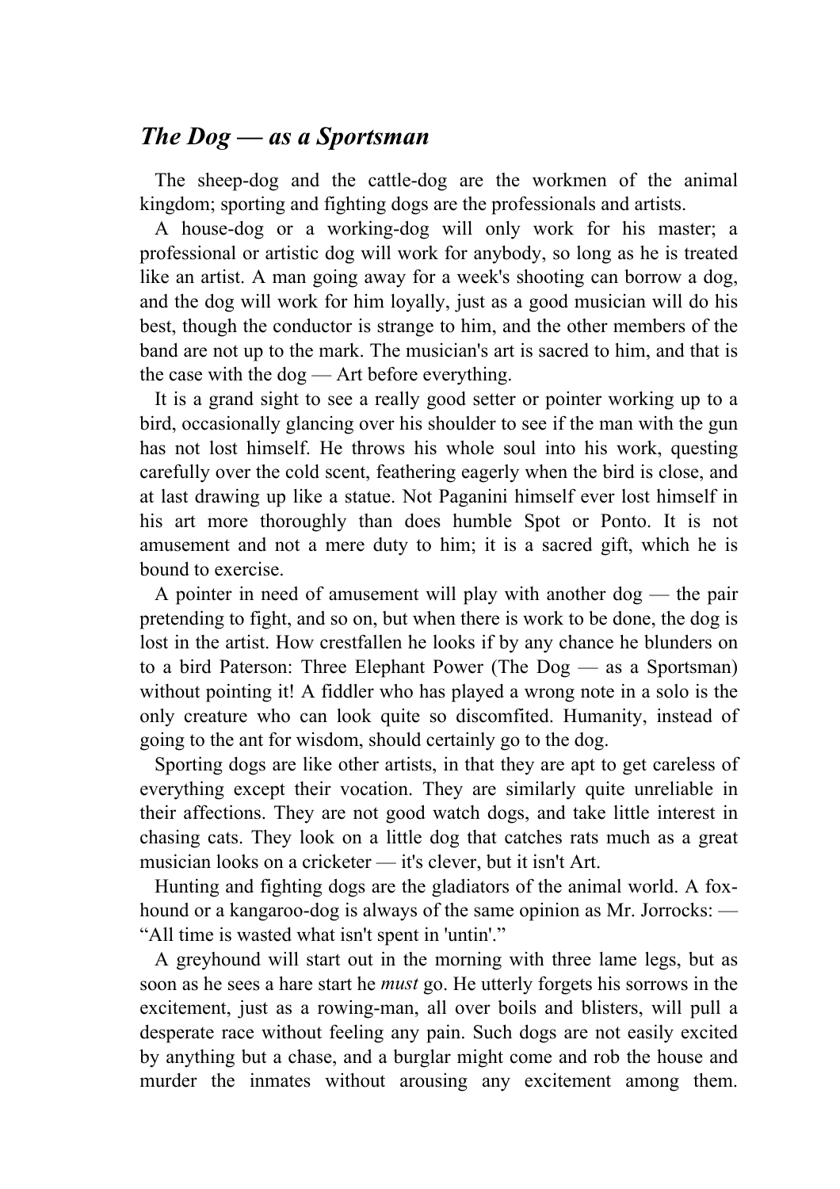## *The Dog — as a Sportsman*

The sheep-dog and the cattle-dog are the workmen of the animal kingdom; sporting and fighting dogs are the professionals and artists.

A house-dog or a working-dog will only work for his master; a professional or artistic dog will work for anybody, so long as he is treated like an artist. A man going away for a week's shooting can borrow a dog, and the dog will work for him loyally, just as a good musician will do his best, though the conductor is strange to him, and the other members of the band are not up to the mark. The musician's art is sacred to him, and that is the case with the dog — Art before everything.

It is a grand sight to see a really good setter or pointer working up to a bird, occasionally glancing over his shoulder to see if the man with the gun has not lost himself. He throws his whole soul into his work, questing carefully over the cold scent, feathering eagerly when the bird is close, and at last drawing up like a statue. Not Paganini himself ever lost himself in his art more thoroughly than does humble Spot or Ponto. It is not amusement and not a mere duty to him; it is a sacred gift, which he is bound to exercise.

A pointer in need of amusement will play with another dog — the pair pretending to fight, and so on, but when there is work to be done, the dog is lost in the artist. How crestfallen he looks if by any chance he blunders on to a bird without pointing it! A fiddler who has played a wrong note in a solo is the only creature who can look quite so discomfited. Humanity, instead of going to the ant for wisdom, should certainly go to the dog.

Sporting dogs are like other artists, in that they are apt to get careless of everything except their vocation. They are similarly quite unreliable in their affections. They are not good watch dogs, and take little interest in chasing cats. They look on a little dog that catches rats much as a great musician looks on a cricketer — it's clever, but it isn't Art.

Hunting and fighting dogs are the gladiators of the animal world. A fox-hound or a kangaroo-dog is always of the same opinion as Mr. Jorrocks: — "All time is wasted what isn't spent in 'untin'."

A greyhound will start out in the morning with three lame legs, but as soon as he sees a hare start he *must* go. He utterly forgets his sorrows in the excitement, just as a rowing-man, all over boils and blisters, will pull a desperate race without feeling any pain. Such dogs are not easily excited by anything but a chase, and a burglar might come and rob the house and murder the inmates without arousing any excitement among them.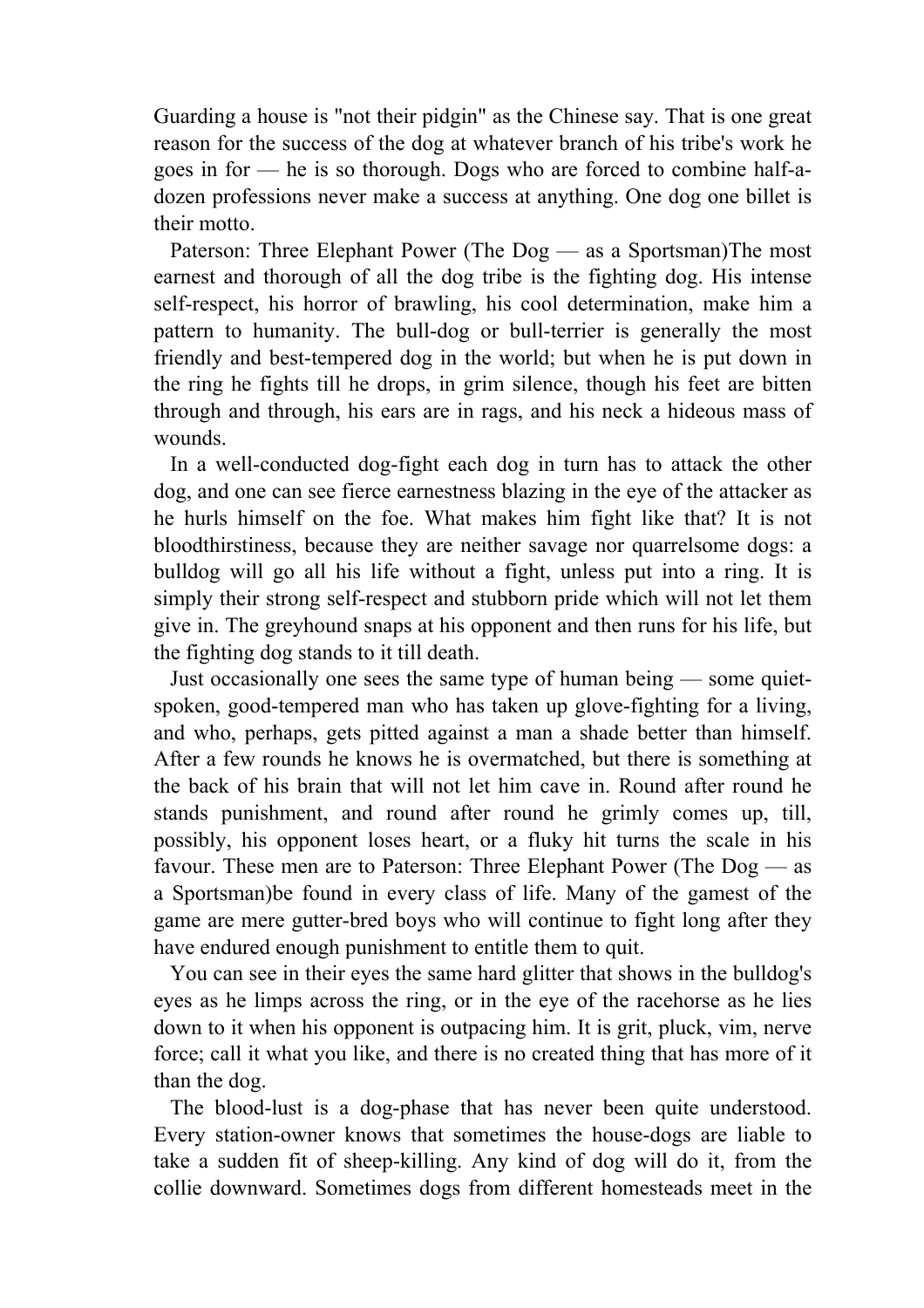Guarding a house is "not their pidgin" as the Chinese say. That is one great reason for the success of the dog at whatever branch of his tribe's work he goes in for — he is so thorough. Dogs who are forced to combine half-a-dozen professions never make a success at anything. One dog one billet is their motto.

The most earnest and thorough of all the dog tribe is the fighting dog. His intense self-respect, his horror of brawling, his cool determination, make him a pattern to humanity. The bull-dog or bull-terrier is generally the most friendly and best-tempered dog in the world; but when he is put down in the ring he fights till he drops, in grim silence, though his feet are bitten through and through, his ears are in rags, and his neck a hideous mass of wounds.

In a well-conducted dog-fight each dog in turn has to attack the other dog, and one can see fierce earnestness blazing in the eye of the attacker as he hurls himself on the foe. What makes him fight like that? It is not bloodthirstiness, because they are neither savage nor quarrelsome dogs: a bulldog will go all his life without a fight, unless put into a ring. It is simply their strong self-respect and stubborn pride which will not let them give in. The greyhound snaps at his opponent and then runs for his life, but the fighting dog stands to it till death.

Just occasionally one sees the same type of human being — some quiet-spoken, good-tempered man who has taken up glove-fighting for a living, and who, perhaps, gets pitted against a man a shade better than himself. After a few rounds he knows he is overmatched, but there is something at the back of his brain that will not let him cave in. Round after round he stands punishment, and round after round he grimly comes up, till, possibly, his opponent loses heart, or a fluky hit turns the scale in his favour. These men are to be found in every class of life. Many of the gamest of the game are mere gutter-bred boys who will continue to fight long after they have endured enough punishment to entitle them to quit.

You can see in their eyes the same hard glitter that shows in the bulldog's eyes as he limps across the ring, or in the eye of the racehorse as he lies down to it when his opponent is outpacing him. It is grit, pluck, vim, nerve force; call it what you like, and there is no created thing that has more of it than the dog.

The blood-lust is a dog-phase that has never been quite understood. Every station-owner knows that sometimes the house-dogs are liable to take a sudden fit of sheep-killing. Any kind of dog will do it, from the collie downward. Sometimes dogs from different homesteads meet in the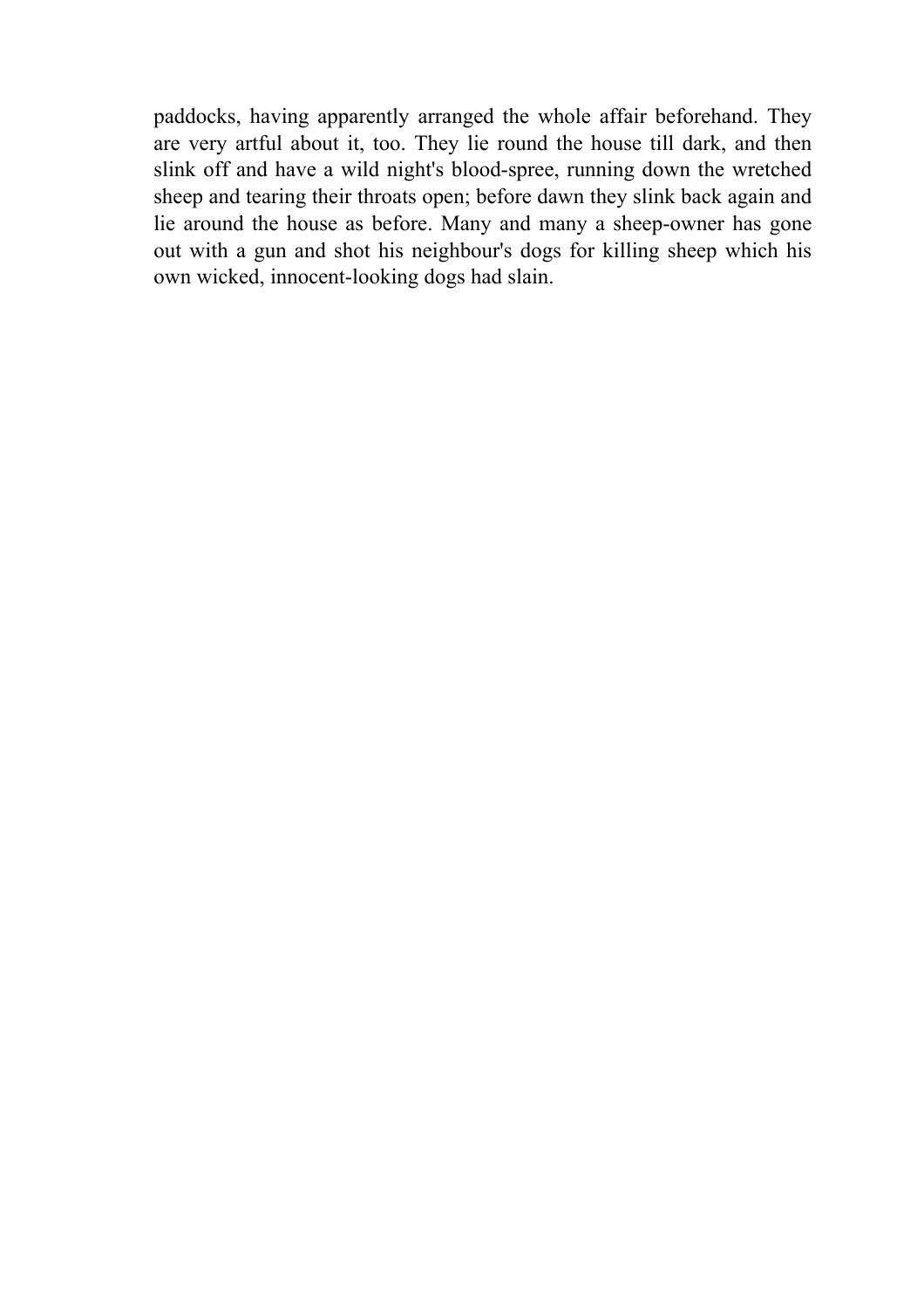paddocks, having apparently arranged the whole affair beforehand. They are very artful about it, too. They lie round the house till dark, and then slink off and have a wild night's blood-spree, running down the wretched sheep and tearing their throats open; before dawn they slink back again and lie around the house as before. Many and many a sheep-owner has gone out with a gun and shot his neighbour's dogs for killing sheep which his own wicked, innocent-looking dogs had slain.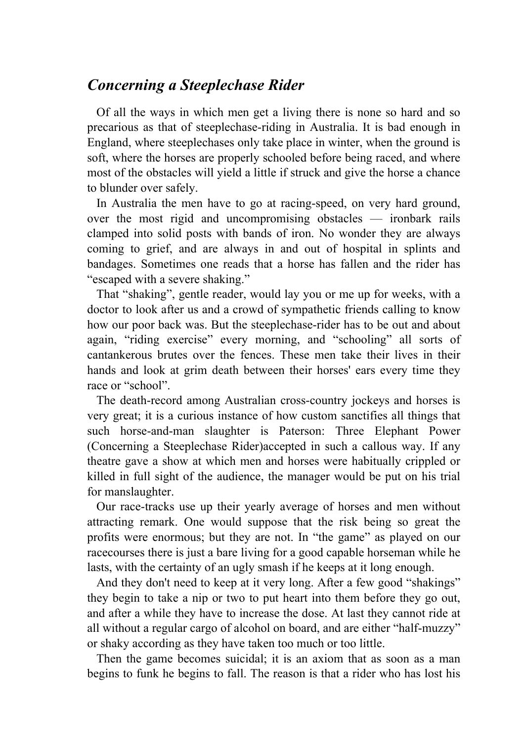## *Concerning a Steeplechase Rider*

Of all the ways in which men get a living there is none so hard and so precarious as that of steeplechase-riding in Australia. It is bad enough in England, where steeplechases only take place in winter, when the ground is soft, where the horses are properly schooled before being raced, and where most of the obstacles will yield a little if struck and give the horse a chance to blunder over safely.

In Australia the men have to go at racing-speed, on very hard ground, over the most rigid and uncompromising obstacles — ironbark rails clamped into solid posts with bands of iron. No wonder they are always coming to grief, and are always in and out of hospital in splints and bandages. Sometimes one reads that a horse has fallen and the rider has "escaped with a severe shaking."

That "shaking", gentle reader, would lay you or me up for weeks, with a doctor to look after us and a crowd of sympathetic friends calling to know how our poor back was. But the steeplechase-rider has to be out and about again, "riding exercise" every morning, and "schooling" all sorts of cantankerous brutes over the fences. These men take their lives in their hands and look at grim death between their horses' ears every time they race or "school".

The death-record among Australian cross-country jockeys and horses is very great; it is a curious instance of how custom sanctifies all things that such horse-and-man slaughter is Paterson: Three Elephant Power (Concerning a Steeplechase Rider)accepted in such a callous way. If any theatre gave a show at which men and horses were habitually crippled or killed in full sight of the audience, the manager would be put on his trial for manslaughter.

Our race-tracks use up their yearly average of horses and men without attracting remark. One would suppose that the risk being so great the profits were enormous; but they are not. In "the game" as played on our racecourses there is just a bare living for a good capable horseman while he lasts, with the certainty of an ugly smash if he keeps at it long enough.

And they don't need to keep at it very long. After a few good "shakings" they begin to take a nip or two to put heart into them before they go out, and after a while they have to increase the dose. At last they cannot ride at all without a regular cargo of alcohol on board, and are either "half-muzzy" or shaky according as they have taken too much or too little.

Then the game becomes suicidal; it is an axiom that as soon as a man begins to funk he begins to fall. The reason is that a rider who has lost his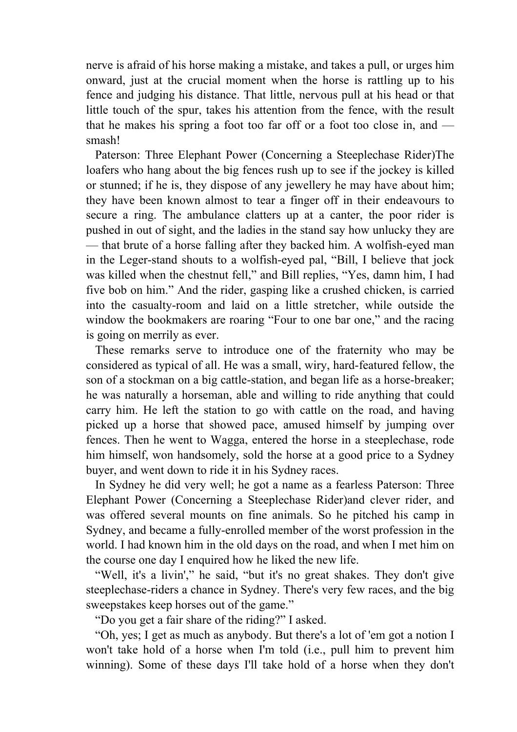nerve is afraid of his horse making a mistake, and takes a pull, or urges him onward, just at the crucial moment when the horse is rattling up to his fence and judging his distance. That little, nervous pull at his head or that little touch of the spur, takes his attention from the fence, with the result that he makes his spring a foot too far off or a foot too close in, and — smash!

The loafers who hang about the big fences rush up to see if the jockey is killed or stunned; if he is, they dispose of any jewellery he may have about him; they have been known almost to tear a finger off in their endeavours to secure a ring. The ambulance clatters up at a canter, the poor rider is pushed in out of sight, and the ladies in the stand say how unlucky they are — that brute of a horse falling after they backed him. A wolfish-eyed man in the Leger-stand shouts to a wolfish-eyed pal, "Bill, I believe that jock was killed when the chestnut fell," and Bill replies, "Yes, damn him, I had five bob on him." And the rider, gasping like a crushed chicken, is carried into the casualty-room and laid on a little stretcher, while outside the window the bookmakers are roaring "Four to one bar one," and the racing is going on merrily as ever.

These remarks serve to introduce one of the fraternity who may be considered as typical of all. He was a small, wiry, hard-featured fellow, the son of a stockman on a big cattle-station, and began life as a horse-breaker; he was naturally a horseman, able and willing to ride anything that could carry him. He left the station to go with cattle on the road, and having picked up a horse that showed pace, amused himself by jumping over fences. Then he went to Wagga, entered the horse in a steeplechase, rode him himself, won handsomely, sold the horse at a good price to a Sydney buyer, and went down to ride it in his Sydney races.

In Sydney he did very well; he got a name as a fearless and clever rider, and was offered several mounts on fine animals. So he pitched his camp in Sydney, and became a fully-enrolled member of the worst profession in the world. I had known him in the old days on the road, and when I met him on the course one day I enquired how he liked the new life.

"Well, it's a livin'," he said, "but it's no great shakes. They don't give steeplechase-riders a chance in Sydney. There's very few races, and the big sweepstakes keep horses out of the game."

"Do you get a fair share of the riding?" I asked.

"Oh, yes; I get as much as anybody. But there's a lot of 'em got a notion I won't take hold of a horse when I'm told (i.e., pull him to prevent him winning). Some of these days I'll take hold of a horse when they don't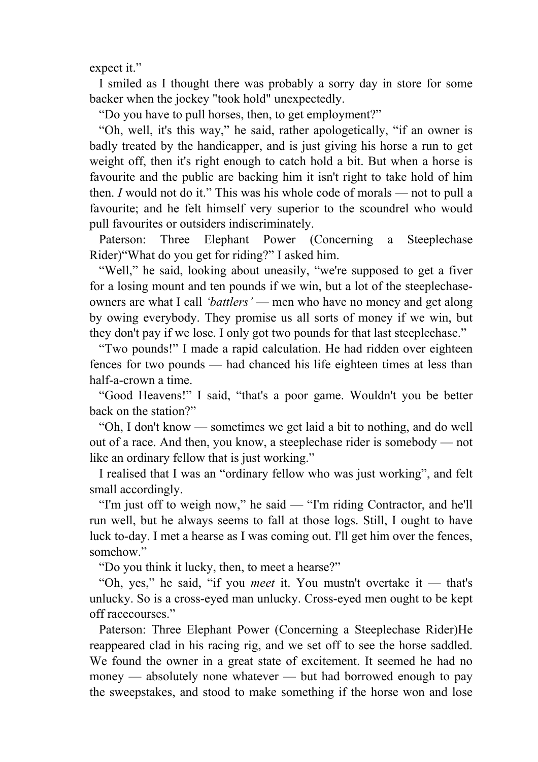expect it."

I smiled as I thought there was probably a sorry day in store for some backer when the jockey "took hold" unexpectedly.

"Do you have to pull horses, then, to get employment?"

"Oh, well, it's this way," he said, rather apologetically, "if an owner is badly treated by the handicapper, and is just giving his horse a run to get weight off, then it's right enough to catch hold a bit. But when a horse is favourite and the public are backing him it isn't right to take hold of him then. *I* would not do it." This was his whole code of morals — not to pull a favourite; and he felt himself very superior to the scoundrel who would pull favourites or outsiders indiscriminately.

"What do you get for riding?" I asked him.

"Well," he said, looking about uneasily, "we're supposed to get a fiver for a losing mount and ten pounds if we win, but a lot of the steeplechase-owners are what I call *'battlers'* — men who have no money and get along by owing everybody. They promise us all sorts of money if we win, but they don't pay if we lose. I only got two pounds for that last steeplechase."

"Two pounds!" I made a rapid calculation. He had ridden over eighteen fences for two pounds — had chanced his life eighteen times at less than half-a-crown a time.

"Good Heavens!" I said, "that's a poor game. Wouldn't you be better back on the station?"

"Oh, I don't know — sometimes we get laid a bit to nothing, and do well out of a race. And then, you know, a steeplechase rider is somebody — not like an ordinary fellow that is just working."

I realised that I was an "ordinary fellow who was just working", and felt small accordingly.

"I'm just off to weigh now," he said — "I'm riding Contractor, and he'll run well, but he always seems to fall at those logs. Still, I ought to have luck to-day. I met a hearse as I was coming out. I'll get him over the fences, somehow."

"Do you think it lucky, then, to meet a hearse?"

"Oh, yes," he said, "if you *meet* it. You mustn't overtake it — that's unlucky. So is a cross-eyed man unlucky. Cross-eyed men ought to be kept off racecourses."

He reappeared clad in his racing rig, and we set off to see the horse saddled. We found the owner in a great state of excitement. It seemed he had no money — absolutely none whatever — but had borrowed enough to pay the sweepstakes, and stood to make something if the horse won and lose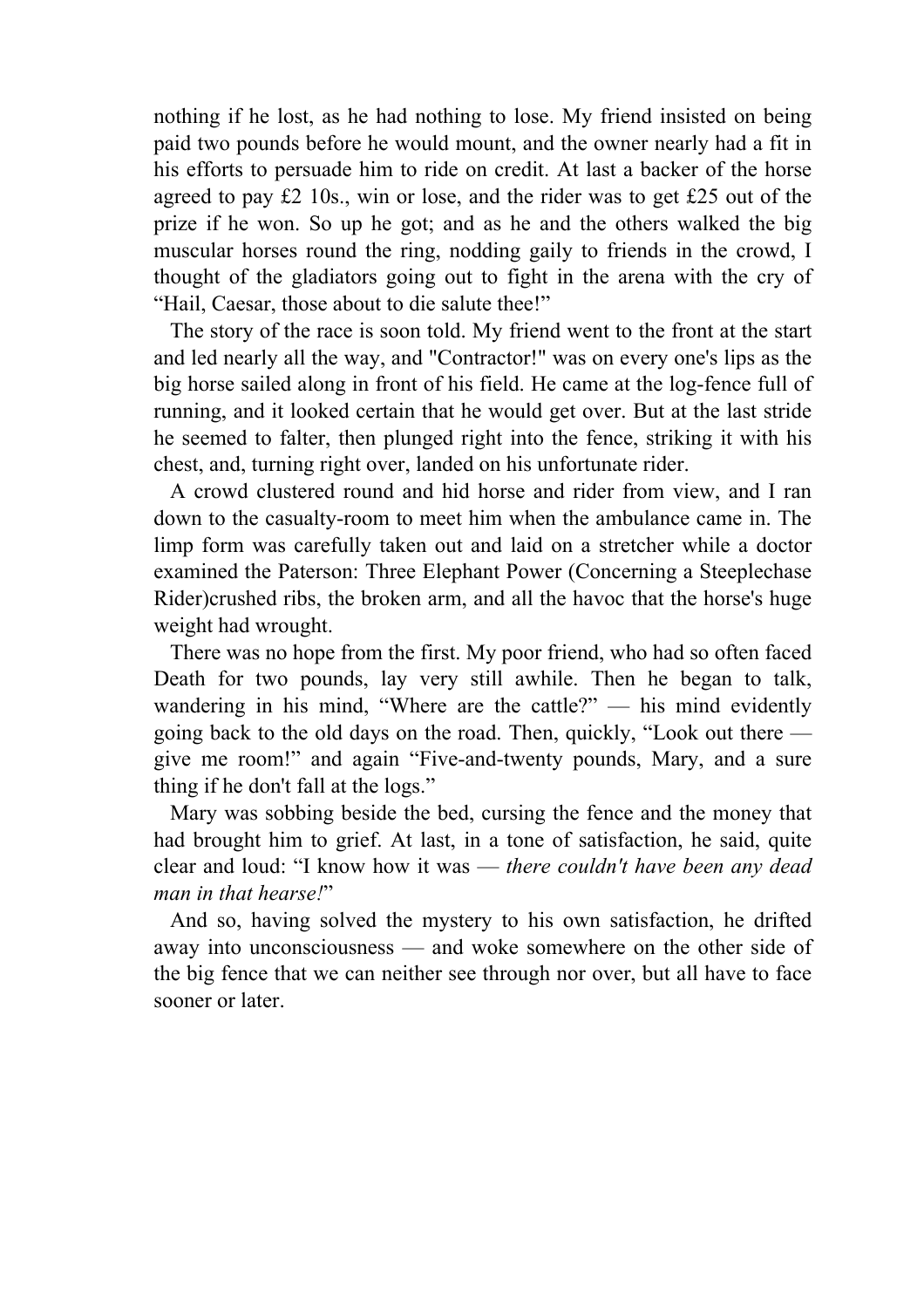nothing if he lost, as he had nothing to lose. My friend insisted on being paid two pounds before he would mount, and the owner nearly had a fit in his efforts to persuade him to ride on credit. At last a backer of the horse agreed to pay £2 10s., win or lose, and the rider was to get £25 out of the prize if he won. So up he got; and as he and the others walked the big muscular horses round the ring, nodding gaily to friends in the crowd, I thought of the gladiators going out to fight in the arena with the cry of "Hail, Caesar, those about to die salute thee!"

The story of the race is soon told. My friend went to the front at the start and led nearly all the way, and "Contractor!" was on every one's lips as the big horse sailed along in front of his field. He came at the log-fence full of running, and it looked certain that he would get over. But at the last stride he seemed to falter, then plunged right into the fence, striking it with his chest, and, turning right over, landed on his unfortunate rider.

A crowd clustered round and hid horse and rider from view, and I ran down to the casualty-room to meet him when the ambulance came in. The limp form was carefully taken out and laid on a stretcher while a doctor examined the Paterson: Three Elephant Power (Concerning a Steeplechase Rider)crushed ribs, the broken arm, and all the havoc that the horse's huge weight had wrought.

There was no hope from the first. My poor friend, who had so often faced Death for two pounds, lay very still awhile. Then he began to talk, wandering in his mind, "Where are the cattle?" — his mind evidently going back to the old days on the road. Then, quickly, "Look out there — give me room!" and again "Five-and-twenty pounds, Mary, and a sure thing if he don't fall at the logs."

Mary was sobbing beside the bed, cursing the fence and the money that had brought him to grief. At last, in a tone of satisfaction, he said, quite clear and loud: "I know how it was — *there couldn't have been any dead man in that hearse!*"

And so, having solved the mystery to his own satisfaction, he drifted away into unconsciousness — and woke somewhere on the other side of the big fence that we can neither see through nor over, but all have to face sooner or later.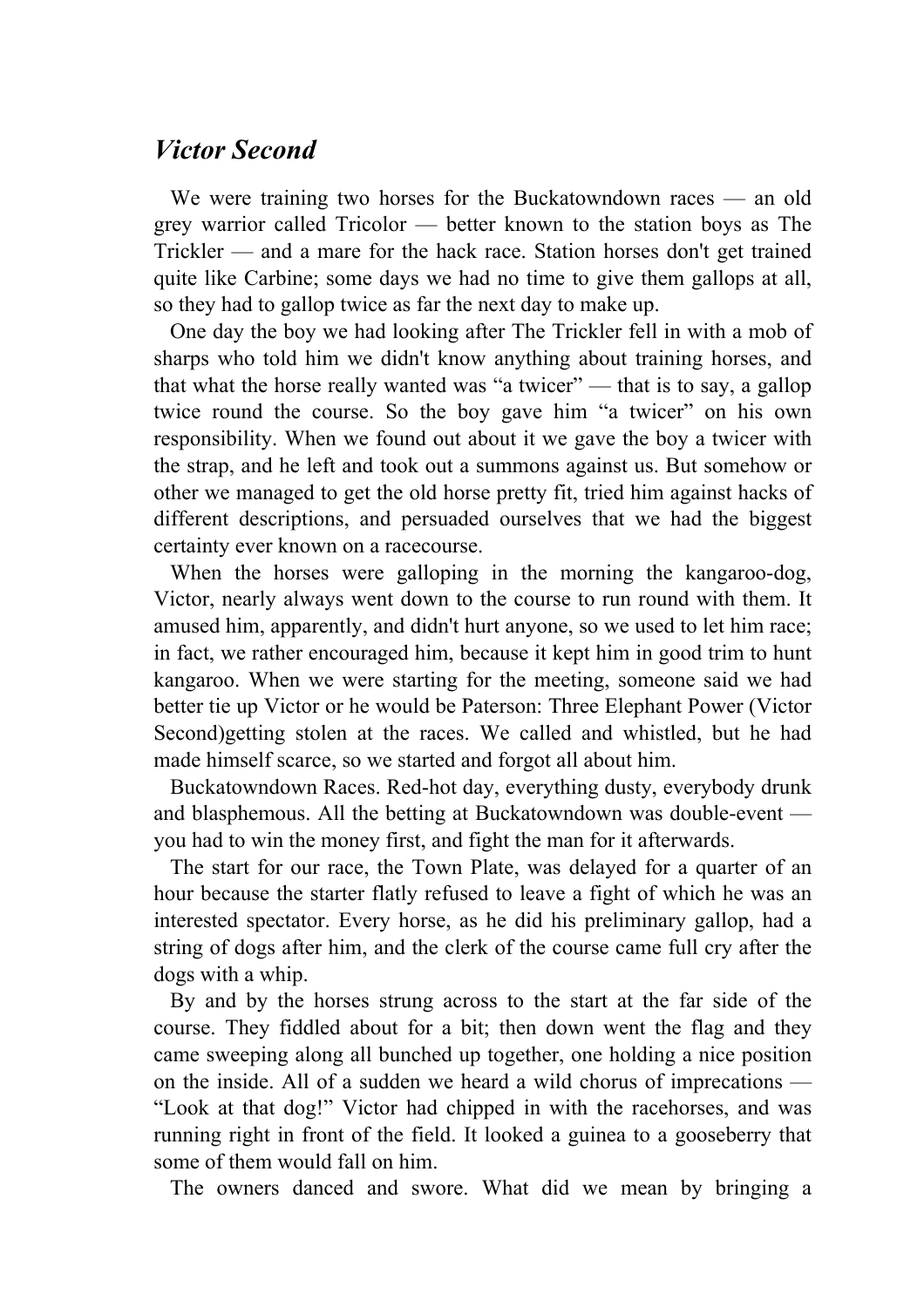## *Victor Second*

We were training two horses for the Buckatowndown races — an old grey warrior called Tricolor — better known to the station boys as The Trickler — and a mare for the hack race. Station horses don't get trained quite like Carbine; some days we had no time to give them gallops at all, so they had to gallop twice as far the next day to make up.

One day the boy we had looking after The Trickler fell in with a mob of sharps who told him we didn't know anything about training horses, and that what the horse really wanted was "a twicer" — that is to say, a gallop twice round the course. So the boy gave him "a twicer" on his own responsibility. When we found out about it we gave the boy a twicer with the strap, and he left and took out a summons against us. But somehow or other we managed to get the old horse pretty fit, tried him against hacks of different descriptions, and persuaded ourselves that we had the biggest certainty ever known on a racecourse.

When the horses were galloping in the morning the kangaroo-dog, Victor, nearly always went down to the course to run round with them. It amused him, apparently, and didn't hurt anyone, so we used to let him race; in fact, we rather encouraged him, because it kept him in good trim to hunt kangaroo. When we were starting for the meeting, someone said we had better tie up Victor or he would be Paterson: Three Elephant Power (Victor Second)getting stolen at the races. We called and whistled, but he had made himself scarce, so we started and forgot all about him.

Buckatowndown Races. Red-hot day, everything dusty, everybody drunk and blasphemous. All the betting at Buckatowndown was double-event — you had to win the money first, and fight the man for it afterwards.

The start for our race, the Town Plate, was delayed for a quarter of an hour because the starter flatly refused to leave a fight of which he was an interested spectator. Every horse, as he did his preliminary gallop, had a string of dogs after him, and the clerk of the course came full cry after the dogs with a whip.

By and by the horses strung across to the start at the far side of the course. They fiddled about for a bit; then down went the flag and they came sweeping along all bunched up together, one holding a nice position on the inside. All of a sudden we heard a wild chorus of imprecations — "Look at that dog!" Victor had chipped in with the racehorses, and was running right in front of the field. It looked a guinea to a gooseberry that some of them would fall on him.

The owners danced and swore. What did we mean by bringing a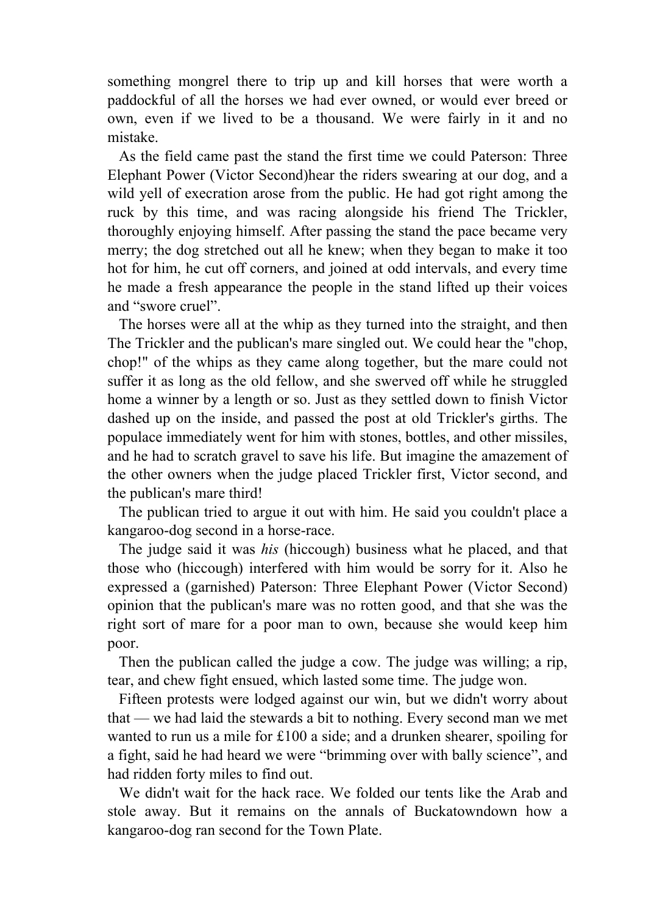something mongrel there to trip up and kill horses that were worth a paddockful of all the horses we had ever owned, or would ever breed or own, even if we lived to be a thousand. We were fairly in it and no mistake.

As the field came past the stand the first time we could hear the riders swearing at our dog, and a wild yell of execration arose from the public. He had got right among the ruck by this time, and was racing alongside his friend The Trickler, thoroughly enjoying himself. After passing the stand the pace became very merry; the dog stretched out all he knew; when they began to make it too hot for him, he cut off corners, and joined at odd intervals, and every time he made a fresh appearance the people in the stand lifted up their voices and "swore cruel".

The horses were all at the whip as they turned into the straight, and then The Trickler and the publican's mare singled out. We could hear the "chop, chop!" of the whips as they came along together, but the mare could not suffer it as long as the old fellow, and she swerved off while he struggled home a winner by a length or so. Just as they settled down to finish Victor dashed up on the inside, and passed the post at old Trickler's girths. The populace immediately went for him with stones, bottles, and other missiles, and he had to scratch gravel to save his life. But imagine the amazement of the other owners when the judge placed Trickler first, Victor second, and the publican's mare third!

The publican tried to argue it out with him. He said you couldn't place a kangaroo-dog second in a horse-race.

The judge said it was *his* (hiccough) business what he placed, and that those who (hiccough) interfered with him would be sorry for it. Also he expressed a (garnished) opinion that the publican's mare was no rotten good, and that she was the right sort of mare for a poor man to own, because she would keep him poor.

Then the publican called the judge a cow. The judge was willing; a rip, tear, and chew fight ensued, which lasted some time. The judge won.

Fifteen protests were lodged against our win, but we didn't worry about that — we had laid the stewards a bit to nothing. Every second man we met wanted to run us a mile for £100 a side; and a drunken shearer, spoiling for a fight, said he had heard we were "brimming over with bally science", and had ridden forty miles to find out.

We didn't wait for the hack race. We folded our tents like the Arab and stole away. But it remains on the annals of Buckatowndown how a kangaroo-dog ran second for the Town Plate.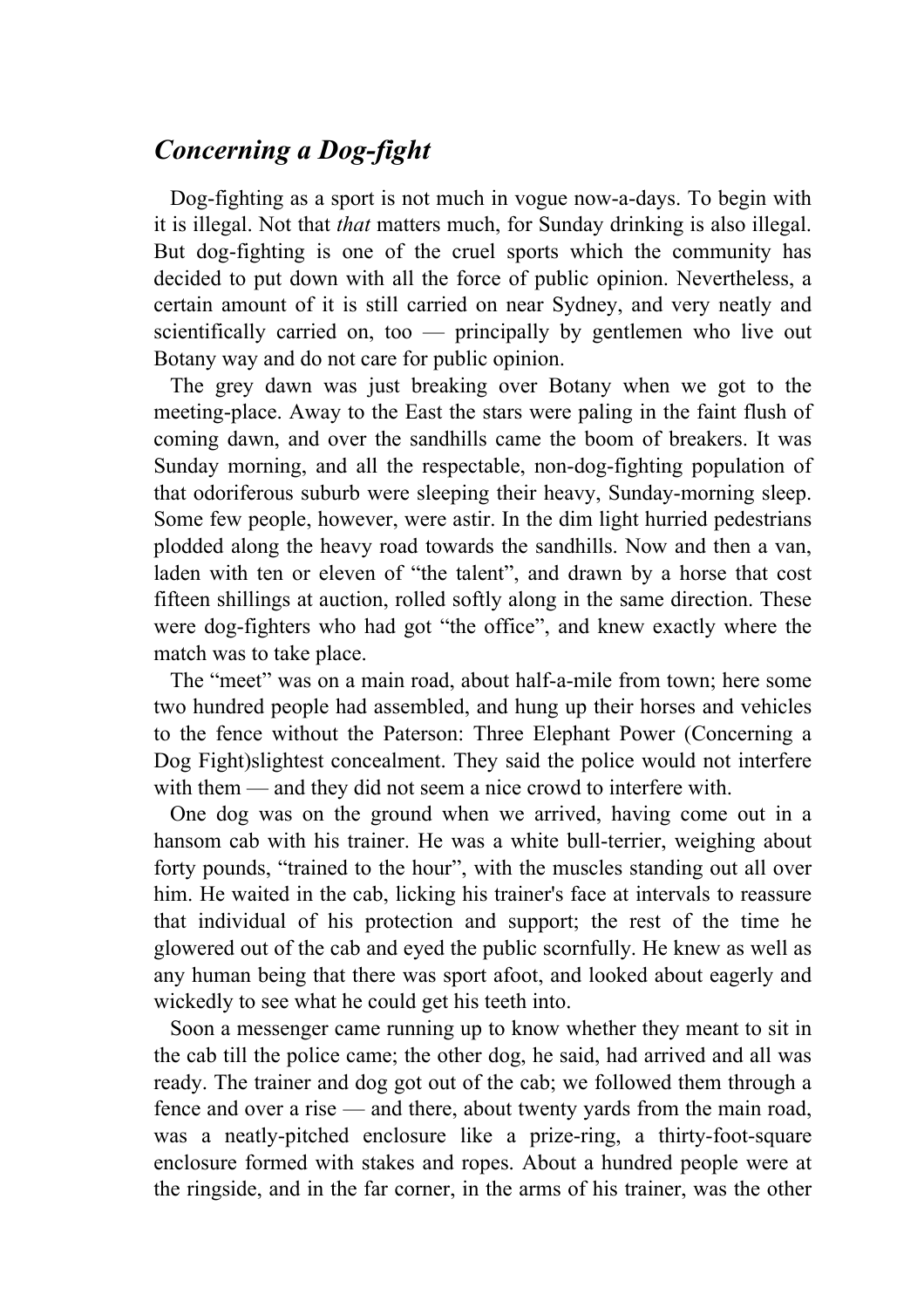# *Concerning a Dog-fight*

Dog-fighting as a sport is not much in vogue now-a-days. To begin with it is illegal. Not that *that* matters much, for Sunday drinking is also illegal. But dog-fighting is one of the cruel sports which the community has decided to put down with all the force of public opinion. Nevertheless, a certain amount of it is still carried on near Sydney, and very neatly and scientifically carried on, too — principally by gentlemen who live out Botany way and do not care for public opinion.

The grey dawn was just breaking over Botany when we got to the meeting-place. Away to the East the stars were paling in the faint flush of coming dawn, and over the sandhills came the boom of breakers. It was Sunday morning, and all the respectable, non-dog-fighting population of that odoriferous suburb were sleeping their heavy, Sunday-morning sleep. Some few people, however, were astir. In the dim light hurried pedestrians plodded along the heavy road towards the sandhills. Now and then a van, laden with ten or eleven of "the talent", and drawn by a horse that cost fifteen shillings at auction, rolled softly along in the same direction. These were dog-fighters who had got "the office", and knew exactly where the match was to take place.

The "meet" was on a main road, about half-a-mile from town; here some two hundred people had assembled, and hung up their horses and vehicles to the fence without the Paterson: Three Elephant Power (Concerning a Dog Fight)slightest concealment. They said the police would not interfere with them — and they did not seem a nice crowd to interfere with.

One dog was on the ground when we arrived, having come out in a hansom cab with his trainer. He was a white bull-terrier, weighing about forty pounds, "trained to the hour", with the muscles standing out all over him. He waited in the cab, licking his trainer's face at intervals to reassure that individual of his protection and support; the rest of the time he glowered out of the cab and eyed the public scornfully. He knew as well as any human being that there was sport afoot, and looked about eagerly and wickedly to see what he could get his teeth into.

Soon a messenger came running up to know whether they meant to sit in the cab till the police came; the other dog, he said, had arrived and all was ready. The trainer and dog got out of the cab; we followed them through a fence and over a rise — and there, about twenty yards from the main road, was a neatly-pitched enclosure like a prize-ring, a thirty-foot-square enclosure formed with stakes and ropes. About a hundred people were at the ringside, and in the far corner, in the arms of his trainer, was the other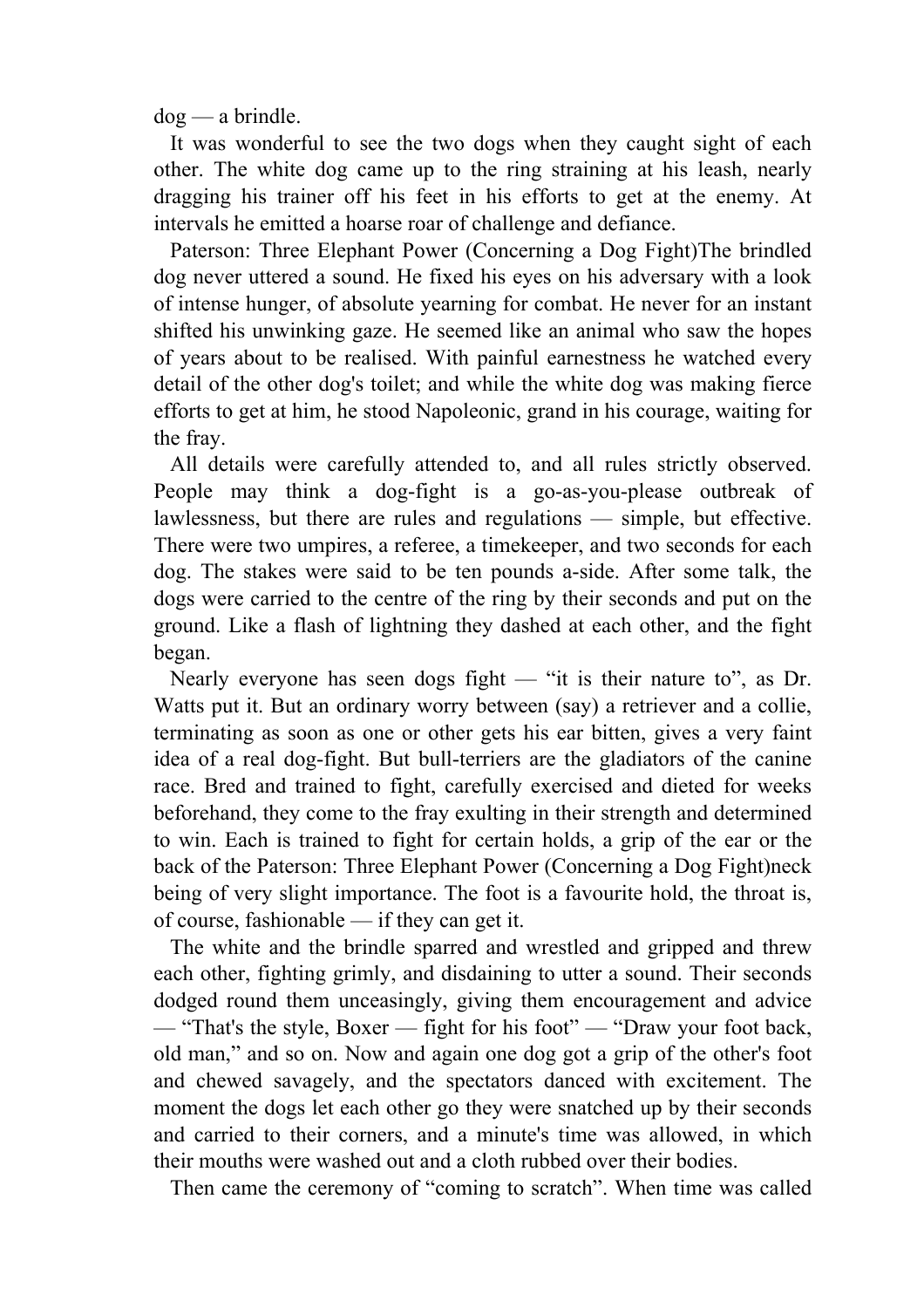dog — a brindle.

It was wonderful to see the two dogs when they caught sight of each other. The white dog came up to the ring straining at his leash, nearly dragging his trainer off his feet in his efforts to get at the enemy. At intervals he emitted a hoarse roar of challenge and defiance.

The brindled dog never uttered a sound. He fixed his eyes on his adversary with a look of intense hunger, of absolute yearning for combat. He never for an instant shifted his unwinking gaze. He seemed like an animal who saw the hopes of years about to be realised. With painful earnestness he watched every detail of the other dog's toilet; and while the white dog was making fierce efforts to get at him, he stood Napoleonic, grand in his courage, waiting for the fray.

All details were carefully attended to, and all rules strictly observed. People may think a dog-fight is a go-as-you-please outbreak of lawlessness, but there are rules and regulations — simple, but effective. There were two umpires, a referee, a timekeeper, and two seconds for each dog. The stakes were said to be ten pounds a-side. After some talk, the dogs were carried to the centre of the ring by their seconds and put on the ground. Like a flash of lightning they dashed at each other, and the fight began.

Nearly everyone has seen dogs fight — "it is their nature to", as Dr. Watts put it. But an ordinary worry between (say) a retriever and a collie, terminating as soon as one or other gets his ear bitten, gives a very faint idea of a real dog-fight. But bull-terriers are the gladiators of the canine race. Bred and trained to fight, carefully exercised and dieted for weeks beforehand, they come to the fray exulting in their strength and determined to win. Each is trained to fight for certain holds, a grip of the ear or the back of the neck being of very slight importance. The foot is a favourite hold, the throat is, of course, fashionable — if they can get it.

The white and the brindle sparred and wrestled and gripped and threw each other, fighting grimly, and disdaining to utter a sound. Their seconds dodged round them unceasingly, giving them encouragement and advice — "That's the style, Boxer — fight for his foot" — "Draw your foot back, old man," and so on. Now and again one dog got a grip of the other's foot and chewed savagely, and the spectators danced with excitement. The moment the dogs let each other go they were snatched up by their seconds and carried to their corners, and a minute's time was allowed, in which their mouths were washed out and a cloth rubbed over their bodies.

Then came the ceremony of "coming to scratch". When time was called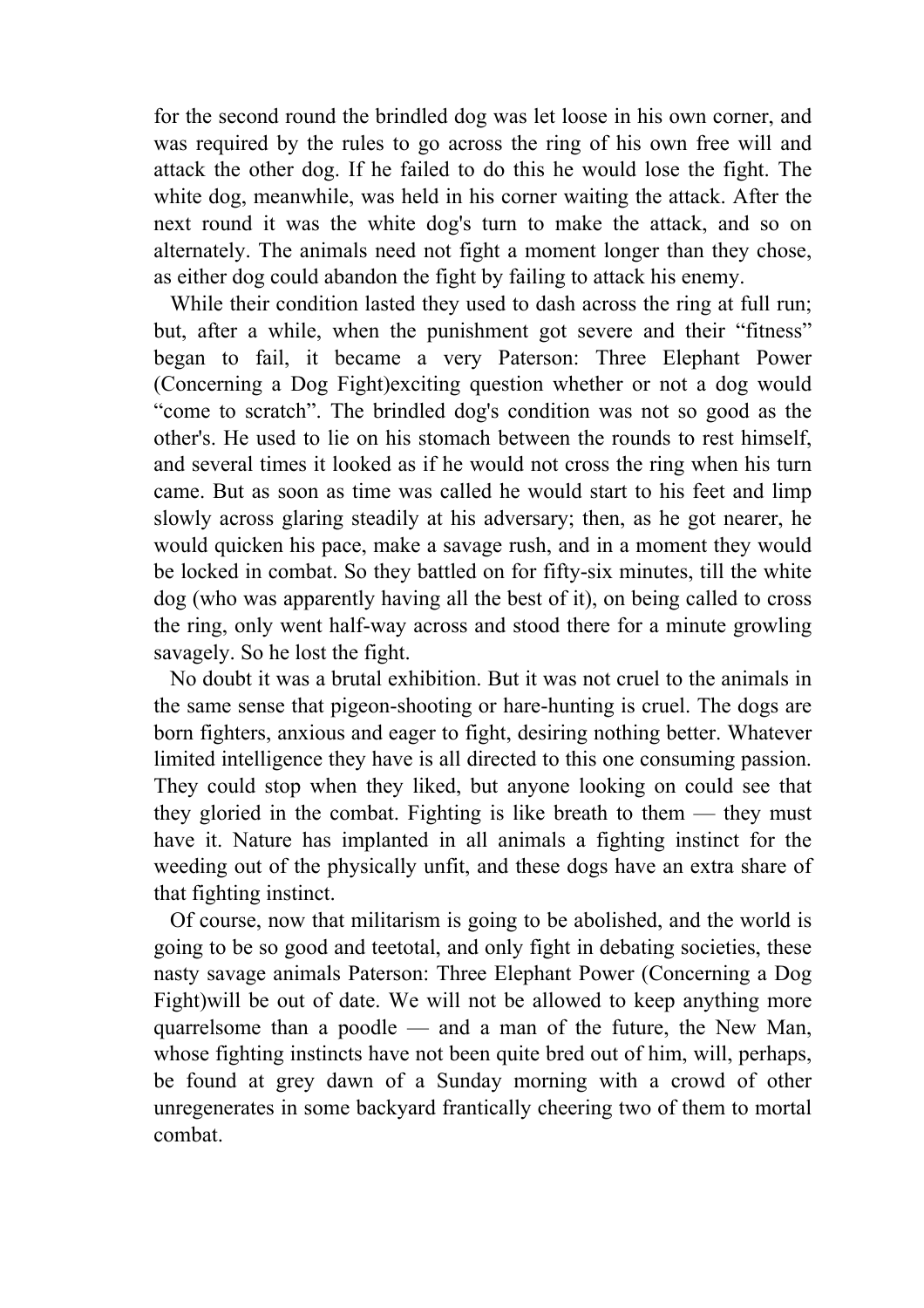for the second round the brindled dog was let loose in his own corner, and was required by the rules to go across the ring of his own free will and attack the other dog. If he failed to do this he would lose the fight. The white dog, meanwhile, was held in his corner waiting the attack. After the next round it was the white dog's turn to make the attack, and so on alternately. The animals need not fight a moment longer than they chose, as either dog could abandon the fight by failing to attack his enemy.

While their condition lasted they used to dash across the ring at full run; but, after a while, when the punishment got severe and their "fitness" began to fail, it became a very exciting question whether or not a dog would "come to scratch". The brindled dog's condition was not so good as the other's. He used to lie on his stomach between the rounds to rest himself, and several times it looked as if he would not cross the ring when his turn came. But as soon as time was called he would start to his feet and limp slowly across glaring steadily at his adversary; then, as he got nearer, he would quicken his pace, make a savage rush, and in a moment they would be locked in combat. So they battled on for fifty-six minutes, till the white dog (who was apparently having all the best of it), on being called to cross the ring, only went half-way across and stood there for a minute growling savagely. So he lost the fight.

No doubt it was a brutal exhibition. But it was not cruel to the animals in the same sense that pigeon-shooting or hare-hunting is cruel. The dogs are born fighters, anxious and eager to fight, desiring nothing better. Whatever limited intelligence they have is all directed to this one consuming passion. They could stop when they liked, but anyone looking on could see that they gloried in the combat. Fighting is like breath to them — they must have it. Nature has implanted in all animals a fighting instinct for the weeding out of the physically unfit, and these dogs have an extra share of that fighting instinct.

Of course, now that militarism is going to be abolished, and the world is going to be so good and teetotal, and only fight in debating societies, these nasty savage animals will be out of date. We will not be allowed to keep anything more quarrelsome than a poodle — and a man of the future, the New Man, whose fighting instincts have not been quite bred out of him, will, perhaps, be found at grey dawn of a Sunday morning with a crowd of other unregenerates in some backyard frantically cheering two of them to mortal combat.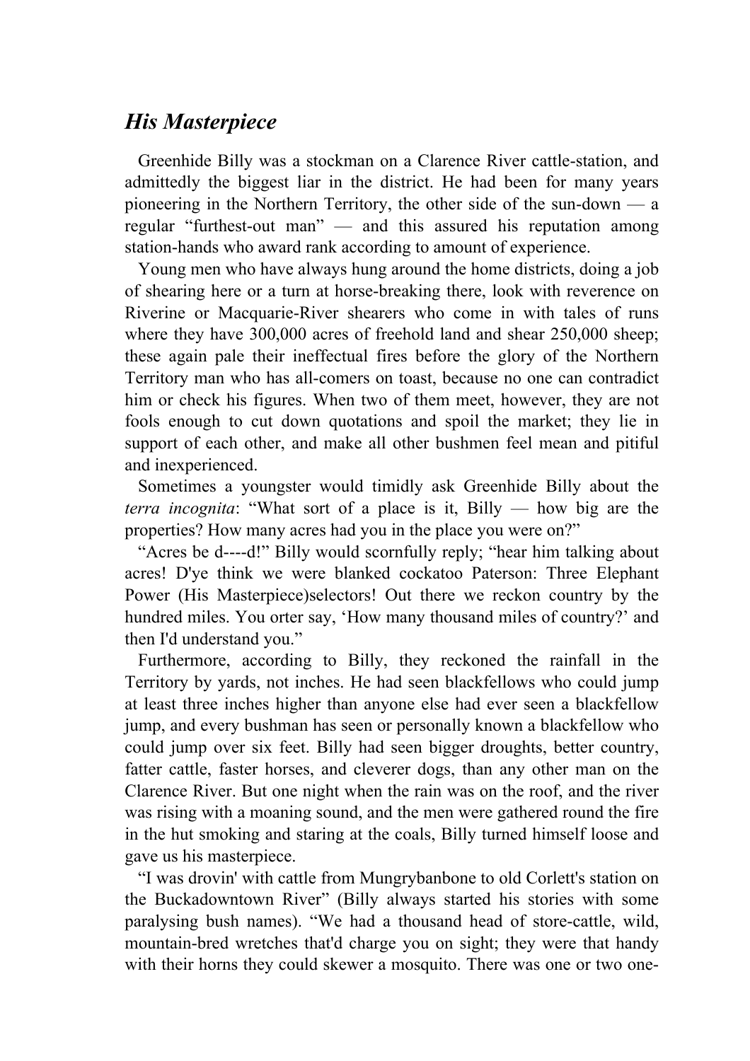## *His Masterpiece*

Greenhide Billy was a stockman on a Clarence River cattle-station, and admittedly the biggest liar in the district. He had been for many years pioneering in the Northern Territory, the other side of the sun-down — a regular "furthest-out man" — and this assured his reputation among station-hands who award rank according to amount of experience.

Young men who have always hung around the home districts, doing a job of shearing here or a turn at horse-breaking there, look with reverence on Riverine or Macquarie-River shearers who come in with tales of runs where they have 300,000 acres of freehold land and shear 250,000 sheep; these again pale their ineffectual fires before the glory of the Northern Territory man who has all-comers on toast, because no one can contradict him or check his figures. When two of them meet, however, they are not fools enough to cut down quotations and spoil the market; they lie in support of each other, and make all other bushmen feel mean and pitiful and inexperienced.

Sometimes a youngster would timidly ask Greenhide Billy about the *terra incognita*: "What sort of a place is it, Billy — how big are the properties? How many acres had you in the place you were on?"

"Acres be d----d!" Billy would scornfully reply; "hear him talking about acres! D'ye think we were blanked cockatoo Paterson: Three Elephant Power (His Masterpiece)selectors! Out there we reckon country by the hundred miles. You orter say, 'How many thousand miles of country?' and then I'd understand you."

Furthermore, according to Billy, they reckoned the rainfall in the Territory by yards, not inches. He had seen blackfellows who could jump at least three inches higher than anyone else had ever seen a blackfellow jump, and every bushman has seen or personally known a blackfellow who could jump over six feet. Billy had seen bigger droughts, better country, fatter cattle, faster horses, and cleverer dogs, than any other man on the Clarence River. But one night when the rain was on the roof, and the river was rising with a moaning sound, and the men were gathered round the fire in the hut smoking and staring at the coals, Billy turned himself loose and gave us his masterpiece.

"I was drovin' with cattle from Mungrybanbone to old Corlett's station on the Buckadowntown River" (Billy always started his stories with some paralysing bush names). "We had a thousand head of store-cattle, wild, mountain-bred wretches that'd charge you on sight; they were that handy with their horns they could skewer a mosquito. There was one or two one-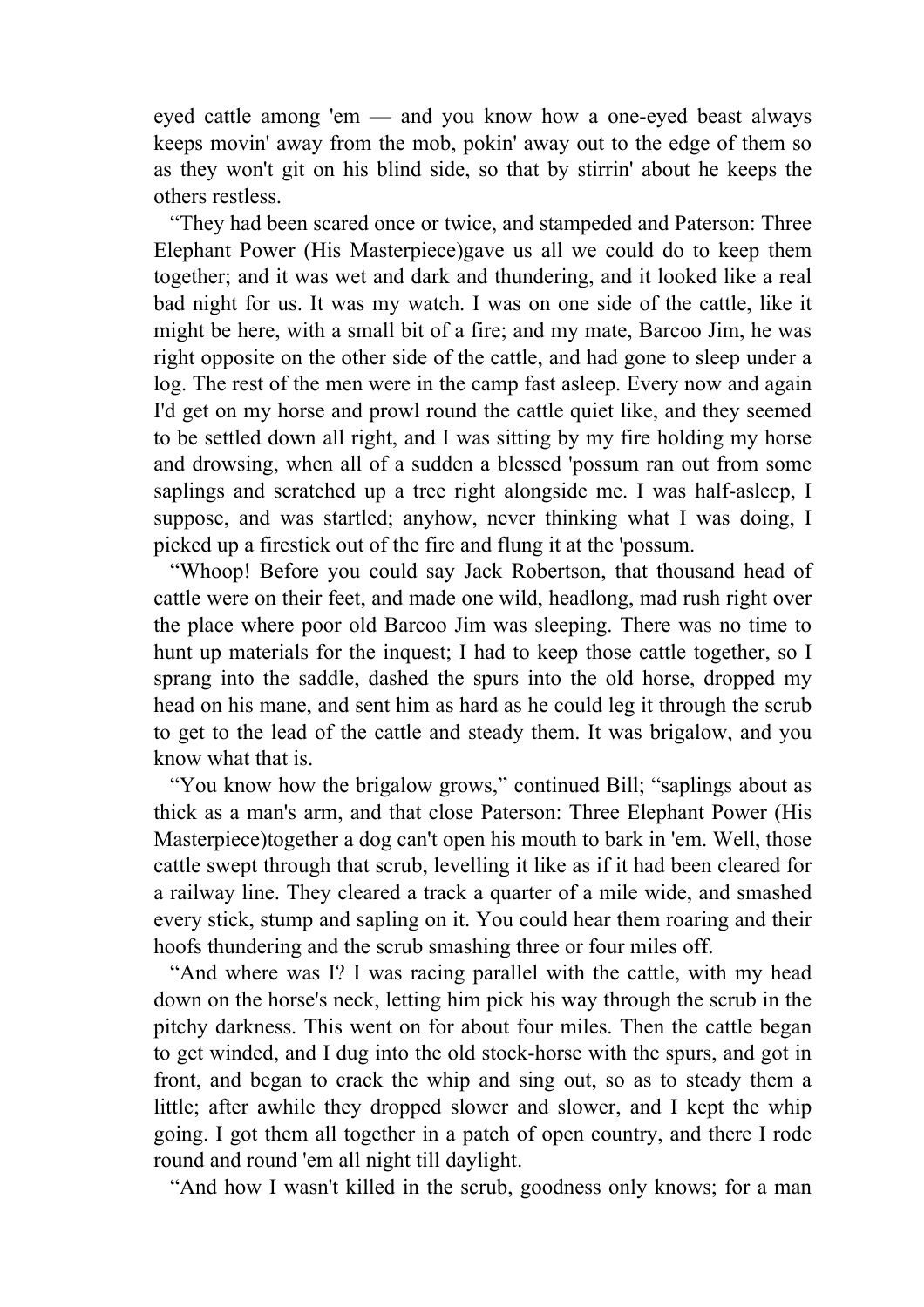eyed cattle among 'em — and you know how a one-eyed beast always keeps movin' away from the mob, pokin' away out to the edge of them so as they won't git on his blind side, so that by stirrin' about he keeps the others restless.

"They had been scared once or twice, and stampeded and gave us all we could do to keep them together; and it was wet and dark and thundering, and it looked like a real bad night for us. It was my watch. I was on one side of the cattle, like it might be here, with a small bit of a fire; and my mate, Barcoo Jim, he was right opposite on the other side of the cattle, and had gone to sleep under a log. The rest of the men were in the camp fast asleep. Every now and again I'd get on my horse and prowl round the cattle quiet like, and they seemed to be settled down all right, and I was sitting by my fire holding my horse and drowsing, when all of a sudden a blessed 'possum ran out from some saplings and scratched up a tree right alongside me. I was half-asleep, I suppose, and was startled; anyhow, never thinking what I was doing, I picked up a firestick out of the fire and flung it at the 'possum.

"Whoop! Before you could say Jack Robertson, that thousand head of cattle were on their feet, and made one wild, headlong, mad rush right over the place where poor old Barcoo Jim was sleeping. There was no time to hunt up materials for the inquest; I had to keep those cattle together, so I sprang into the saddle, dashed the spurs into the old horse, dropped my head on his mane, and sent him as hard as he could leg it through the scrub to get to the lead of the cattle and steady them. It was brigalow, and you know what that is.

"You know how the brigalow grows," continued Bill; "saplings about as thick as a man's arm, and that close together a dog can't open his mouth to bark in 'em. Well, those cattle swept through that scrub, levelling it like as if it had been cleared for a railway line. They cleared a track a quarter of a mile wide, and smashed every stick, stump and sapling on it. You could hear them roaring and their hoofs thundering and the scrub smashing three or four miles off.

"And where was I? I was racing parallel with the cattle, with my head down on the horse's neck, letting him pick his way through the scrub in the pitchy darkness. This went on for about four miles. Then the cattle began to get winded, and I dug into the old stock-horse with the spurs, and got in front, and began to crack the whip and sing out, so as to steady them a little; after awhile they dropped slower and slower, and I kept the whip going. I got them all together in a patch of open country, and there I rode round and round 'em all night till daylight.

"And how I wasn't killed in the scrub, goodness only knows; for a man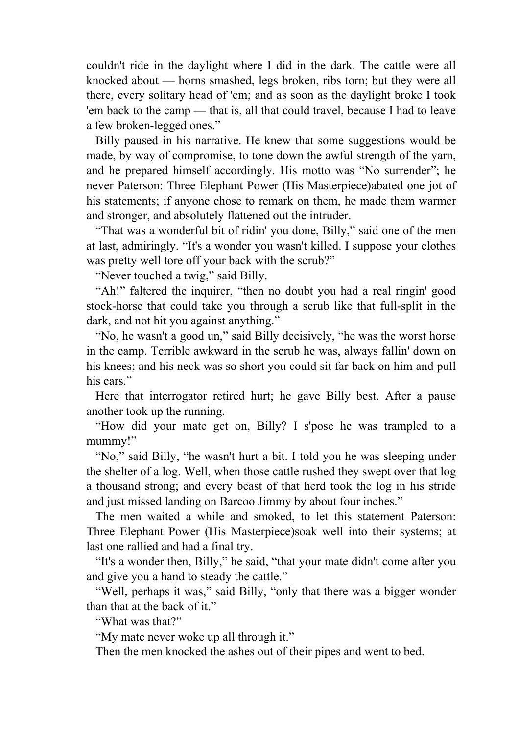couldn't ride in the daylight where I did in the dark. The cattle were all knocked about — horns smashed, legs broken, ribs torn; but they were all there, every solitary head of 'em; and as soon as the daylight broke I took 'em back to the camp — that is, all that could travel, because I had to leave a few broken-legged ones."

Billy paused in his narrative. He knew that some suggestions would be made, by way of compromise, to tone down the awful strength of the yarn, and he prepared himself accordingly. His motto was "No surrender"; he never abated one jot of his statements; if anyone chose to remark on them, he made them warmer and stronger, and absolutely flattened out the intruder.

"That was a wonderful bit of ridin' you done, Billy," said one of the men at last, admiringly. "It's a wonder you wasn't killed. I suppose your clothes was pretty well tore off your back with the scrub?"

"Never touched a twig," said Billy.

"Ah!" faltered the inquirer, "then no doubt you had a real ringin' good stock-horse that could take you through a scrub like that full-split in the dark, and not hit you against anything."

"No, he wasn't a good un," said Billy decisively, "he was the worst horse in the camp. Terrible awkward in the scrub he was, always fallin' down on his knees; and his neck was so short you could sit far back on him and pull his ears."

Here that interrogator retired hurt; he gave Billy best. After a pause another took up the running.

"How did your mate get on, Billy? I s'pose he was trampled to a mummy!"

"No," said Billy, "he wasn't hurt a bit. I told you he was sleeping under the shelter of a log. Well, when those cattle rushed they swept over that log a thousand strong; and every beast of that herd took the log in his stride and just missed landing on Barcoo Jimmy by about four inches."

The men waited a while and smoked, to let this statement soak well into their systems; at last one rallied and had a final try.

"It's a wonder then, Billy," he said, "that your mate didn't come after you and give you a hand to steady the cattle."

"Well, perhaps it was," said Billy, "only that there was a bigger wonder than that at the back of it."

"What was that?"

"My mate never woke up all through it."

Then the men knocked the ashes out of their pipes and went to bed.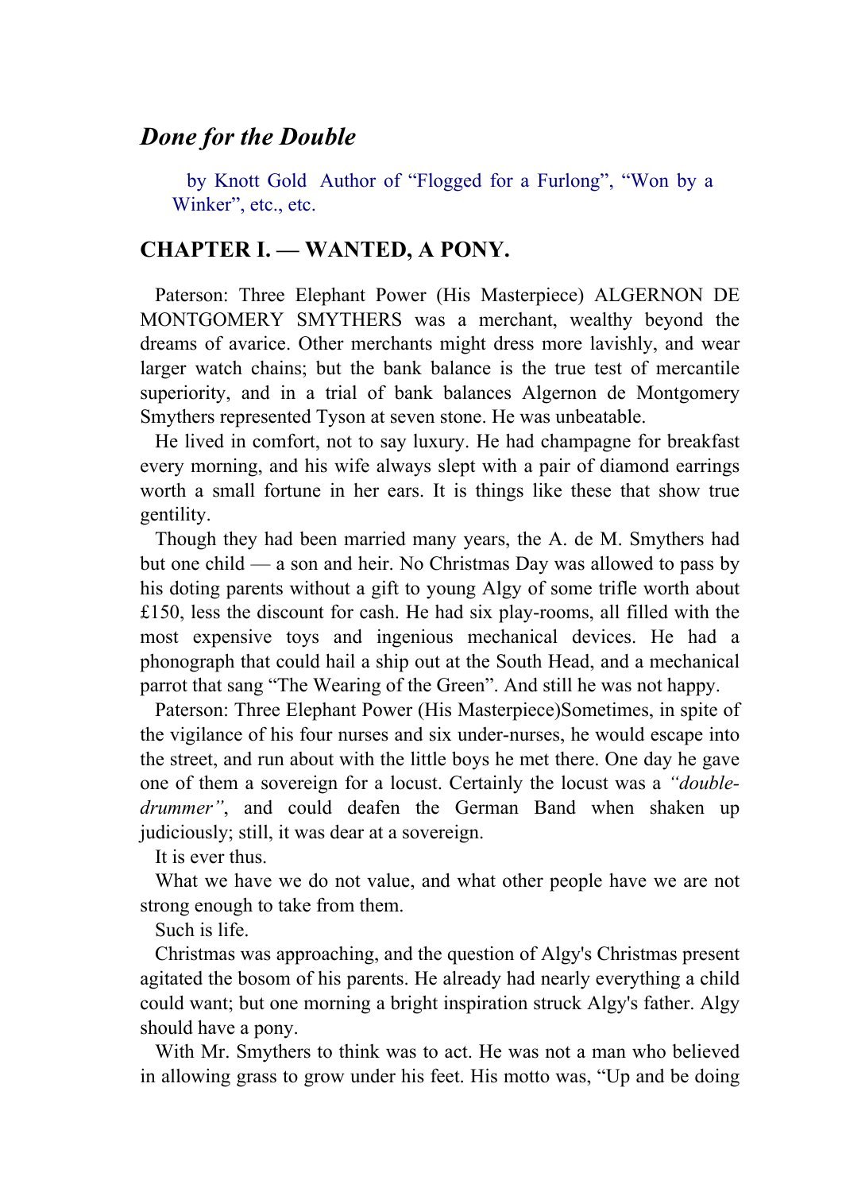## *Done for the Double*

by Knott Gold Author of "Flogged for a Furlong", "Won by a Winker", etc., etc.

### CHAPTER I. — WANTED, A PONY.

Paterson: Three Elephant Power (His Masterpiece) ALGERNON DE MONTGOMERY SMYTHERS was a merchant, wealthy beyond the dreams of avarice. Other merchants might dress more lavishly, and wear larger watch chains; but the bank balance is the true test of mercantile superiority, and in a trial of bank balances Algernon de Montgomery Smythers represented Tyson at seven stone. He was unbeatable.

He lived in comfort, not to say luxury. He had champagne for breakfast every morning, and his wife always slept with a pair of diamond earrings worth a small fortune in her ears. It is things like these that show true gentility.

Though they had been married many years, the A. de M. Smythers had but one child — a son and heir. No Christmas Day was allowed to pass by his doting parents without a gift to young Algy of some trifle worth about £150, less the discount for cash. He had six play-rooms, all filled with the most expensive toys and ingenious mechanical devices. He had a phonograph that could hail a ship out at the South Head, and a mechanical parrot that sang "The Wearing of the Green". And still he was not happy.

Paterson: Three Elephant Power (His Masterpiece)Sometimes, in spite of the vigilance of his four nurses and six under-nurses, he would escape into the street, and run about with the little boys he met there. One day he gave one of them a sovereign for a locust. Certainly the locust was a *"double-drummer"*, and could deafen the German Band when shaken up judiciously; still, it was dear at a sovereign.

It is ever thus.

What we have we do not value, and what other people have we are not strong enough to take from them.

Such is life.

Christmas was approaching, and the question of Algy's Christmas present agitated the bosom of his parents. He already had nearly everything a child could want; but one morning a bright inspiration struck Algy's father. Algy should have a pony.

With Mr. Smythers to think was to act. He was not a man who believed in allowing grass to grow under his feet. His motto was, "Up and be doing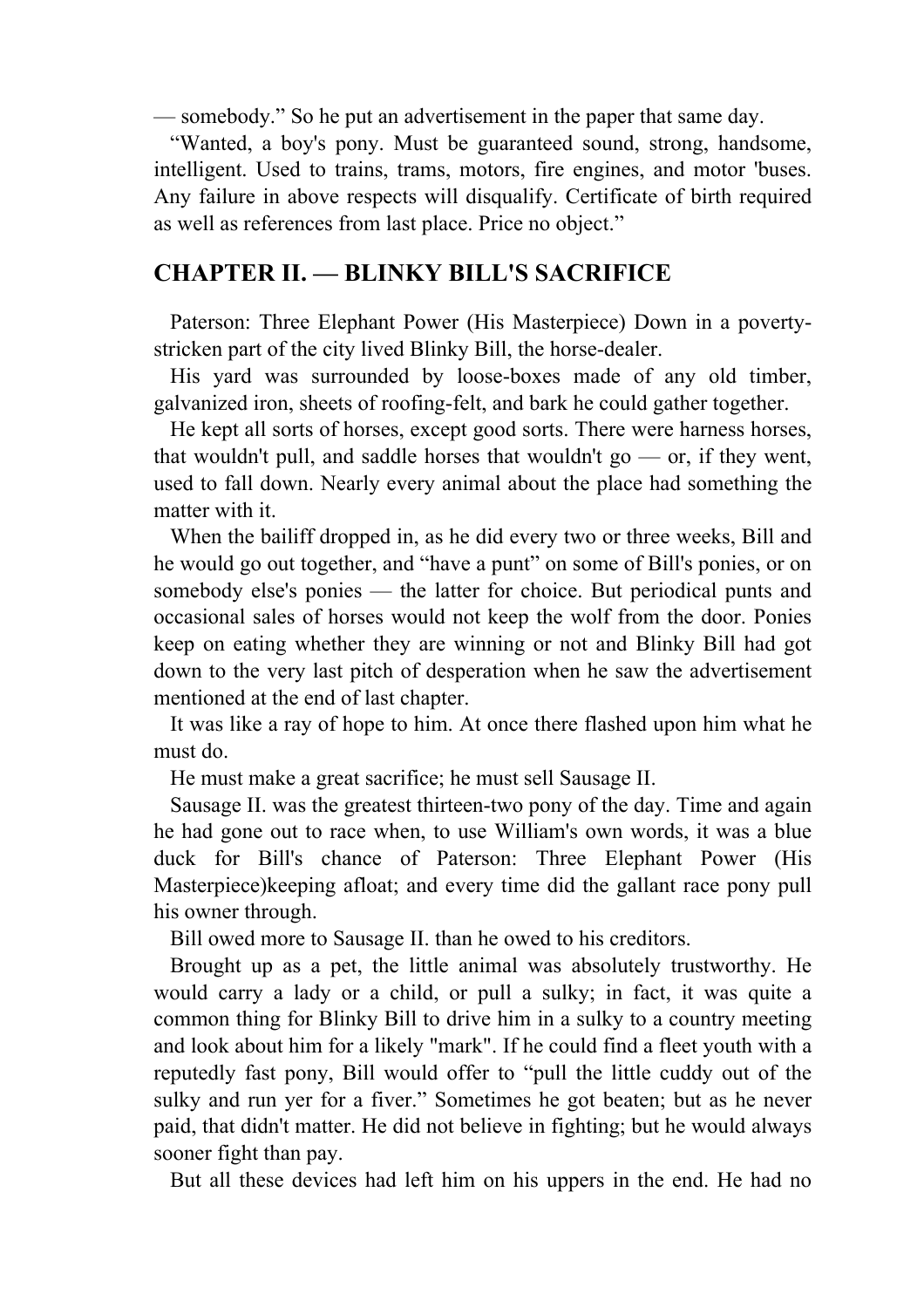— somebody." So he put an advertisement in the paper that same day.

"Wanted, a boy's pony. Must be guaranteed sound, strong, handsome, intelligent. Used to trains, trams, motors, fire engines, and motor 'buses. Any failure in above respects will disqualify. Certificate of birth required as well as references from last place. Price no object."

## CHAPTER II. — BLINKY BILL'S SACRIFICE

Paterson: Three Elephant Power (His Masterpiece) Down in a poverty-stricken part of the city lived Blinky Bill, the horse-dealer.

His yard was surrounded by loose-boxes made of any old timber, galvanized iron, sheets of roofing-felt, and bark he could gather together.

He kept all sorts of horses, except good sorts. There were harness horses, that wouldn't pull, and saddle horses that wouldn't go — or, if they went, used to fall down. Nearly every animal about the place had something the matter with it.

When the bailiff dropped in, as he did every two or three weeks, Bill and he would go out together, and "have a punt" on some of Bill's ponies, or on somebody else's ponies — the latter for choice. But periodical punts and occasional sales of horses would not keep the wolf from the door. Ponies keep on eating whether they are winning or not and Blinky Bill had got down to the very last pitch of desperation when he saw the advertisement mentioned at the end of last chapter.

It was like a ray of hope to him. At once there flashed upon him what he must do.

He must make a great sacrifice; he must sell Sausage II.

Sausage II. was the greatest thirteen-two pony of the day. Time and again he had gone out to race when, to use William's own words, it was a blue duck for Bill's chance of Paterson: Three Elephant Power (His Masterpiece)keeping afloat; and every time did the gallant race pony pull his owner through.

Bill owed more to Sausage II. than he owed to his creditors.

Brought up as a pet, the little animal was absolutely trustworthy. He would carry a lady or a child, or pull a sulky; in fact, it was quite a common thing for Blinky Bill to drive him in a sulky to a country meeting and look about him for a likely "mark". If he could find a fleet youth with a reputedly fast pony, Bill would offer to "pull the little cuddy out of the sulky and run yer for a fiver." Sometimes he got beaten; but as he never paid, that didn't matter. He did not believe in fighting; but he would always sooner fight than pay.

But all these devices had left him on his uppers in the end. He had no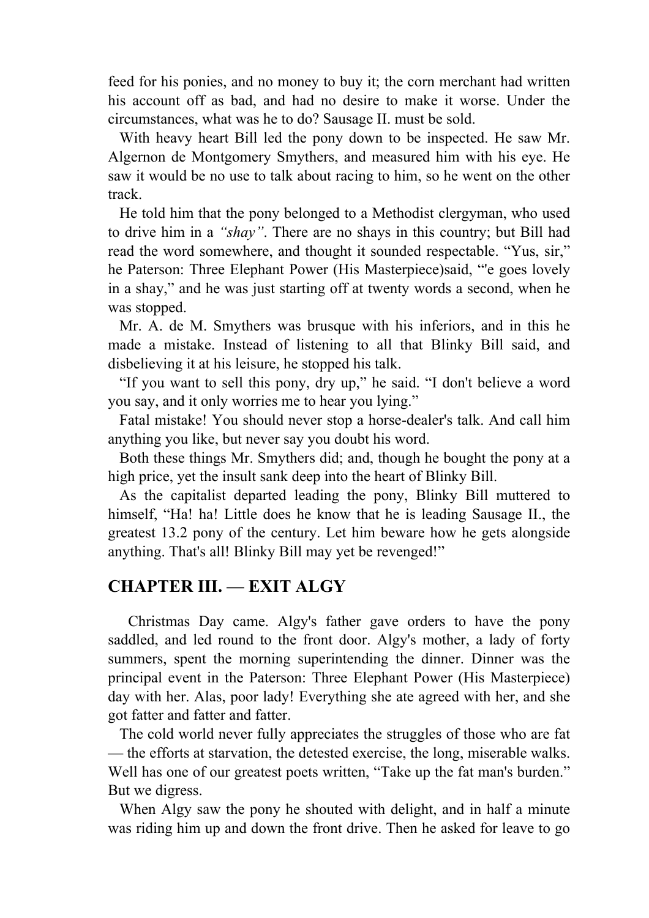feed for his ponies, and no money to buy it; the corn merchant had written his account off as bad, and had no desire to make it worse. Under the circumstances, what was he to do? Sausage II. must be sold.

With heavy heart Bill led the pony down to be inspected. He saw Mr. Algernon de Montgomery Smythers, and measured him with his eye. He saw it would be no use to talk about racing to him, so he went on the other track.

He told him that the pony belonged to a Methodist clergyman, who used to drive him in a *"shay"*. There are no shays in this country; but Bill had read the word somewhere, and thought it sounded respectable. "Yus, sir," he said, "'e goes lovely in a shay," and he was just starting off at twenty words a second, when he was stopped.

Mr. A. de M. Smythers was brusque with his inferiors, and in this he made a mistake. Instead of listening to all that Blinky Bill said, and disbelieving it at his leisure, he stopped his talk.

"If you want to sell this pony, dry up," he said. "I don't believe a word you say, and it only worries me to hear you lying."

Fatal mistake! You should never stop a horse-dealer's talk. And call him anything you like, but never say you doubt his word.

Both these things Mr. Smythers did; and, though he bought the pony at a high price, yet the insult sank deep into the heart of Blinky Bill.

As the capitalist departed leading the pony, Blinky Bill muttered to himself, "Ha! ha! Little does he know that he is leading Sausage II., the greatest 13.2 pony of the century. Let him beware how he gets alongside anything. That's all! Blinky Bill may yet be revenged!"

## CHAPTER III. — EXIT ALGY

Christmas Day came. Algy's father gave orders to have the pony saddled, and led round to the front door. Algy's mother, a lady of forty summers, spent the morning superintending the dinner. Dinner was the principal event in the day with her. Alas, poor lady! Everything she ate agreed with her, and she got fatter and fatter and fatter.

The cold world never fully appreciates the struggles of those who are fat — the efforts at starvation, the detested exercise, the long, miserable walks. Well has one of our greatest poets written, "Take up the fat man's burden." But we digress.

When Algy saw the pony he shouted with delight, and in half a minute was riding him up and down the front drive. Then he asked for leave to go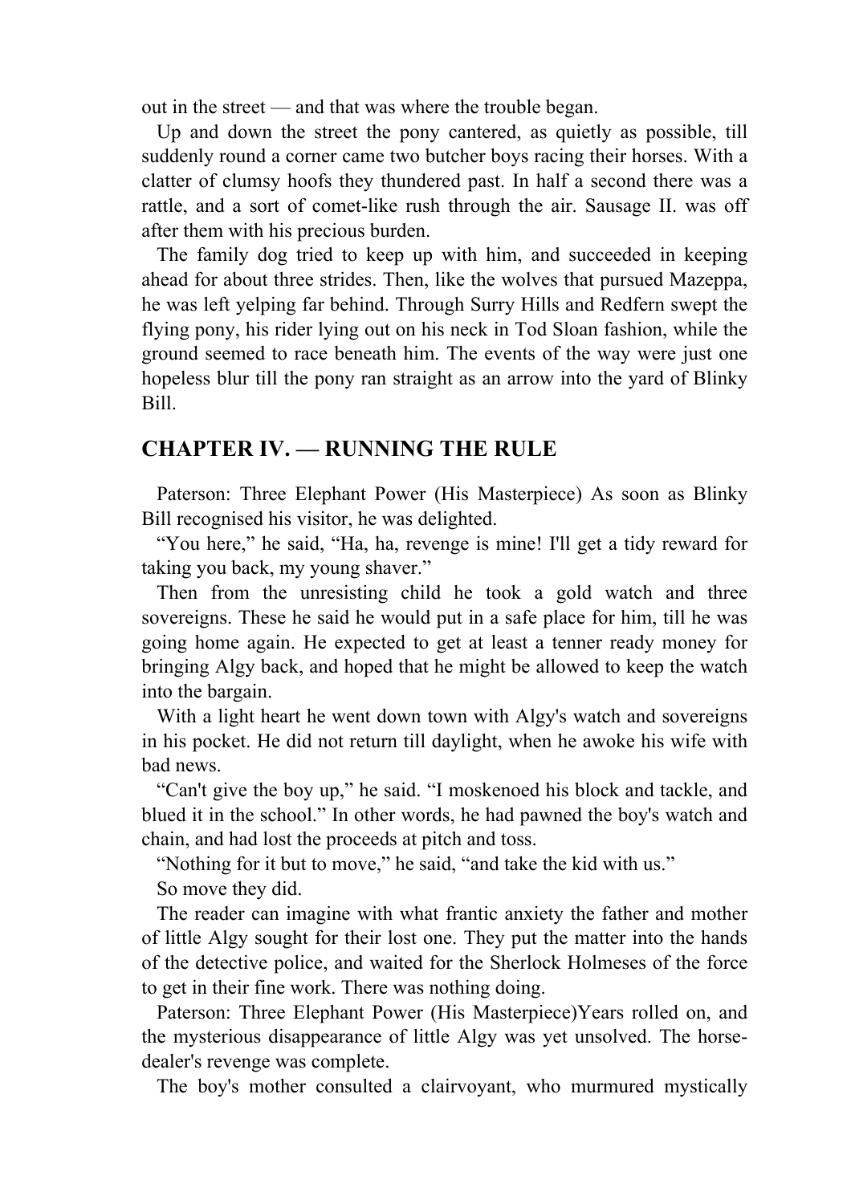out in the street — and that was where the trouble began.

Up and down the street the pony cantered, as quietly as possible, till suddenly round a corner came two butcher boys racing their horses. With a clatter of clumsy hoofs they thundered past. In half a second there was a rattle, and a sort of comet-like rush through the air. Sausage II. was off after them with his precious burden.

The family dog tried to keep up with him, and succeeded in keeping ahead for about three strides. Then, like the wolves that pursued Mazeppa, he was left yelping far behind. Through Surry Hills and Redfern swept the flying pony, his rider lying out on his neck in Tod Sloan fashion, while the ground seemed to race beneath him. The events of the way were just one hopeless blur till the pony ran straight as an arrow into the yard of Blinky Bill.

## CHAPTER IV. — RUNNING THE RULE

Paterson: Three Elephant Power (His Masterpiece) As soon as Blinky Bill recognised his visitor, he was delighted.

"You here," he said, "Ha, ha, revenge is mine! I'll get a tidy reward for taking you back, my young shaver."

Then from the unresisting child he took a gold watch and three sovereigns. These he said he would put in a safe place for him, till he was going home again. He expected to get at least a tenner ready money for bringing Algy back, and hoped that he might be allowed to keep the watch into the bargain.

With a light heart he went down town with Algy's watch and sovereigns in his pocket. He did not return till daylight, when he awoke his wife with bad news.

"Can't give the boy up," he said. "I moskenoed his block and tackle, and blued it in the school." In other words, he had pawned the boy's watch and chain, and had lost the proceeds at pitch and toss.

"Nothing for it but to move," he said, "and take the kid with us."

So move they did.

The reader can imagine with what frantic anxiety the father and mother of little Algy sought for their lost one. They put the matter into the hands of the detective police, and waited for the Sherlock Holmeses of the force to get in their fine work. There was nothing doing.

Paterson: Three Elephant Power (His Masterpiece)Years rolled on, and the mysterious disappearance of little Algy was yet unsolved. The horse-dealer's revenge was complete.

The boy's mother consulted a clairvoyant, who murmured mystically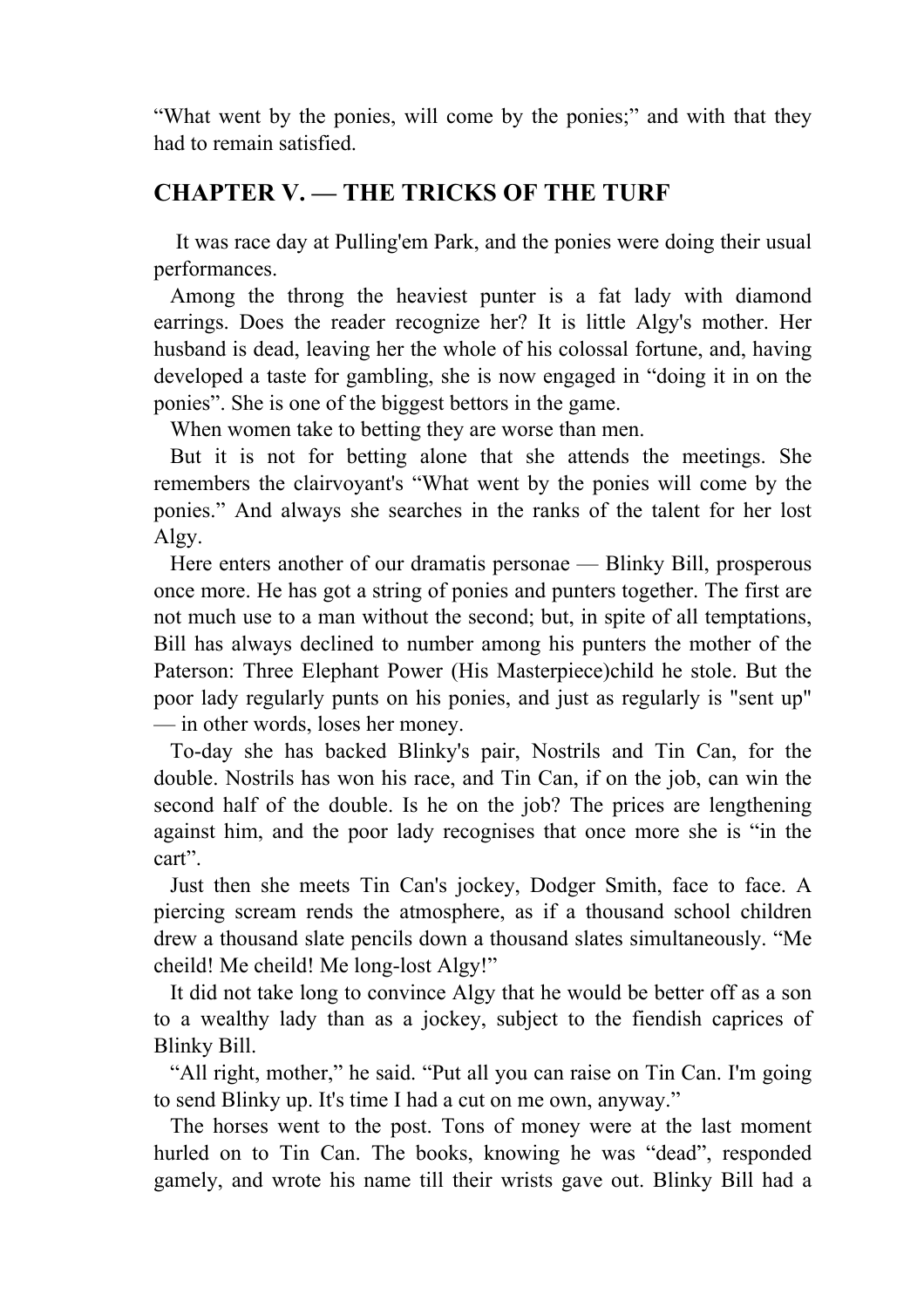“What went by the ponies, will come by the ponies;” and with that they had to remain satisfied.

## CHAPTER V. — THE TRICKS OF THE TURF

It was race day at Pulling'em Park, and the ponies were doing their usual performances.

Among the throng the heaviest punter is a fat lady with diamond earrings. Does the reader recognize her? It is little Algy's mother. Her husband is dead, leaving her the whole of his colossal fortune, and, having developed a taste for gambling, she is now engaged in “doing it in on the ponies”. She is one of the biggest bettors in the game.

When women take to betting they are worse than men.

But it is not for betting alone that she attends the meetings. She remembers the clairvoyant's “What went by the ponies will come by the ponies.” And always she searches in the ranks of the talent for her lost Algy.

Here enters another of our dramatis personae — Blinky Bill, prosperous once more. He has got a string of ponies and punters together. The first are not much use to a man without the second; but, in spite of all temptations, Bill has always declined to number among his punters the mother of the Paterson: Three Elephant Power (His Masterpiece)child he stole. But the poor lady regularly punts on his ponies, and just as regularly is "sent up" — in other words, loses her money.

To-day she has backed Blinky's pair, Nostrils and Tin Can, for the double. Nostrils has won his race, and Tin Can, if on the job, can win the second half of the double. Is he on the job? The prices are lengthening against him, and the poor lady recognises that once more she is “in the cart”.

Just then she meets Tin Can's jockey, Dodger Smith, face to face. A piercing scream rends the atmosphere, as if a thousand school children drew a thousand slate pencils down a thousand slates simultaneously. “Me cheild! Me cheild! Me long-lost Algy!”

It did not take long to convince Algy that he would be better off as a son to a wealthy lady than as a jockey, subject to the fiendish caprices of Blinky Bill.

“All right, mother,” he said. “Put all you can raise on Tin Can. I'm going to send Blinky up. It's time I had a cut on me own, anyway.”

The horses went to the post. Tons of money were at the last moment hurled on to Tin Can. The books, knowing he was “dead”, responded gamely, and wrote his name till their wrists gave out. Blinky Bill had a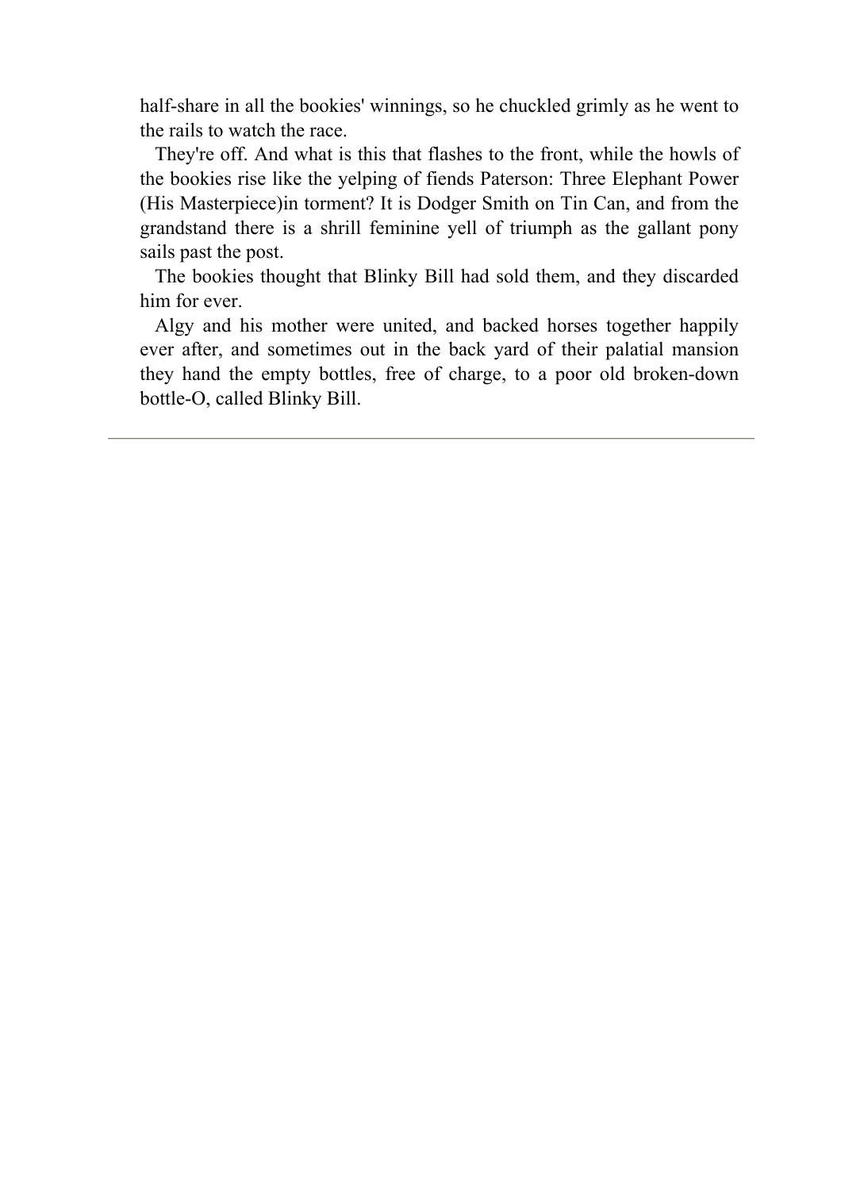half-share in all the bookies' winnings, so he chuckled grimly as he went to the rails to watch the race.

They're off. And what is this that flashes to the front, while the howls of the bookies rise like the yelping of fiends in torment? It is Dodger Smith on Tin Can, and from the grandstand there is a shrill feminine yell of triumph as the gallant pony sails past the post.

The bookies thought that Blinky Bill had sold them, and they discarded him for ever.

Algy and his mother were united, and backed horses together happily ever after, and sometimes out in the back yard of their palatial mansion they hand the empty bottles, free of charge, to a poor old broken-down bottle-O, called Blinky Bill.

---